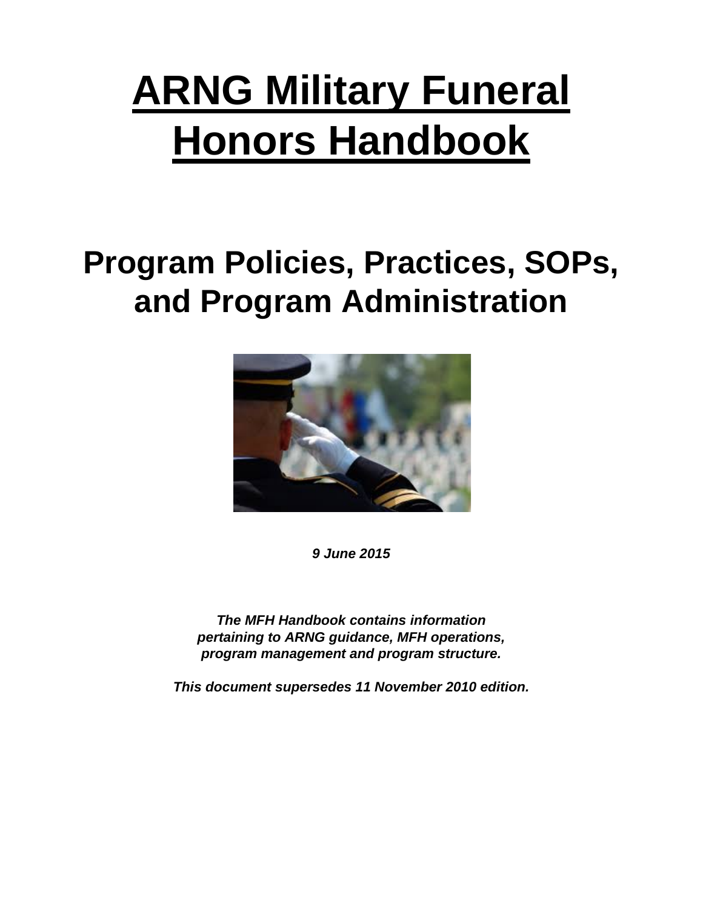# ARNG Military Funeral Honors Handbook

## Program Policies, Practices, SOPs, and Program Administration

***9 June 2015***

***The MFH Handbook contains information pertaining to ARNG guidance, MFH operations, program management and program structure.***

***This document supersedes 11 November 2010 edition.***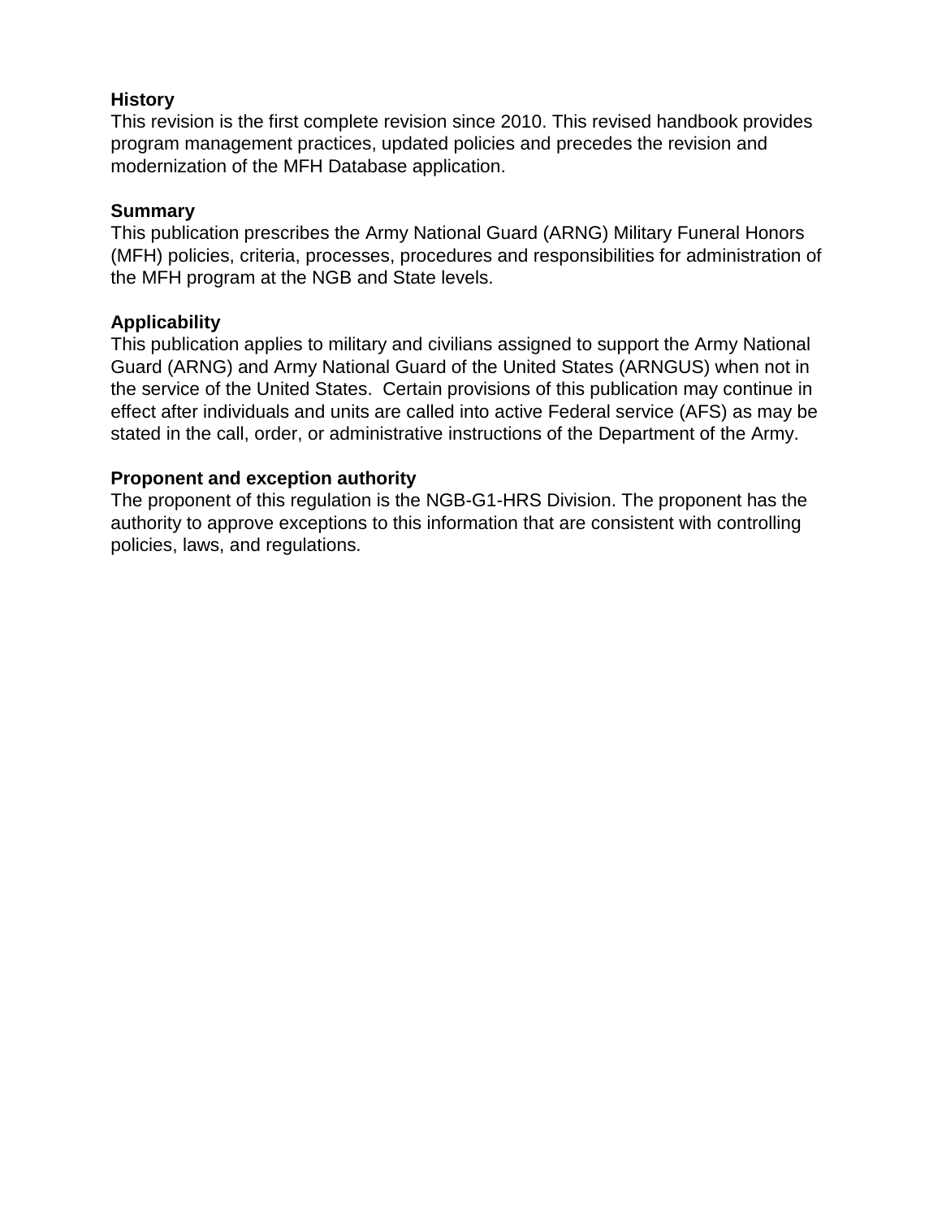**History**
This revision is the first complete revision since 2010. This revised handbook provides program management practices, updated policies and precedes the revision and modernization of the MFH Database application.

**Summary**
This publication prescribes the Army National Guard (ARNG) Military Funeral Honors (MFH) policies, criteria, processes, procedures and responsibilities for administration of the MFH program at the NGB and State levels.

**Applicability**
This publication applies to military and civilians assigned to support the Army National Guard (ARNG) and Army National Guard of the United States (ARNGUS) when not in the service of the United States. Certain provisions of this publication may continue in effect after individuals and units are called into active Federal service (AFS) as may be stated in the call, order, or administrative instructions of the Department of the Army.

**Proponent and exception authority**
The proponent of this regulation is the NGB-G1-HRS Division. The proponent has the authority to approve exceptions to this information that are consistent with controlling policies, laws, and regulations.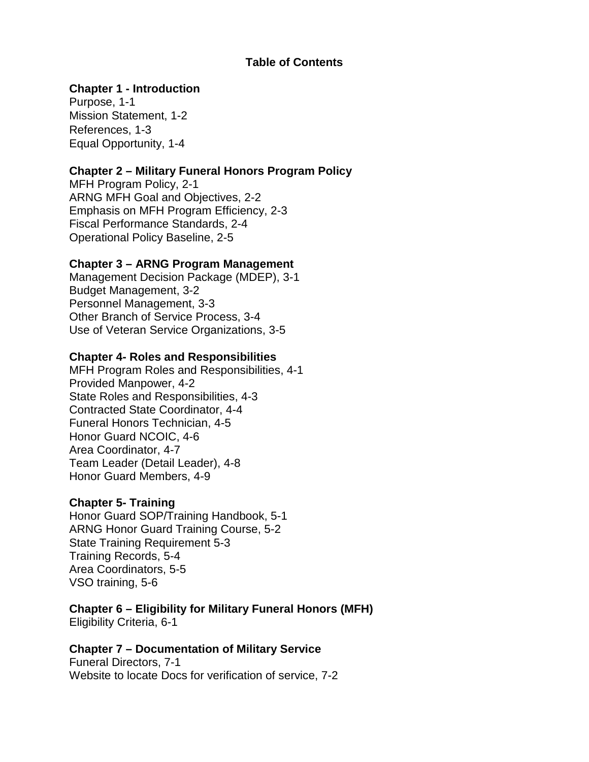# Table of Contents

**Chapter 1 - Introduction**

Purpose, 1-1
Mission Statement, 1-2
References, 1-3
Equal Opportunity, 1-4

**Chapter 2 – Military Funeral Honors Program Policy**

MFH Program Policy, 2-1
ARNG MFH Goal and Objectives, 2-2
Emphasis on MFH Program Efficiency, 2-3
Fiscal Performance Standards, 2-4
Operational Policy Baseline, 2-5

**Chapter 3 – ARNG Program Management**

Management Decision Package (MDEP), 3-1
Budget Management, 3-2
Personnel Management, 3-3
Other Branch of Service Process, 3-4
Use of Veteran Service Organizations, 3-5

**Chapter 4- Roles and Responsibilities**

MFH Program Roles and Responsibilities, 4-1
Provided Manpower, 4-2
State Roles and Responsibilities, 4-3
Contracted State Coordinator, 4-4
Funeral Honors Technician, 4-5
Honor Guard NCOIC, 4-6
Area Coordinator, 4-7
Team Leader (Detail Leader), 4-8
Honor Guard Members, 4-9

**Chapter 5- Training**

Honor Guard SOP/Training Handbook, 5-1
ARNG Honor Guard Training Course, 5-2
State Training Requirement 5-3
Training Records, 5-4
Area Coordinators, 5-5
VSO training, 5-6

**Chapter 6 – Eligibility for Military Funeral Honors (MFH)**

Eligibility Criteria, 6-1

**Chapter 7 – Documentation of Military Service**

Funeral Directors, 7-1
Website to locate Docs for verification of service, 7-2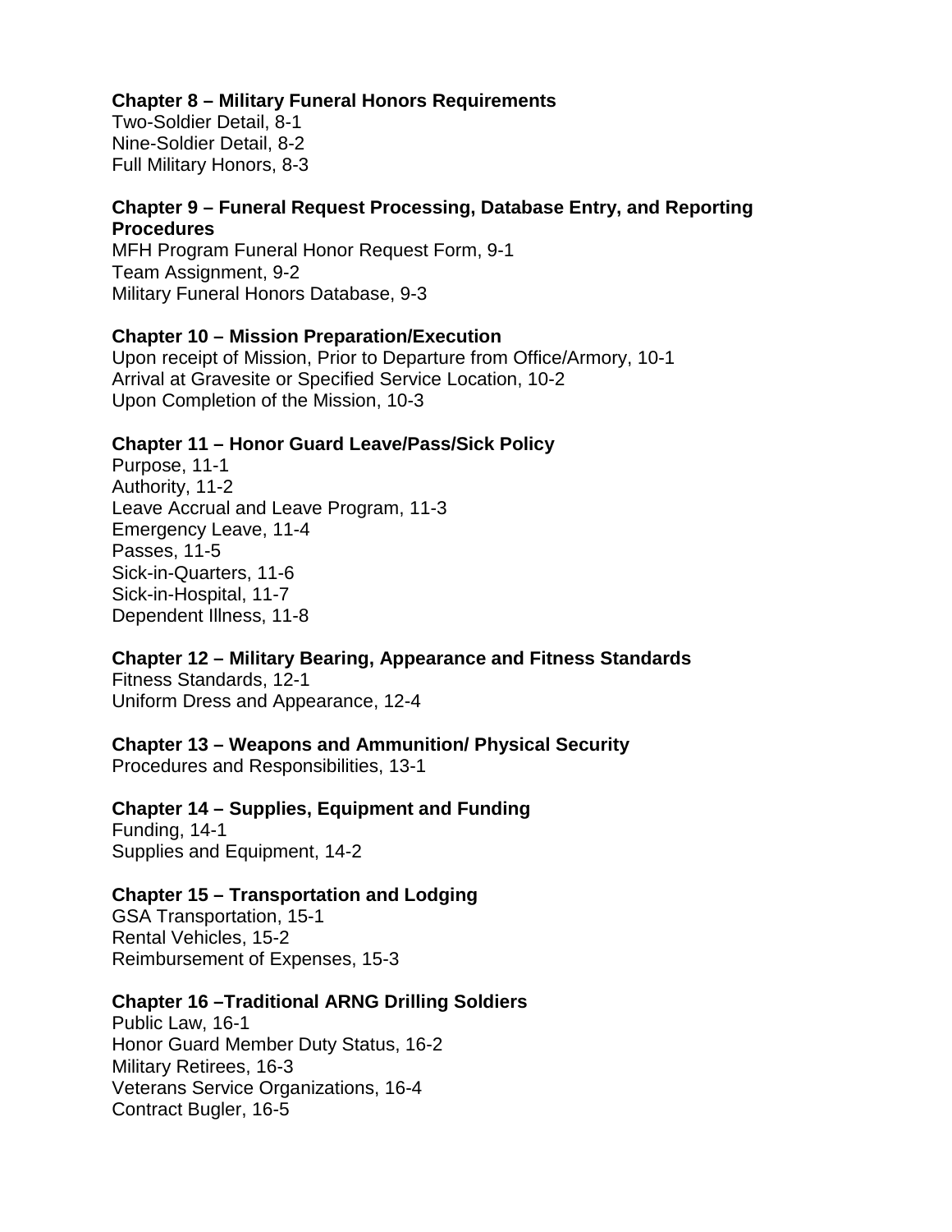**Chapter 8 – Military Funeral Honors Requirements**
Two-Soldier Detail, 8-1
Nine-Soldier Detail, 8-2
Full Military Honors, 8-3

**Chapter 9 – Funeral Request Processing, Database Entry, and Reporting Procedures**
MFH Program Funeral Honor Request Form, 9-1
Team Assignment, 9-2
Military Funeral Honors Database, 9-3

**Chapter 10 – Mission Preparation/Execution**
Upon receipt of Mission, Prior to Departure from Office/Armory, 10-1
Arrival at Gravesite or Specified Service Location, 10-2
Upon Completion of the Mission, 10-3

**Chapter 11 – Honor Guard Leave/Pass/Sick Policy**
Purpose, 11-1
Authority, 11-2
Leave Accrual and Leave Program, 11-3
Emergency Leave, 11-4
Passes, 11-5
Sick-in-Quarters, 11-6
Sick-in-Hospital, 11-7
Dependent Illness, 11-8

**Chapter 12 – Military Bearing, Appearance and Fitness Standards**
Fitness Standards, 12-1
Uniform Dress and Appearance, 12-4

**Chapter 13 – Weapons and Ammunition/ Physical Security**
Procedures and Responsibilities, 13-1

**Chapter 14 – Supplies, Equipment and Funding**
Funding, 14-1
Supplies and Equipment, 14-2

**Chapter 15 – Transportation and Lodging**
GSA Transportation, 15-1
Rental Vehicles, 15-2
Reimbursement of Expenses, 15-3

**Chapter 16 –Traditional ARNG Drilling Soldiers**
Public Law, 16-1
Honor Guard Member Duty Status, 16-2
Military Retirees, 16-3
Veterans Service Organizations, 16-4
Contract Bugler, 16-5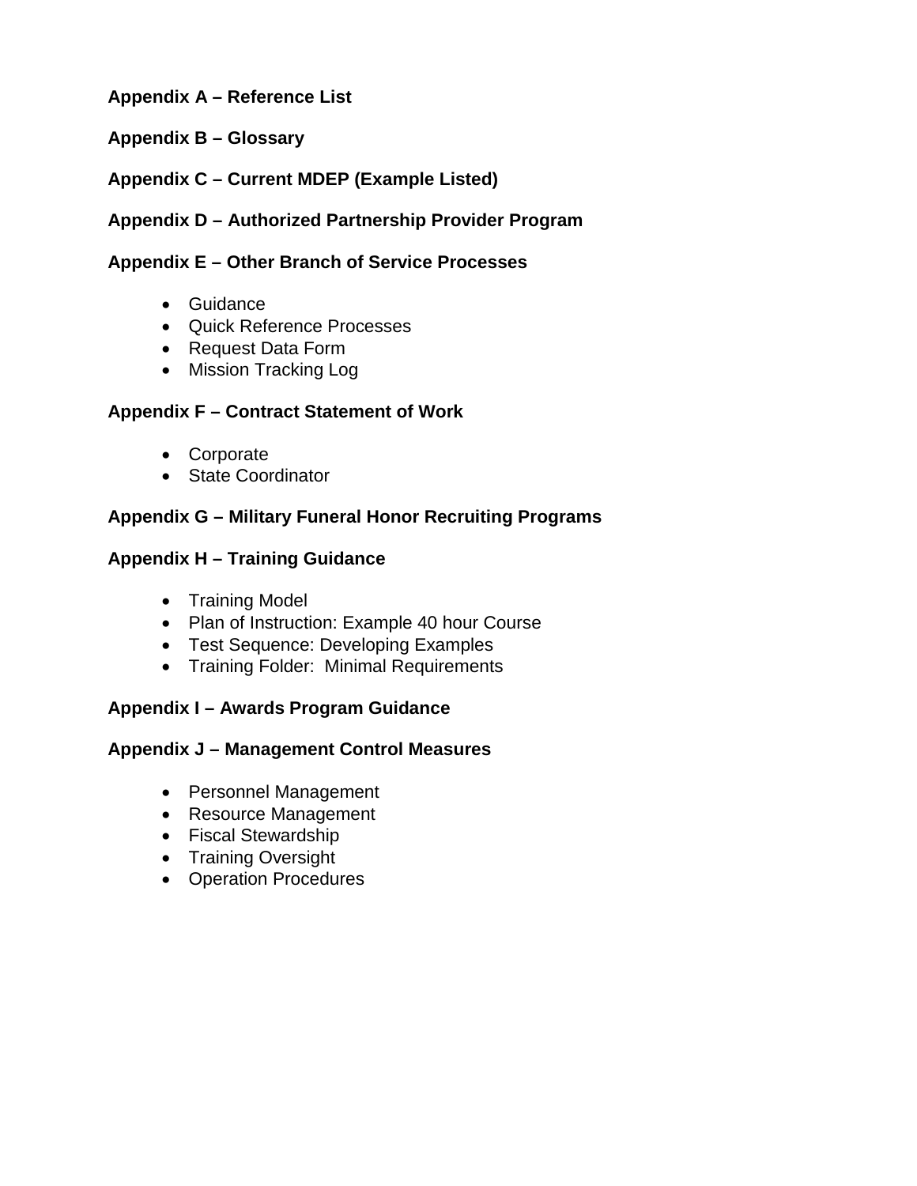**Appendix A – Reference List**

**Appendix B – Glossary**

**Appendix C – Current MDEP (Example Listed)**

**Appendix D – Authorized Partnership Provider Program**

**Appendix E – Other Branch of Service Processes**

- Guidance
- Quick Reference Processes
- Request Data Form
- Mission Tracking Log

**Appendix F – Contract Statement of Work**

- Corporate
- State Coordinator

**Appendix G – Military Funeral Honor Recruiting Programs**

**Appendix H – Training Guidance**

- Training Model
- Plan of Instruction: Example 40 hour Course
- Test Sequence: Developing Examples
- Training Folder:  Minimal Requirements

**Appendix I – Awards Program Guidance**

**Appendix J – Management Control Measures**

- Personnel Management
- Resource Management
- Fiscal Stewardship
- Training Oversight
- Operation Procedures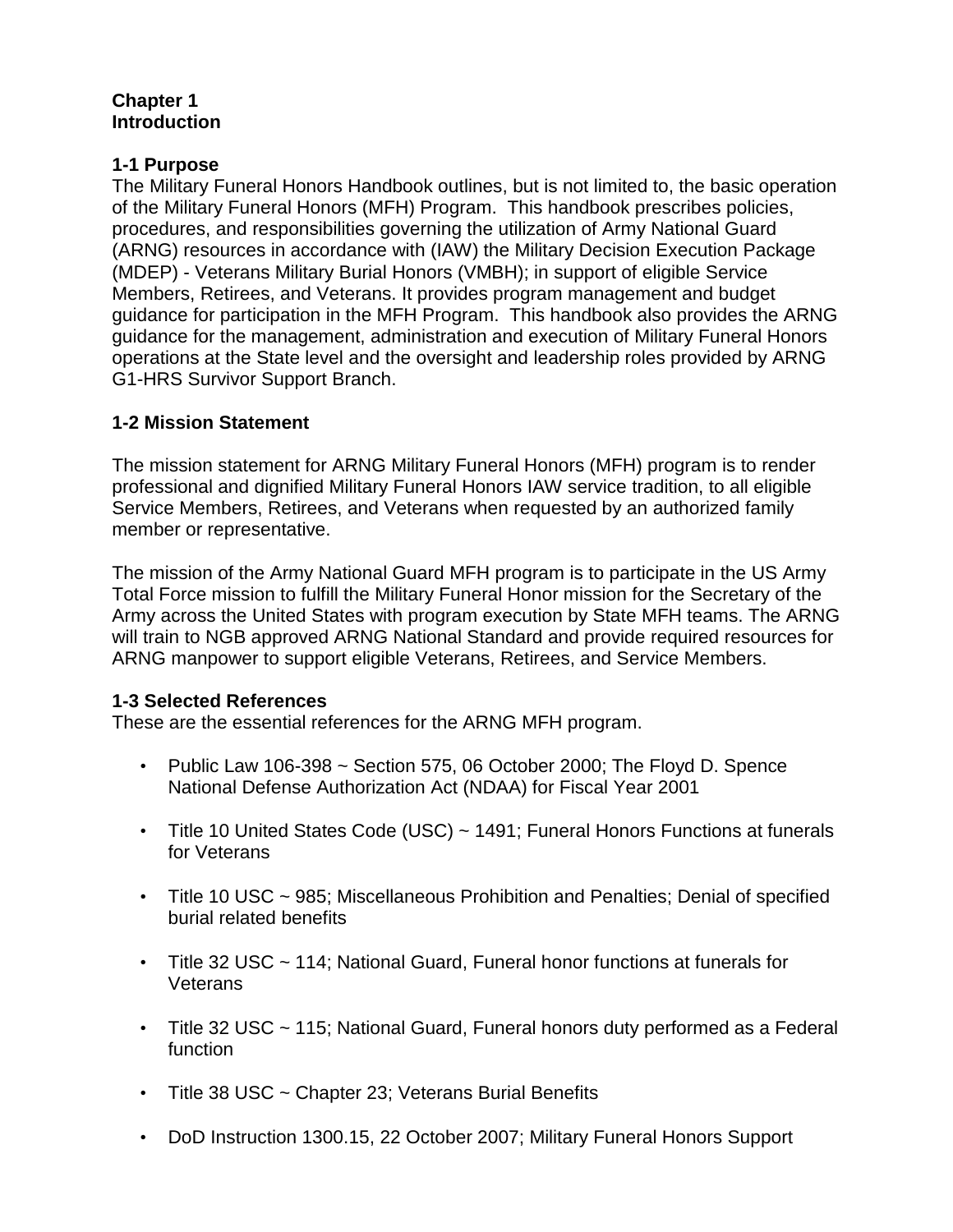# Chapter 1
# Introduction

## 1-1 Purpose

The Military Funeral Honors Handbook outlines, but is not limited to, the basic operation of the Military Funeral Honors (MFH) Program. This handbook prescribes policies, procedures, and responsibilities governing the utilization of Army National Guard (ARNG) resources in accordance with (IAW) the Military Decision Execution Package (MDEP) - Veterans Military Burial Honors (VMBH); in support of eligible Service Members, Retirees, and Veterans. It provides program management and budget guidance for participation in the MFH Program. This handbook also provides the ARNG guidance for the management, administration and execution of Military Funeral Honors operations at the State level and the oversight and leadership roles provided by ARNG G1-HRS Survivor Support Branch.

## 1-2 Mission Statement

The mission statement for ARNG Military Funeral Honors (MFH) program is to render professional and dignified Military Funeral Honors IAW service tradition, to all eligible Service Members, Retirees, and Veterans when requested by an authorized family member or representative.

The mission of the Army National Guard MFH program is to participate in the US Army Total Force mission to fulfill the Military Funeral Honor mission for the Secretary of the Army across the United States with program execution by State MFH teams. The ARNG will train to NGB approved ARNG National Standard and provide required resources for ARNG manpower to support eligible Veterans, Retirees, and Service Members.

## 1-3 Selected References

These are the essential references for the ARNG MFH program.

- Public Law 106-398 ~ Section 575, 06 October 2000; The Floyd D. Spence National Defense Authorization Act (NDAA) for Fiscal Year 2001
- Title 10 United States Code (USC) ~ 1491; Funeral Honors Functions at funerals for Veterans
- Title 10 USC ~ 985; Miscellaneous Prohibition and Penalties; Denial of specified burial related benefits
- Title 32 USC ~ 114; National Guard, Funeral honor functions at funerals for Veterans
- Title 32 USC ~ 115; National Guard, Funeral honors duty performed as a Federal function
- Title 38 USC ~ Chapter 23; Veterans Burial Benefits
- DoD Instruction 1300.15, 22 October 2007; Military Funeral Honors Support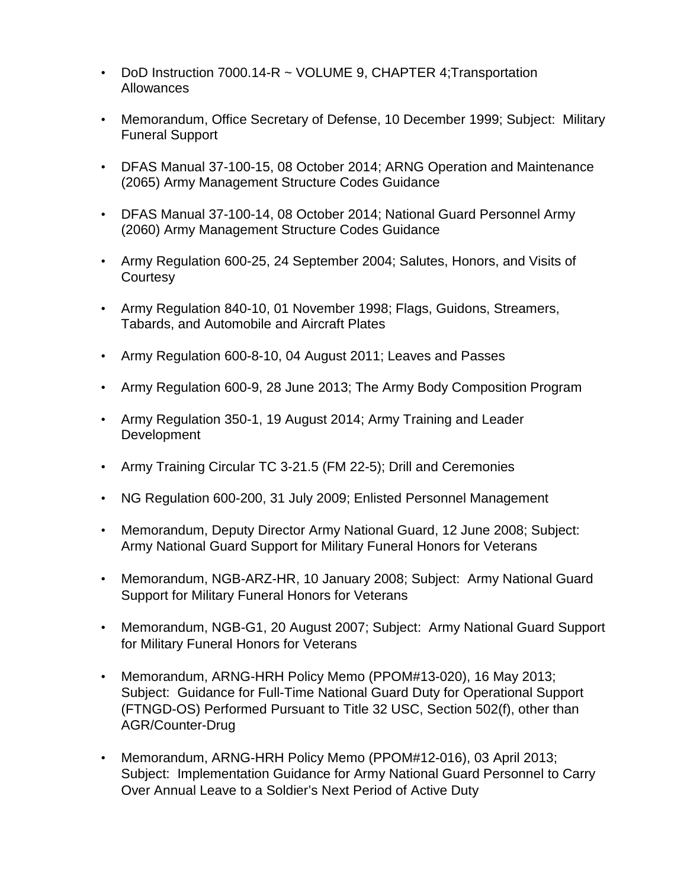- DoD Instruction 7000.14-R ~ VOLUME 9, CHAPTER 4;Transportation Allowances

- Memorandum, Office Secretary of Defense, 10 December 1999; Subject:  Military Funeral Support

- DFAS Manual 37-100-15, 08 October 2014; ARNG Operation and Maintenance (2065) Army Management Structure Codes Guidance

- DFAS Manual 37-100-14, 08 October 2014; National Guard Personnel Army (2060) Army Management Structure Codes Guidance

- Army Regulation 600-25, 24 September 2004; Salutes, Honors, and Visits of Courtesy

- Army Regulation 840-10, 01 November 1998; Flags, Guidons, Streamers, Tabards, and Automobile and Aircraft Plates

- Army Regulation 600-8-10, 04 August 2011; Leaves and Passes

- Army Regulation 600-9, 28 June 2013; The Army Body Composition Program

- Army Regulation 350-1, 19 August 2014; Army Training and Leader Development

- Army Training Circular TC 3-21.5 (FM 22-5); Drill and Ceremonies

- NG Regulation 600-200, 31 July 2009; Enlisted Personnel Management

- Memorandum, Deputy Director Army National Guard, 12 June 2008; Subject: Army National Guard Support for Military Funeral Honors for Veterans

- Memorandum, NGB-ARZ-HR, 10 January 2008; Subject:  Army National Guard Support for Military Funeral Honors for Veterans

- Memorandum, NGB-G1, 20 August 2007; Subject:  Army National Guard Support for Military Funeral Honors for Veterans

- Memorandum, ARNG-HRH Policy Memo (PPOM#13-020), 16 May 2013; Subject:  Guidance for Full-Time National Guard Duty for Operational Support (FTNGD-OS) Performed Pursuant to Title 32 USC, Section 502(f), other than AGR/Counter-Drug

- Memorandum, ARNG-HRH Policy Memo (PPOM#12-016), 03 April 2013; Subject:  Implementation Guidance for Army National Guard Personnel to Carry Over Annual Leave to a Soldier's Next Period of Active Duty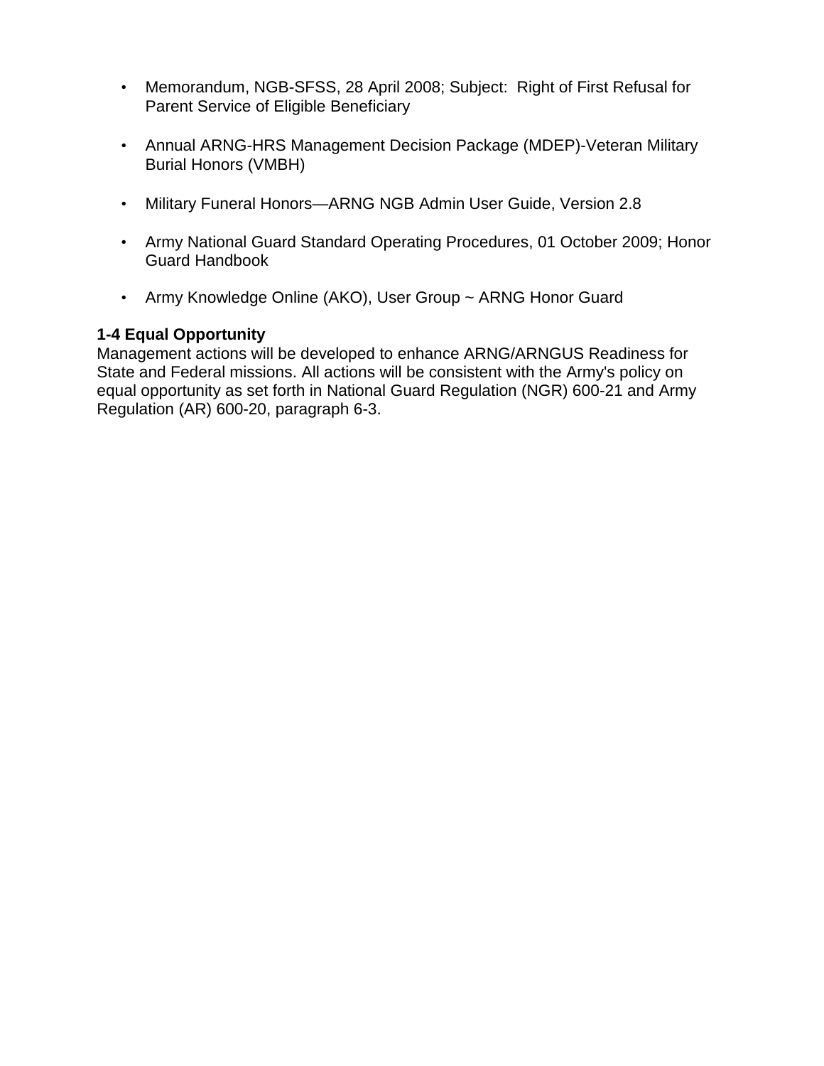- Memorandum, NGB-SFSS, 28 April 2008; Subject: Right of First Refusal for Parent Service of Eligible Beneficiary

- Annual ARNG-HRS Management Decision Package (MDEP)-Veteran Military Burial Honors (VMBH)

- Military Funeral Honors—ARNG NGB Admin User Guide, Version 2.8

- Army National Guard Standard Operating Procedures, 01 October 2009; Honor Guard Handbook

- Army Knowledge Online (AKO), User Group ~ ARNG Honor Guard

**1-4 Equal Opportunity**
Management actions will be developed to enhance ARNG/ARNGUS Readiness for State and Federal missions. All actions will be consistent with the Army's policy on equal opportunity as set forth in National Guard Regulation (NGR) 600-21 and Army Regulation (AR) 600-20, paragraph 6-3.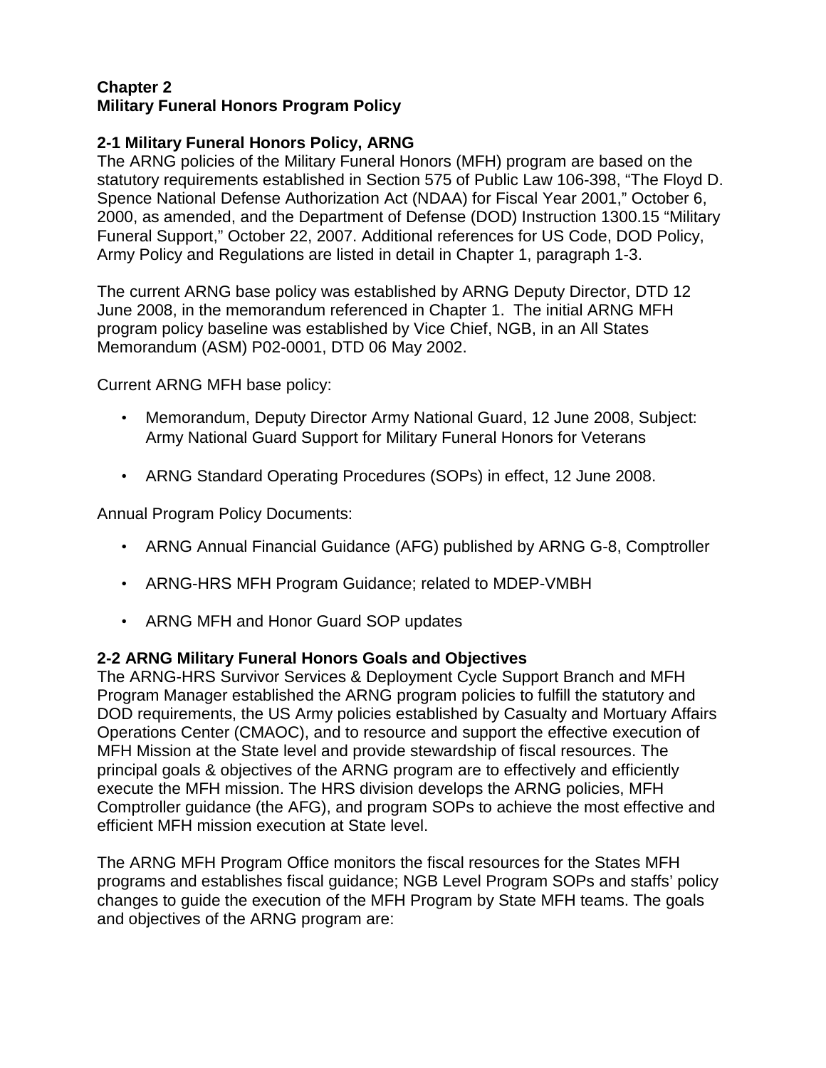# Chapter 2
# Military Funeral Honors Program Policy

## 2-1 Military Funeral Honors Policy, ARNG

The ARNG policies of the Military Funeral Honors (MFH) program are based on the statutory requirements established in Section 575 of Public Law 106-398, "The Floyd D. Spence National Defense Authorization Act (NDAA) for Fiscal Year 2001," October 6, 2000, as amended, and the Department of Defense (DOD) Instruction 1300.15 "Military Funeral Support," October 22, 2007. Additional references for US Code, DOD Policy, Army Policy and Regulations are listed in detail in Chapter 1, paragraph 1-3.

The current ARNG base policy was established by ARNG Deputy Director, DTD 12 June 2008, in the memorandum referenced in Chapter 1. The initial ARNG MFH program policy baseline was established by Vice Chief, NGB, in an All States Memorandum (ASM) P02-0001, DTD 06 May 2002.

Current ARNG MFH base policy:

- Memorandum, Deputy Director Army National Guard, 12 June 2008, Subject: Army National Guard Support for Military Funeral Honors for Veterans
- ARNG Standard Operating Procedures (SOPs) in effect, 12 June 2008.

Annual Program Policy Documents:

- ARNG Annual Financial Guidance (AFG) published by ARNG G-8, Comptroller
- ARNG-HRS MFH Program Guidance; related to MDEP-VMBH
- ARNG MFH and Honor Guard SOP updates

## 2-2 ARNG Military Funeral Honors Goals and Objectives

The ARNG-HRS Survivor Services & Deployment Cycle Support Branch and MFH Program Manager established the ARNG program policies to fulfill the statutory and DOD requirements, the US Army policies established by Casualty and Mortuary Affairs Operations Center (CMAOC), and to resource and support the effective execution of MFH Mission at the State level and provide stewardship of fiscal resources. The principal goals & objectives of the ARNG program are to effectively and efficiently execute the MFH mission. The HRS division develops the ARNG policies, MFH Comptroller guidance (the AFG), and program SOPs to achieve the most effective and efficient MFH mission execution at State level.

The ARNG MFH Program Office monitors the fiscal resources for the States MFH programs and establishes fiscal guidance; NGB Level Program SOPs and staffs' policy changes to guide the execution of the MFH Program by State MFH teams. The goals and objectives of the ARNG program are: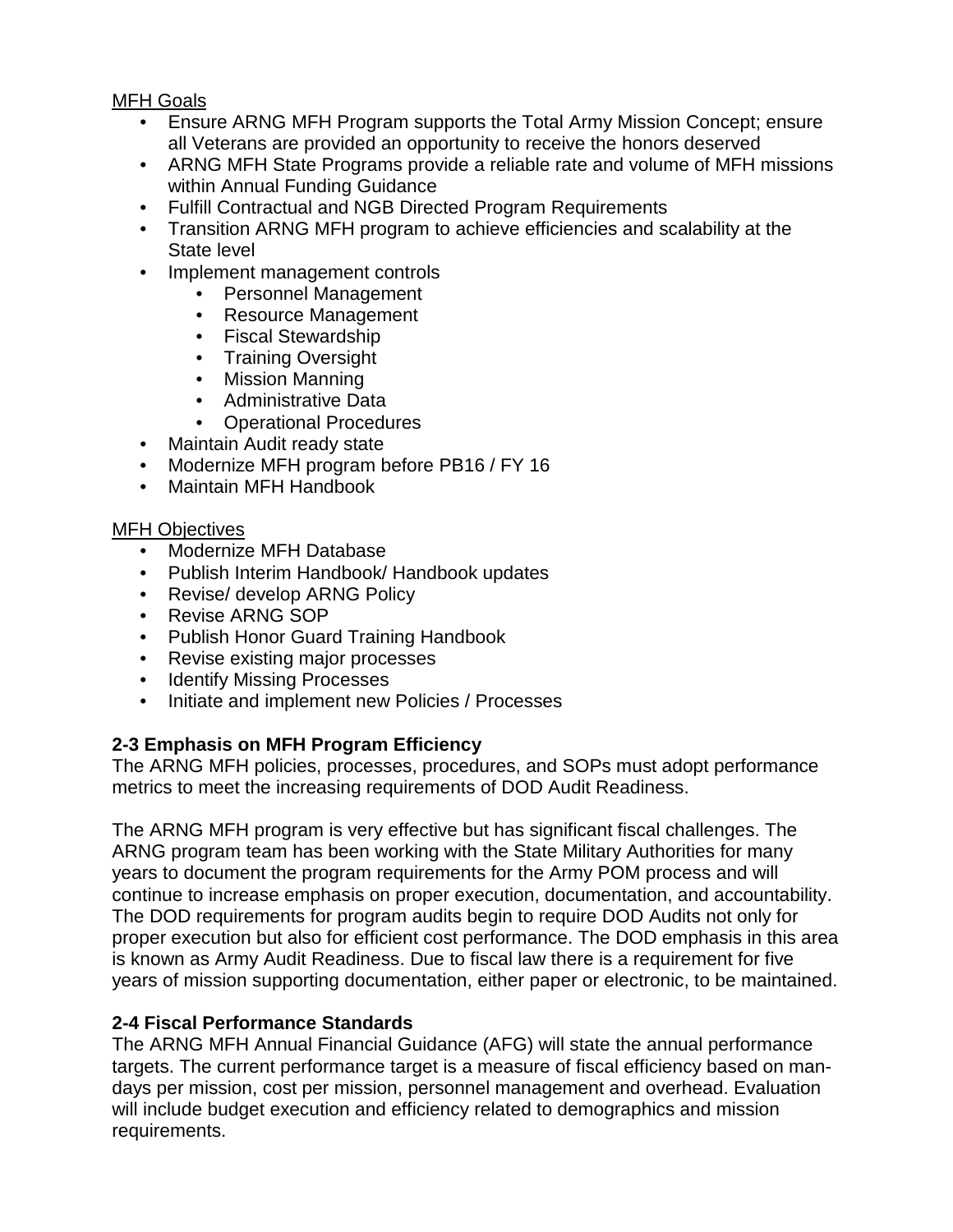MFH Goals

- Ensure ARNG MFH Program supports the Total Army Mission Concept; ensure all Veterans are provided an opportunity to receive the honors deserved
- ARNG MFH State Programs provide a reliable rate and volume of MFH missions within Annual Funding Guidance
- Fulfill Contractual and NGB Directed Program Requirements
- Transition ARNG MFH program to achieve efficiencies and scalability at the State level
- Implement management controls
    - Personnel Management
    - Resource Management
    - Fiscal Stewardship
    - Training Oversight
    - Mission Manning
    - Administrative Data
    - Operational Procedures
- Maintain Audit ready state
- Modernize MFH program before PB16 / FY 16
- Maintain MFH Handbook

MFH Objectives

- Modernize MFH Database
- Publish Interim Handbook/ Handbook updates
- Revise/ develop ARNG Policy
- Revise ARNG SOP
- Publish Honor Guard Training Handbook
- Revise existing major processes
- Identify Missing Processes
- Initiate and implement new Policies / Processes

**2-3 Emphasis on MFH Program Efficiency**

The ARNG MFH policies, processes, procedures, and SOPs must adopt performance metrics to meet the increasing requirements of DOD Audit Readiness.

The ARNG MFH program is very effective but has significant fiscal challenges. The ARNG program team has been working with the State Military Authorities for many years to document the program requirements for the Army POM process and will continue to increase emphasis on proper execution, documentation, and accountability. The DOD requirements for program audits begin to require DOD Audits not only for proper execution but also for efficient cost performance. The DOD emphasis in this area is known as Army Audit Readiness. Due to fiscal law there is a requirement for five years of mission supporting documentation, either paper or electronic, to be maintained.

**2-4 Fiscal Performance Standards**

The ARNG MFH Annual Financial Guidance (AFG) will state the annual performance targets. The current performance target is a measure of fiscal efficiency based on man-days per mission, cost per mission, personnel management and overhead. Evaluation will include budget execution and efficiency related to demographics and mission requirements.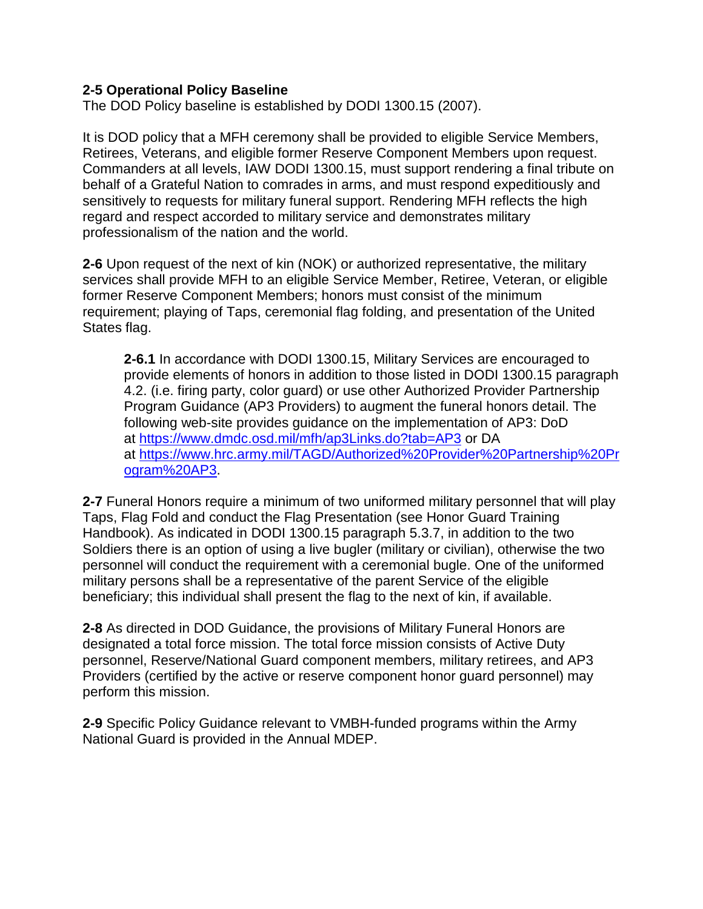**2-5 Operational Policy Baseline**
The DOD Policy baseline is established by DODI 1300.15 (2007).

It is DOD policy that a MFH ceremony shall be provided to eligible Service Members, Retirees, Veterans, and eligible former Reserve Component Members upon request. Commanders at all levels, IAW DODI 1300.15, must support rendering a final tribute on behalf of a Grateful Nation to comrades in arms, and must respond expeditiously and sensitively to requests for military funeral support. Rendering MFH reflects the high regard and respect accorded to military service and demonstrates military professionalism of the nation and the world.

**2-6** Upon request of the next of kin (NOK) or authorized representative, the military services shall provide MFH to an eligible Service Member, Retiree, Veteran, or eligible former Reserve Component Members; honors must consist of the minimum requirement; playing of Taps, ceremonial flag folding, and presentation of the United States flag.

> **2-6.1** In accordance with DODI 1300.15, Military Services are encouraged to provide elements of honors in addition to those listed in DODI 1300.15 paragraph 4.2. (i.e. firing party, color guard) or use other Authorized Provider Partnership Program Guidance (AP3 Providers) to augment the funeral honors detail. The following web-site provides guidance on the implementation of AP3: DoD at [https://www.dmdc.osd.mil/mfh/ap3Links.do?tab=AP3](https://www.dmdc.osd.mil/mfh/ap3Links.do?tab=AP3) or DA at [https://www.hrc.army.mil/TAGD/Authorized%20Provider%20Partnership%20Program%20AP3](https://www.hrc.army.mil/TAGD/Authorized%20Provider%20Partnership%20Program%20AP3).

**2-7** Funeral Honors require a minimum of two uniformed military personnel that will play Taps, Flag Fold and conduct the Flag Presentation (see Honor Guard Training Handbook). As indicated in DODI 1300.15 paragraph 5.3.7, in addition to the two Soldiers there is an option of using a live bugler (military or civilian), otherwise the two personnel will conduct the requirement with a ceremonial bugle. One of the uniformed military persons shall be a representative of the parent Service of the eligible beneficiary; this individual shall present the flag to the next of kin, if available.

**2-8** As directed in DOD Guidance, the provisions of Military Funeral Honors are designated a total force mission. The total force mission consists of Active Duty personnel, Reserve/National Guard component members, military retirees, and AP3 Providers (certified by the active or reserve component honor guard personnel) may perform this mission.

**2-9** Specific Policy Guidance relevant to VMBH-funded programs within the Army National Guard is provided in the Annual MDEP.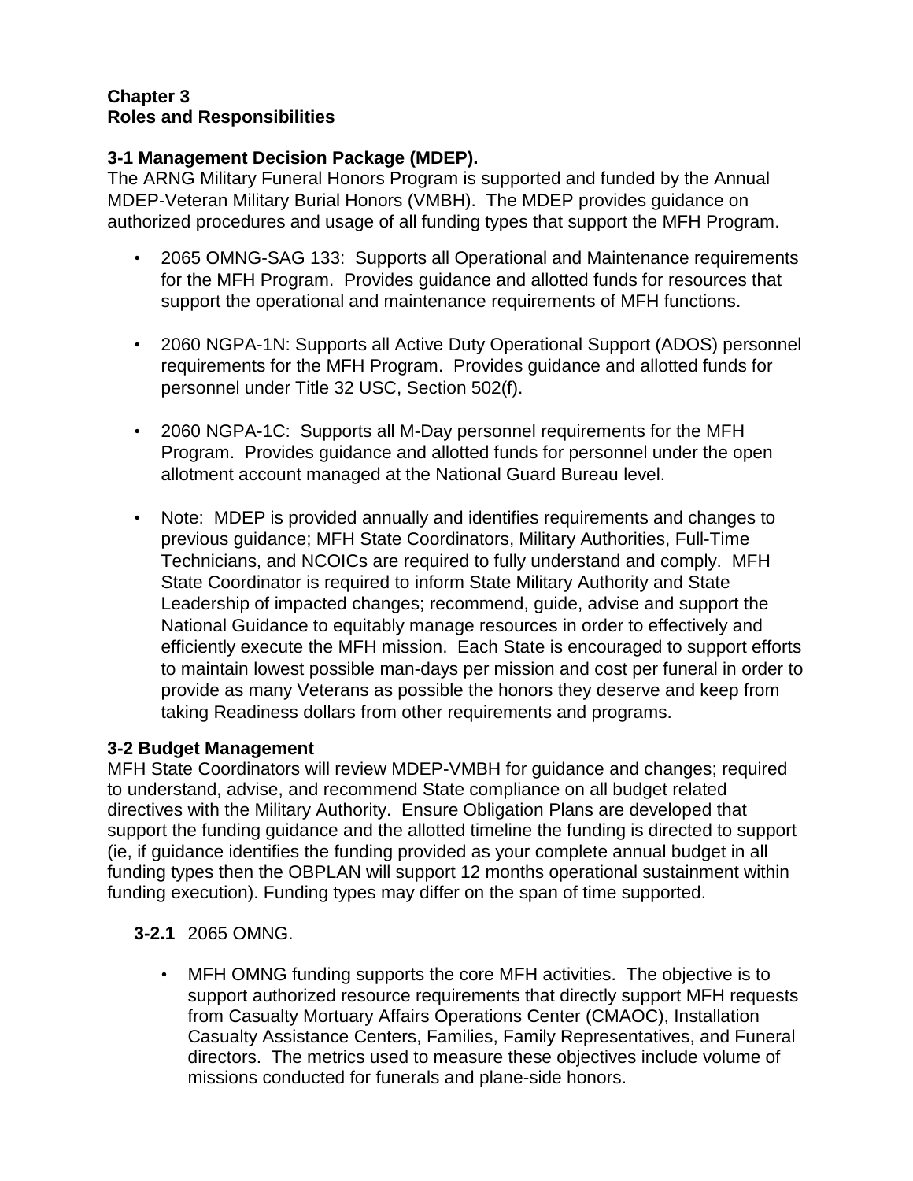# Chapter 3
# Roles and Responsibilities

## 3-1 Management Decision Package (MDEP).

The ARNG Military Funeral Honors Program is supported and funded by the Annual MDEP-Veteran Military Burial Honors (VMBH). The MDEP provides guidance on authorized procedures and usage of all funding types that support the MFH Program.

- 2065 OMNG-SAG 133: Supports all Operational and Maintenance requirements for the MFH Program. Provides guidance and allotted funds for resources that support the operational and maintenance requirements of MFH functions.

- 2060 NGPA-1N: Supports all Active Duty Operational Support (ADOS) personnel requirements for the MFH Program. Provides guidance and allotted funds for personnel under Title 32 USC, Section 502(f).

- 2060 NGPA-1C: Supports all M-Day personnel requirements for the MFH Program. Provides guidance and allotted funds for personnel under the open allotment account managed at the National Guard Bureau level.

- Note: MDEP is provided annually and identifies requirements and changes to previous guidance; MFH State Coordinators, Military Authorities, Full-Time Technicians, and NCOICs are required to fully understand and comply. MFH State Coordinator is required to inform State Military Authority and State Leadership of impacted changes; recommend, guide, advise and support the National Guidance to equitably manage resources in order to effectively and efficiently execute the MFH mission. Each State is encouraged to support efforts to maintain lowest possible man-days per mission and cost per funeral in order to provide as many Veterans as possible the honors they deserve and keep from taking Readiness dollars from other requirements and programs.

## 3-2 Budget Management

MFH State Coordinators will review MDEP-VMBH for guidance and changes; required to understand, advise, and recommend State compliance on all budget related directives with the Military Authority. Ensure Obligation Plans are developed that support the funding guidance and the allotted timeline the funding is directed to support (ie, if guidance identifies the funding provided as your complete annual budget in all funding types then the OBPLAN will support 12 months operational sustainment within funding execution). Funding types may differ on the span of time supported.

**3-2.1** 2065 OMNG.

- MFH OMNG funding supports the core MFH activities. The objective is to support authorized resource requirements that directly support MFH requests from Casualty Mortuary Affairs Operations Center (CMAOC), Installation Casualty Assistance Centers, Families, Family Representatives, and Funeral directors. The metrics used to measure these objectives include volume of missions conducted for funerals and plane-side honors.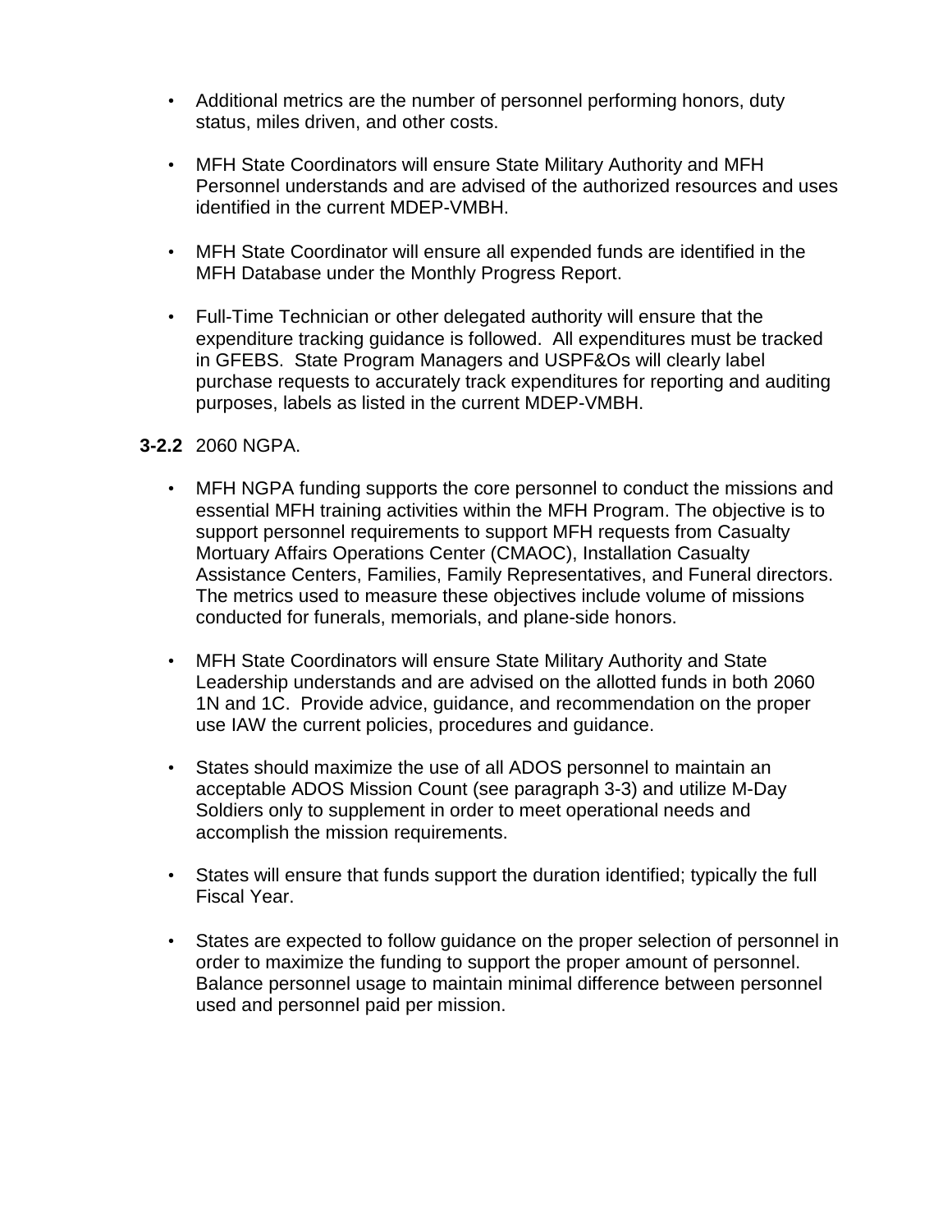- Additional metrics are the number of personnel performing honors, duty status, miles driven, and other costs.

- MFH State Coordinators will ensure State Military Authority and MFH Personnel understands and are advised of the authorized resources and uses identified in the current MDEP-VMBH.

- MFH State Coordinator will ensure all expended funds are identified in the MFH Database under the Monthly Progress Report.

- Full-Time Technician or other delegated authority will ensure that the expenditure tracking guidance is followed. All expenditures must be tracked in GFEBS. State Program Managers and USPF&Os will clearly label purchase requests to accurately track expenditures for reporting and auditing purposes, labels as listed in the current MDEP-VMBH.

**3-2.2** 2060 NGPA.

- MFH NGPA funding supports the core personnel to conduct the missions and essential MFH training activities within the MFH Program. The objective is to support personnel requirements to support MFH requests from Casualty Mortuary Affairs Operations Center (CMAOC), Installation Casualty Assistance Centers, Families, Family Representatives, and Funeral directors. The metrics used to measure these objectives include volume of missions conducted for funerals, memorials, and plane-side honors.

- MFH State Coordinators will ensure State Military Authority and State Leadership understands and are advised on the allotted funds in both 2060 1N and 1C. Provide advice, guidance, and recommendation on the proper use IAW the current policies, procedures and guidance.

- States should maximize the use of all ADOS personnel to maintain an acceptable ADOS Mission Count (see paragraph 3-3) and utilize M-Day Soldiers only to supplement in order to meet operational needs and accomplish the mission requirements.

- States will ensure that funds support the duration identified; typically the full Fiscal Year.

- States are expected to follow guidance on the proper selection of personnel in order to maximize the funding to support the proper amount of personnel. Balance personnel usage to maintain minimal difference between personnel used and personnel paid per mission.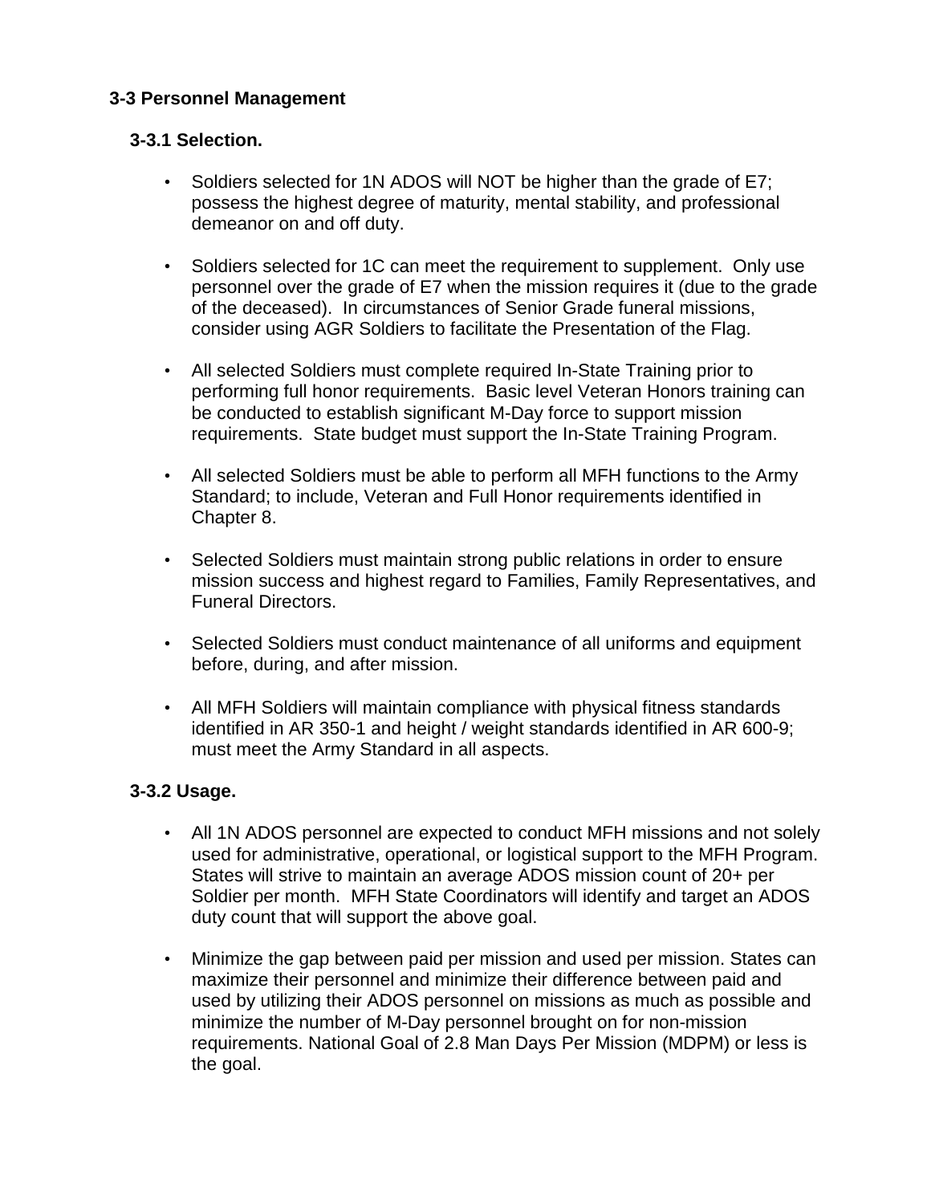## 3-3 Personnel Management

### 3-3.1 Selection.

- Soldiers selected for 1N ADOS will NOT be higher than the grade of E7; possess the highest degree of maturity, mental stability, and professional demeanor on and off duty.

- Soldiers selected for 1C can meet the requirement to supplement. Only use personnel over the grade of E7 when the mission requires it (due to the grade of the deceased). In circumstances of Senior Grade funeral missions, consider using AGR Soldiers to facilitate the Presentation of the Flag.

- All selected Soldiers must complete required In-State Training prior to performing full honor requirements. Basic level Veteran Honors training can be conducted to establish significant M-Day force to support mission requirements. State budget must support the In-State Training Program.

- All selected Soldiers must be able to perform all MFH functions to the Army Standard; to include, Veteran and Full Honor requirements identified in Chapter 8.

- Selected Soldiers must maintain strong public relations in order to ensure mission success and highest regard to Families, Family Representatives, and Funeral Directors.

- Selected Soldiers must conduct maintenance of all uniforms and equipment before, during, and after mission.

- All MFH Soldiers will maintain compliance with physical fitness standards identified in AR 350-1 and height / weight standards identified in AR 600-9; must meet the Army Standard in all aspects.

### 3-3.2 Usage.

- All 1N ADOS personnel are expected to conduct MFH missions and not solely used for administrative, operational, or logistical support to the MFH Program. States will strive to maintain an average ADOS mission count of 20+ per Soldier per month. MFH State Coordinators will identify and target an ADOS duty count that will support the above goal.

- Minimize the gap between paid per mission and used per mission. States can maximize their personnel and minimize their difference between paid and used by utilizing their ADOS personnel on missions as much as possible and minimize the number of M-Day personnel brought on for non-mission requirements. National Goal of 2.8 Man Days Per Mission (MDPM) or less is the goal.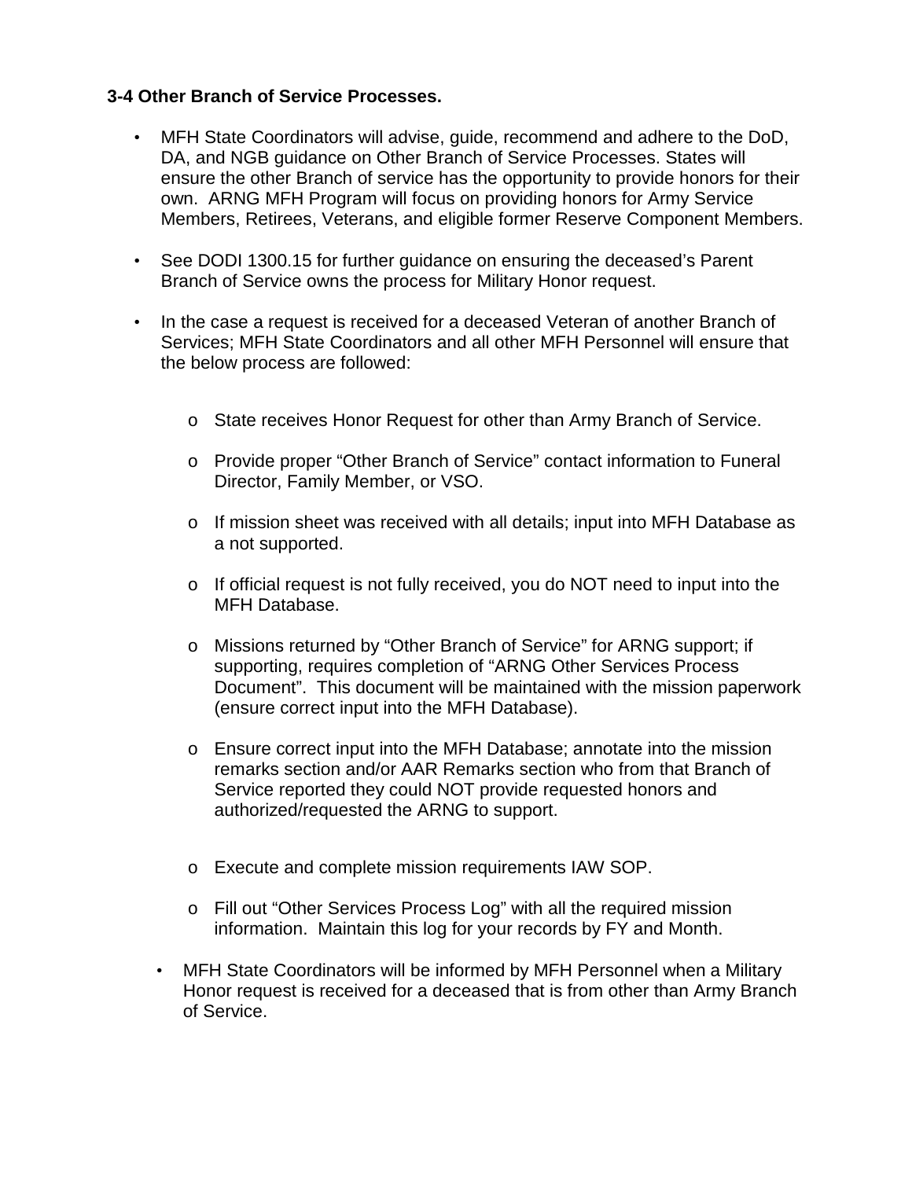**3-4 Other Branch of Service Processes.**

- MFH State Coordinators will advise, guide, recommend and adhere to the DoD, DA, and NGB guidance on Other Branch of Service Processes. States will ensure the other Branch of service has the opportunity to provide honors for their own. ARNG MFH Program will focus on providing honors for Army Service Members, Retirees, Veterans, and eligible former Reserve Component Members.

- See DODI 1300.15 for further guidance on ensuring the deceased's Parent Branch of Service owns the process for Military Honor request.

- In the case a request is received for a deceased Veteran of another Branch of Services; MFH State Coordinators and all other MFH Personnel will ensure that the below process are followed:

  - State receives Honor Request for other than Army Branch of Service.

  - Provide proper "Other Branch of Service" contact information to Funeral Director, Family Member, or VSO.

  - If mission sheet was received with all details; input into MFH Database as a not supported.

  - If official request is not fully received, you do NOT need to input into the MFH Database.

  - Missions returned by "Other Branch of Service" for ARNG support; if supporting, requires completion of "ARNG Other Services Process Document". This document will be maintained with the mission paperwork (ensure correct input into the MFH Database).

  - Ensure correct input into the MFH Database; annotate into the mission remarks section and/or AAR Remarks section who from that Branch of Service reported they could NOT provide requested honors and authorized/requested the ARNG to support.

  - Execute and complete mission requirements IAW SOP.

  - Fill out "Other Services Process Log" with all the required mission information. Maintain this log for your records by FY and Month.

- MFH State Coordinators will be informed by MFH Personnel when a Military Honor request is received for a deceased that is from other than Army Branch of Service.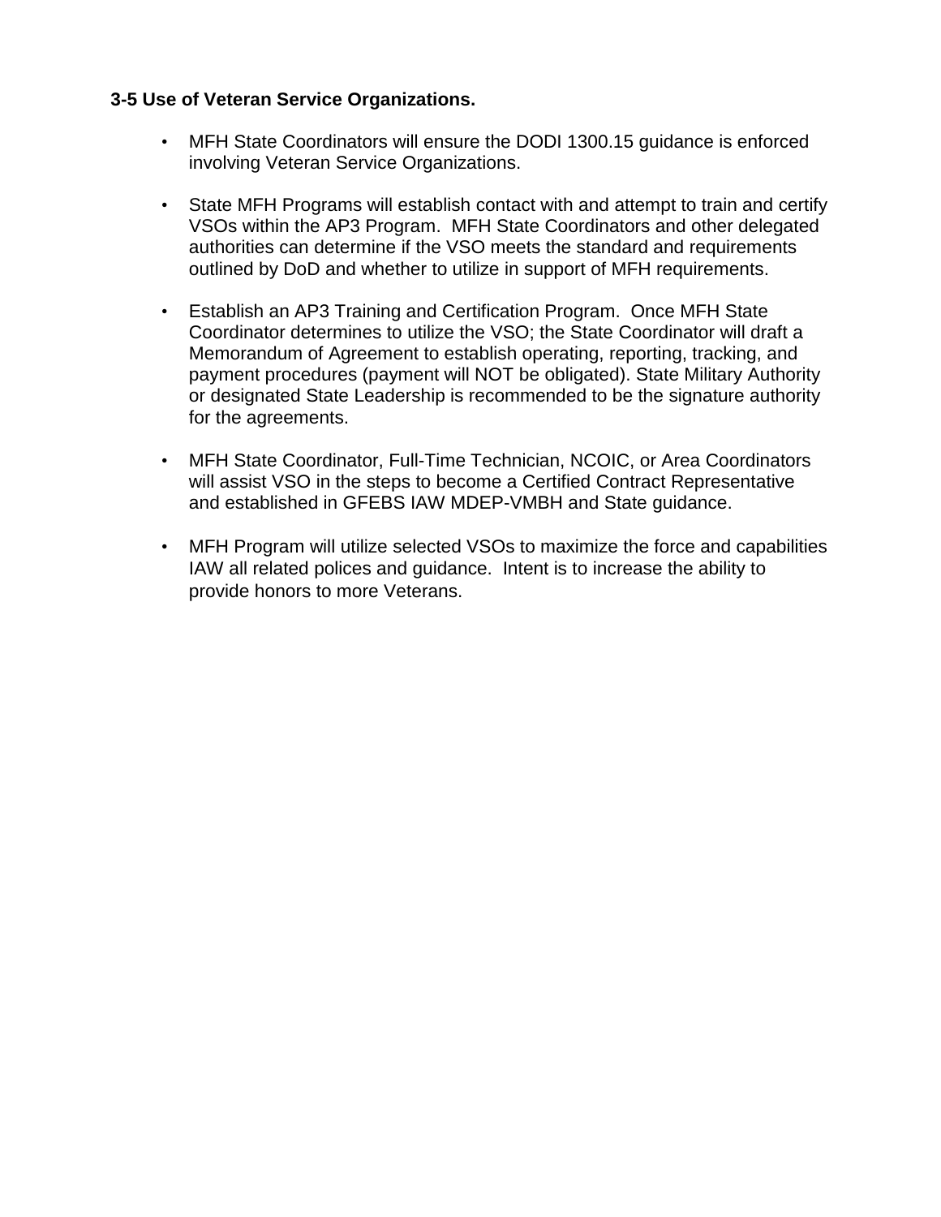**3-5 Use of Veteran Service Organizations.**

- MFH State Coordinators will ensure the DODI 1300.15 guidance is enforced involving Veteran Service Organizations.

- State MFH Programs will establish contact with and attempt to train and certify VSOs within the AP3 Program. MFH State Coordinators and other delegated authorities can determine if the VSO meets the standard and requirements outlined by DoD and whether to utilize in support of MFH requirements.

- Establish an AP3 Training and Certification Program. Once MFH State Coordinator determines to utilize the VSO; the State Coordinator will draft a Memorandum of Agreement to establish operating, reporting, tracking, and payment procedures (payment will NOT be obligated). State Military Authority or designated State Leadership is recommended to be the signature authority for the agreements.

- MFH State Coordinator, Full-Time Technician, NCOIC, or Area Coordinators will assist VSO in the steps to become a Certified Contract Representative and established in GFEBS IAW MDEP-VMBH and State guidance.

- MFH Program will utilize selected VSOs to maximize the force and capabilities IAW all related polices and guidance. Intent is to increase the ability to provide honors to more Veterans.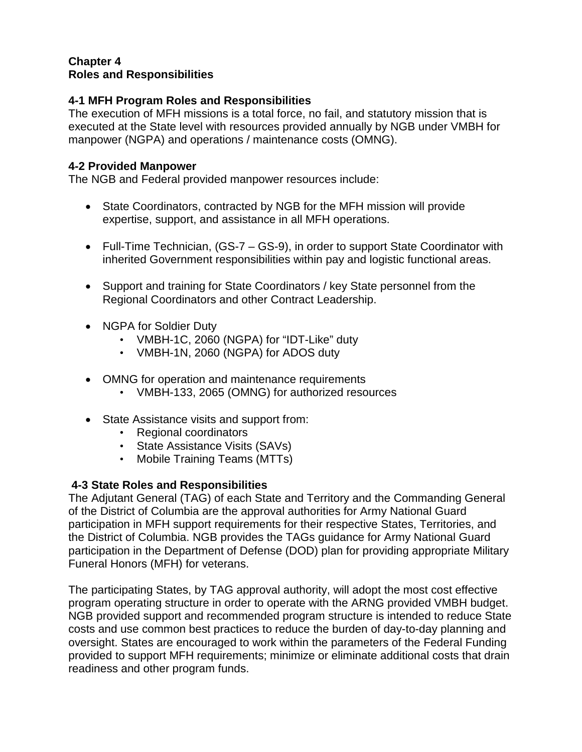# Chapter 4
# Roles and Responsibilities

## 4-1 MFH Program Roles and Responsibilities

The execution of MFH missions is a total force, no fail, and statutory mission that is executed at the State level with resources provided annually by NGB under VMBH for manpower (NGPA) and operations / maintenance costs (OMNG).

## 4-2 Provided Manpower

The NGB and Federal provided manpower resources include:

- State Coordinators, contracted by NGB for the MFH mission will provide expertise, support, and assistance in all MFH operations.
- Full-Time Technician, (GS-7 – GS-9), in order to support State Coordinator with inherited Government responsibilities within pay and logistic functional areas.
- Support and training for State Coordinators / key State personnel from the Regional Coordinators and other Contract Leadership.
- NGPA for Soldier Duty
    - VMBH-1C, 2060 (NGPA) for "IDT-Like" duty
    - VMBH-1N, 2060 (NGPA) for ADOS duty
- OMNG for operation and maintenance requirements
    - VMBH-133, 2065 (OMNG) for authorized resources
- State Assistance visits and support from:
    - Regional coordinators
    - State Assistance Visits (SAVs)
    - Mobile Training Teams (MTTs)

## 4-3 State Roles and Responsibilities

The Adjutant General (TAG) of each State and Territory and the Commanding General of the District of Columbia are the approval authorities for Army National Guard participation in MFH support requirements for their respective States, Territories, and the District of Columbia. NGB provides the TAGs guidance for Army National Guard participation in the Department of Defense (DOD) plan for providing appropriate Military Funeral Honors (MFH) for veterans.

The participating States, by TAG approval authority, will adopt the most cost effective program operating structure in order to operate with the ARNG provided VMBH budget. NGB provided support and recommended program structure is intended to reduce State costs and use common best practices to reduce the burden of day-to-day planning and oversight. States are encouraged to work within the parameters of the Federal Funding provided to support MFH requirements; minimize or eliminate additional costs that drain readiness and other program funds.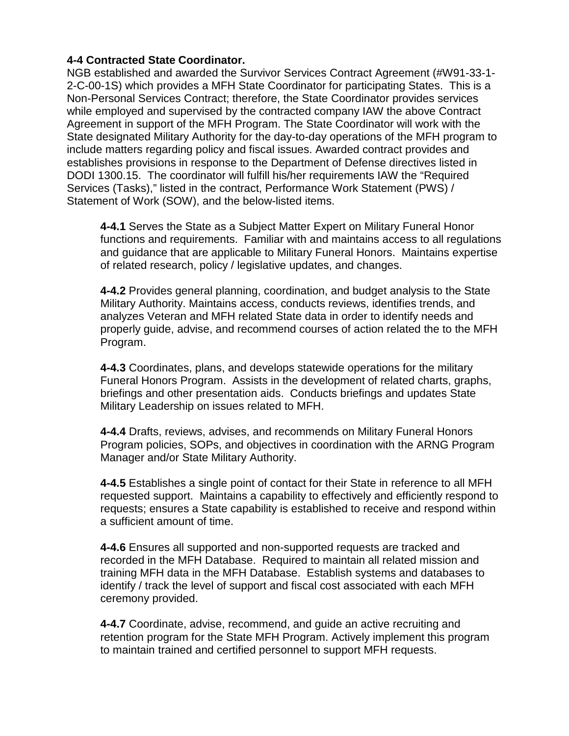**4-4 Contracted State Coordinator.**

NGB established and awarded the Survivor Services Contract Agreement (#W91-33-1-2-C-00-1S) which provides a MFH State Coordinator for participating States. This is a Non-Personal Services Contract; therefore, the State Coordinator provides services while employed and supervised by the contracted company IAW the above Contract Agreement in support of the MFH Program. The State Coordinator will work with the State designated Military Authority for the day-to-day operations of the MFH program to include matters regarding policy and fiscal issues. Awarded contract provides and establishes provisions in response to the Department of Defense directives listed in DODI 1300.15. The coordinator will fulfill his/her requirements IAW the "Required Services (Tasks)," listed in the contract, Performance Work Statement (PWS) / Statement of Work (SOW), and the below-listed items.

**4-4.1** Serves the State as a Subject Matter Expert on Military Funeral Honor functions and requirements. Familiar with and maintains access to all regulations and guidance that are applicable to Military Funeral Honors. Maintains expertise of related research, policy / legislative updates, and changes.

**4-4.2** Provides general planning, coordination, and budget analysis to the State Military Authority. Maintains access, conducts reviews, identifies trends, and analyzes Veteran and MFH related State data in order to identify needs and properly guide, advise, and recommend courses of action related the to the MFH Program.

**4-4.3** Coordinates, plans, and develops statewide operations for the military Funeral Honors Program. Assists in the development of related charts, graphs, briefings and other presentation aids. Conducts briefings and updates State Military Leadership on issues related to MFH.

**4-4.4** Drafts, reviews, advises, and recommends on Military Funeral Honors Program policies, SOPs, and objectives in coordination with the ARNG Program Manager and/or State Military Authority.

**4-4.5** Establishes a single point of contact for their State in reference to all MFH requested support. Maintains a capability to effectively and efficiently respond to requests; ensures a State capability is established to receive and respond within a sufficient amount of time.

**4-4.6** Ensures all supported and non-supported requests are tracked and recorded in the MFH Database. Required to maintain all related mission and training MFH data in the MFH Database. Establish systems and databases to identify / track the level of support and fiscal cost associated with each MFH ceremony provided.

**4-4.7** Coordinate, advise, recommend, and guide an active recruiting and retention program for the State MFH Program. Actively implement this program to maintain trained and certified personnel to support MFH requests.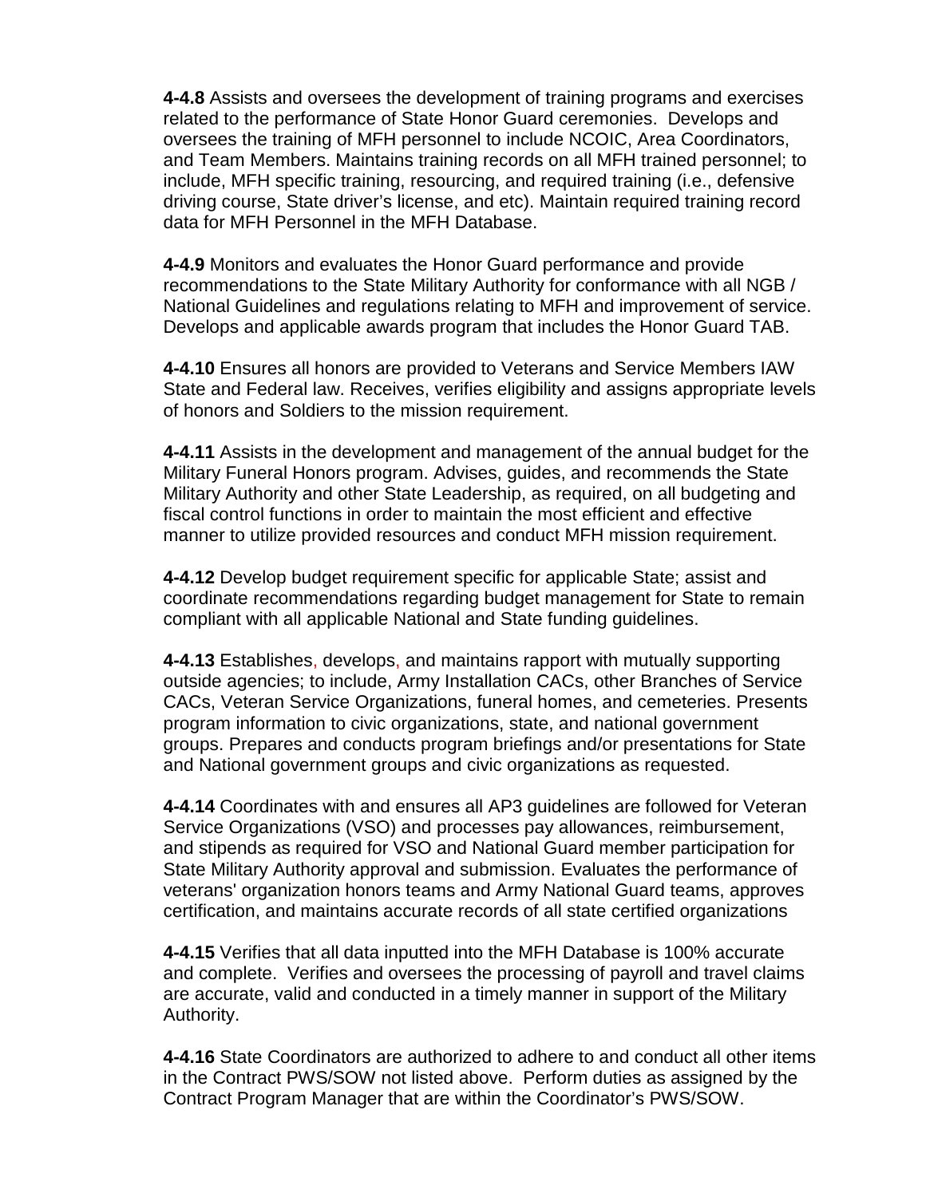**4-4.8** Assists and oversees the development of training programs and exercises related to the performance of State Honor Guard ceremonies. Develops and oversees the training of MFH personnel to include NCOIC, Area Coordinators, and Team Members. Maintains training records on all MFH trained personnel; to include, MFH specific training, resourcing, and required training (i.e., defensive driving course, State driver's license, and etc). Maintain required training record data for MFH Personnel in the MFH Database.

**4-4.9** Monitors and evaluates the Honor Guard performance and provide recommendations to the State Military Authority for conformance with all NGB / National Guidelines and regulations relating to MFH and improvement of service. Develops and applicable awards program that includes the Honor Guard TAB.

**4-4.10** Ensures all honors are provided to Veterans and Service Members IAW State and Federal law. Receives, verifies eligibility and assigns appropriate levels of honors and Soldiers to the mission requirement.

**4-4.11** Assists in the development and management of the annual budget for the Military Funeral Honors program. Advises, guides, and recommends the State Military Authority and other State Leadership, as required, on all budgeting and fiscal control functions in order to maintain the most efficient and effective manner to utilize provided resources and conduct MFH mission requirement.

**4-4.12** Develop budget requirement specific for applicable State; assist and coordinate recommendations regarding budget management for State to remain compliant with all applicable National and State funding guidelines.

**4-4.13** Establishes, develops, and maintains rapport with mutually supporting outside agencies; to include, Army Installation CACs, other Branches of Service CACs, Veteran Service Organizations, funeral homes, and cemeteries. Presents program information to civic organizations, state, and national government groups. Prepares and conducts program briefings and/or presentations for State and National government groups and civic organizations as requested.

**4-4.14** Coordinates with and ensures all AP3 guidelines are followed for Veteran Service Organizations (VSO) and processes pay allowances, reimbursement, and stipends as required for VSO and National Guard member participation for State Military Authority approval and submission. Evaluates the performance of veterans' organization honors teams and Army National Guard teams, approves certification, and maintains accurate records of all state certified organizations

**4-4.15** Verifies that all data inputted into the MFH Database is 100% accurate and complete. Verifies and oversees the processing of payroll and travel claims are accurate, valid and conducted in a timely manner in support of the Military Authority.

**4-4.16** State Coordinators are authorized to adhere to and conduct all other items in the Contract PWS/SOW not listed above. Perform duties as assigned by the Contract Program Manager that are within the Coordinator's PWS/SOW.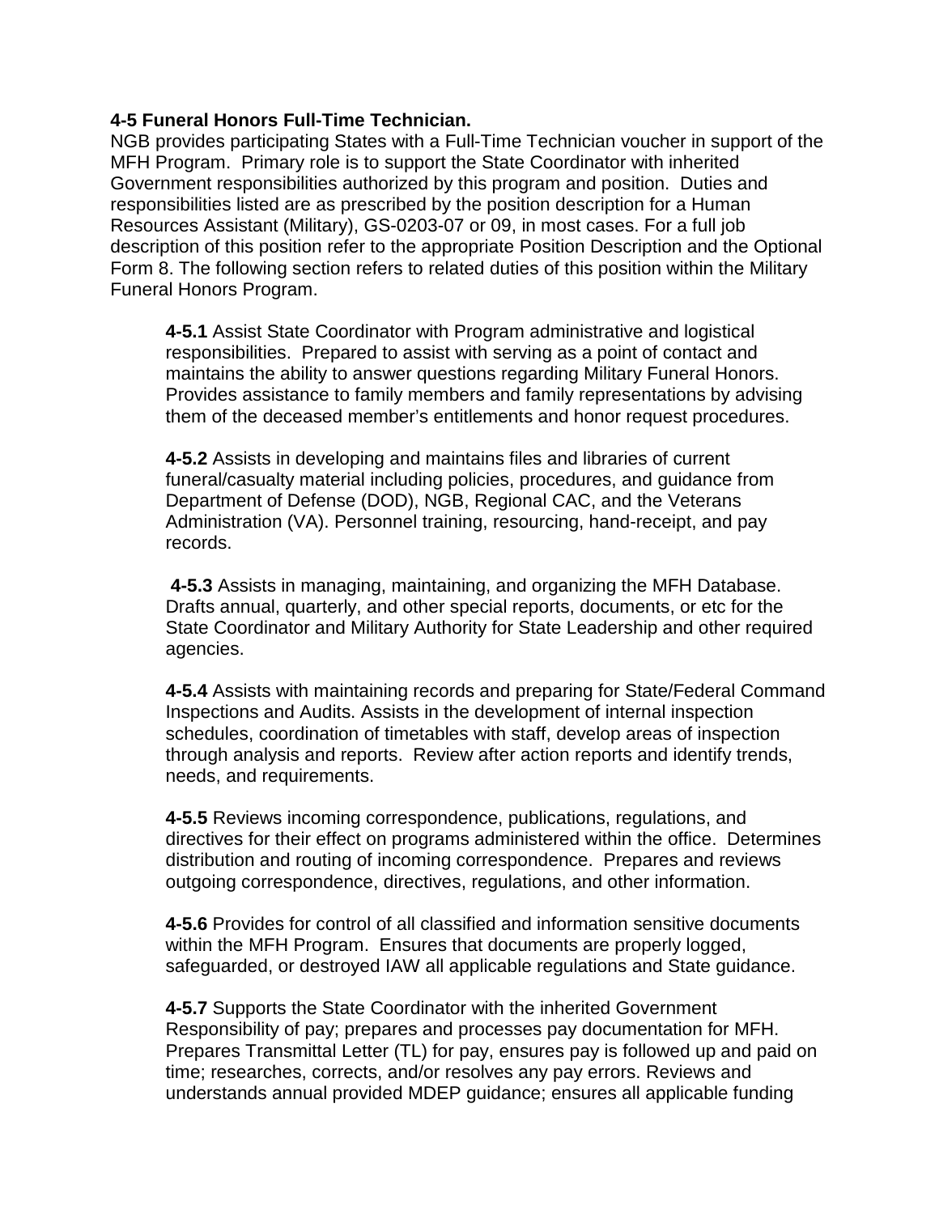**4-5 Funeral Honors Full-Time Technician.**
NGB provides participating States with a Full-Time Technician voucher in support of the MFH Program. Primary role is to support the State Coordinator with inherited Government responsibilities authorized by this program and position. Duties and responsibilities listed are as prescribed by the position description for a Human Resources Assistant (Military), GS-0203-07 or 09, in most cases. For a full job description of this position refer to the appropriate Position Description and the Optional Form 8. The following section refers to related duties of this position within the Military Funeral Honors Program.

**4-5.1** Assist State Coordinator with Program administrative and logistical responsibilities. Prepared to assist with serving as a point of contact and maintains the ability to answer questions regarding Military Funeral Honors. Provides assistance to family members and family representations by advising them of the deceased member's entitlements and honor request procedures.

**4-5.2** Assists in developing and maintains files and libraries of current funeral/casualty material including policies, procedures, and guidance from Department of Defense (DOD), NGB, Regional CAC, and the Veterans Administration (VA). Personnel training, resourcing, hand-receipt, and pay records.

**4-5.3** Assists in managing, maintaining, and organizing the MFH Database. Drafts annual, quarterly, and other special reports, documents, or etc for the State Coordinator and Military Authority for State Leadership and other required agencies.

**4-5.4** Assists with maintaining records and preparing for State/Federal Command Inspections and Audits. Assists in the development of internal inspection schedules, coordination of timetables with staff, develop areas of inspection through analysis and reports. Review after action reports and identify trends, needs, and requirements.

**4-5.5** Reviews incoming correspondence, publications, regulations, and directives for their effect on programs administered within the office. Determines distribution and routing of incoming correspondence. Prepares and reviews outgoing correspondence, directives, regulations, and other information.

**4-5.6** Provides for control of all classified and information sensitive documents within the MFH Program. Ensures that documents are properly logged, safeguarded, or destroyed IAW all applicable regulations and State guidance.

**4-5.7** Supports the State Coordinator with the inherited Government Responsibility of pay; prepares and processes pay documentation for MFH. Prepares Transmittal Letter (TL) for pay, ensures pay is followed up and paid on time; researches, corrects, and/or resolves any pay errors. Reviews and understands annual provided MDEP guidance; ensures all applicable funding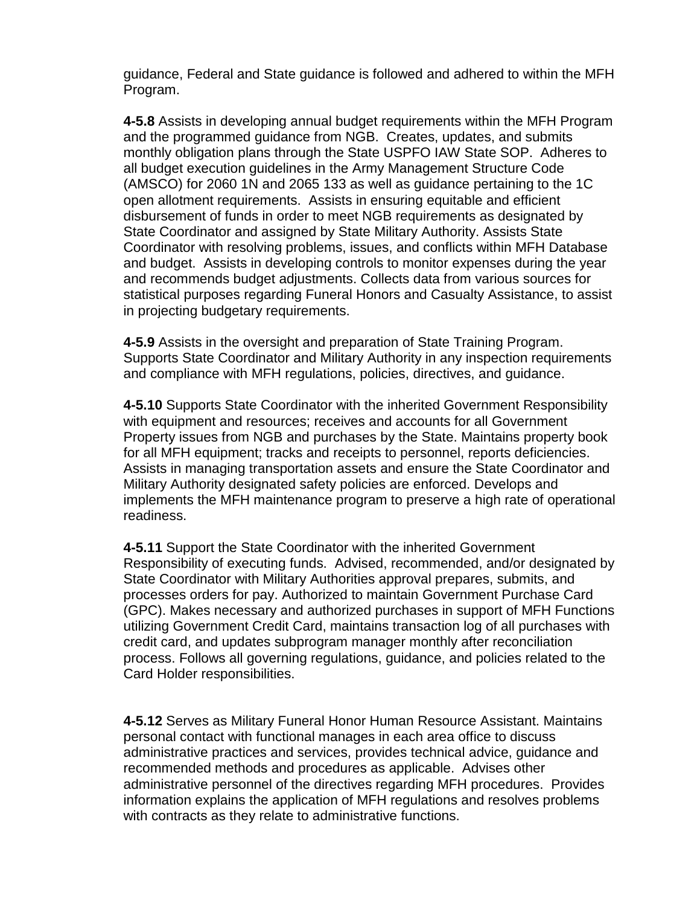guidance, Federal and State guidance is followed and adhered to within the MFH Program.

**4-5.8** Assists in developing annual budget requirements within the MFH Program and the programmed guidance from NGB. Creates, updates, and submits monthly obligation plans through the State USPFO IAW State SOP. Adheres to all budget execution guidelines in the Army Management Structure Code (AMSCO) for 2060 1N and 2065 133 as well as guidance pertaining to the 1C open allotment requirements. Assists in ensuring equitable and efficient disbursement of funds in order to meet NGB requirements as designated by State Coordinator and assigned by State Military Authority. Assists State Coordinator with resolving problems, issues, and conflicts within MFH Database and budget. Assists in developing controls to monitor expenses during the year and recommends budget adjustments. Collects data from various sources for statistical purposes regarding Funeral Honors and Casualty Assistance, to assist in projecting budgetary requirements.

**4-5.9** Assists in the oversight and preparation of State Training Program. Supports State Coordinator and Military Authority in any inspection requirements and compliance with MFH regulations, policies, directives, and guidance.

**4-5.10** Supports State Coordinator with the inherited Government Responsibility with equipment and resources; receives and accounts for all Government Property issues from NGB and purchases by the State. Maintains property book for all MFH equipment; tracks and receipts to personnel, reports deficiencies. Assists in managing transportation assets and ensure the State Coordinator and Military Authority designated safety policies are enforced. Develops and implements the MFH maintenance program to preserve a high rate of operational readiness.

**4-5.11** Support the State Coordinator with the inherited Government Responsibility of executing funds. Advised, recommended, and/or designated by State Coordinator with Military Authorities approval prepares, submits, and processes orders for pay. Authorized to maintain Government Purchase Card (GPC). Makes necessary and authorized purchases in support of MFH Functions utilizing Government Credit Card, maintains transaction log of all purchases with credit card, and updates subprogram manager monthly after reconciliation process. Follows all governing regulations, guidance, and policies related to the Card Holder responsibilities.

**4-5.12** Serves as Military Funeral Honor Human Resource Assistant. Maintains personal contact with functional manages in each area office to discuss administrative practices and services, provides technical advice, guidance and recommended methods and procedures as applicable. Advises other administrative personnel of the directives regarding MFH procedures. Provides information explains the application of MFH regulations and resolves problems with contracts as they relate to administrative functions.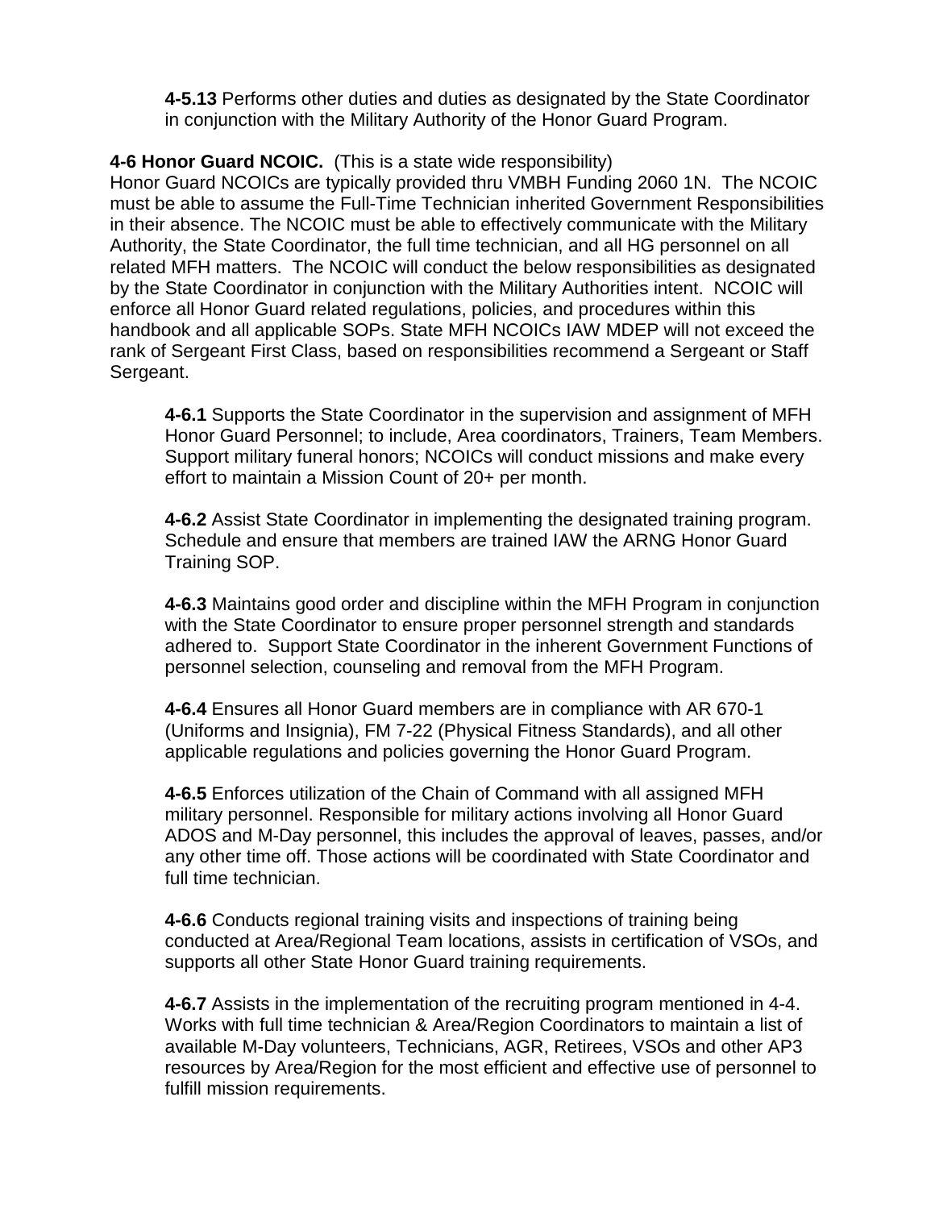**4-5.13** Performs other duties and duties as designated by the State Coordinator in conjunction with the Military Authority of the Honor Guard Program.

**4-6 Honor Guard NCOIC.** (This is a state wide responsibility)
Honor Guard NCOICs are typically provided thru VMBH Funding 2060 1N. The NCOIC must be able to assume the Full-Time Technician inherited Government Responsibilities in their absence. The NCOIC must be able to effectively communicate with the Military Authority, the State Coordinator, the full time technician, and all HG personnel on all related MFH matters. The NCOIC will conduct the below responsibilities as designated by the State Coordinator in conjunction with the Military Authorities intent. NCOIC will enforce all Honor Guard related regulations, policies, and procedures within this handbook and all applicable SOPs. State MFH NCOICs IAW MDEP will not exceed the rank of Sergeant First Class, based on responsibilities recommend a Sergeant or Staff Sergeant.

**4-6.1** Supports the State Coordinator in the supervision and assignment of MFH Honor Guard Personnel; to include, Area coordinators, Trainers, Team Members. Support military funeral honors; NCOICs will conduct missions and make every effort to maintain a Mission Count of 20+ per month.

**4-6.2** Assist State Coordinator in implementing the designated training program. Schedule and ensure that members are trained IAW the ARNG Honor Guard Training SOP.

**4-6.3** Maintains good order and discipline within the MFH Program in conjunction with the State Coordinator to ensure proper personnel strength and standards adhered to. Support State Coordinator in the inherent Government Functions of personnel selection, counseling and removal from the MFH Program.

**4-6.4** Ensures all Honor Guard members are in compliance with AR 670-1 (Uniforms and Insignia), FM 7-22 (Physical Fitness Standards), and all other applicable regulations and policies governing the Honor Guard Program.

**4-6.5** Enforces utilization of the Chain of Command with all assigned MFH military personnel. Responsible for military actions involving all Honor Guard ADOS and M-Day personnel, this includes the approval of leaves, passes, and/or any other time off. Those actions will be coordinated with State Coordinator and full time technician.

**4-6.6** Conducts regional training visits and inspections of training being conducted at Area/Regional Team locations, assists in certification of VSOs, and supports all other State Honor Guard training requirements.

**4-6.7** Assists in the implementation of the recruiting program mentioned in 4-4. Works with full time technician & Area/Region Coordinators to maintain a list of available M-Day volunteers, Technicians, AGR, Retirees, VSOs and other AP3 resources by Area/Region for the most efficient and effective use of personnel to fulfill mission requirements.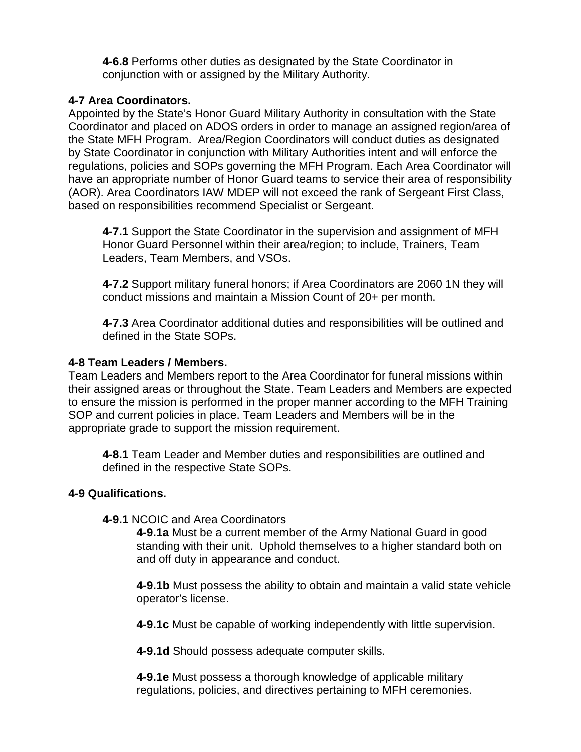**4-6.8** Performs other duties as designated by the State Coordinator in conjunction with or assigned by the Military Authority.

**4-7 Area Coordinators.**
Appointed by the State's Honor Guard Military Authority in consultation with the State Coordinator and placed on ADOS orders in order to manage an assigned region/area of the State MFH Program. Area/Region Coordinators will conduct duties as designated by State Coordinator in conjunction with Military Authorities intent and will enforce the regulations, policies and SOPs governing the MFH Program. Each Area Coordinator will have an appropriate number of Honor Guard teams to service their area of responsibility (AOR). Area Coordinators IAW MDEP will not exceed the rank of Sergeant First Class, based on responsibilities recommend Specialist or Sergeant.

**4-7.1** Support the State Coordinator in the supervision and assignment of MFH Honor Guard Personnel within their area/region; to include, Trainers, Team Leaders, Team Members, and VSOs.

**4-7.2** Support military funeral honors; if Area Coordinators are 2060 1N they will conduct missions and maintain a Mission Count of 20+ per month.

**4-7.3** Area Coordinator additional duties and responsibilities will be outlined and defined in the State SOPs.

**4-8 Team Leaders / Members.**
Team Leaders and Members report to the Area Coordinator for funeral missions within their assigned areas or throughout the State. Team Leaders and Members are expected to ensure the mission is performed in the proper manner according to the MFH Training SOP and current policies in place. Team Leaders and Members will be in the appropriate grade to support the mission requirement.

**4-8.1** Team Leader and Member duties and responsibilities are outlined and defined in the respective State SOPs.

**4-9 Qualifications.**

**4-9.1** NCOIC and Area Coordinators

**4-9.1a** Must be a current member of the Army National Guard in good standing with their unit. Uphold themselves to a higher standard both on and off duty in appearance and conduct.

**4-9.1b** Must possess the ability to obtain and maintain a valid state vehicle operator's license.

**4-9.1c** Must be capable of working independently with little supervision.

**4-9.1d** Should possess adequate computer skills.

**4-9.1e** Must possess a thorough knowledge of applicable military regulations, policies, and directives pertaining to MFH ceremonies.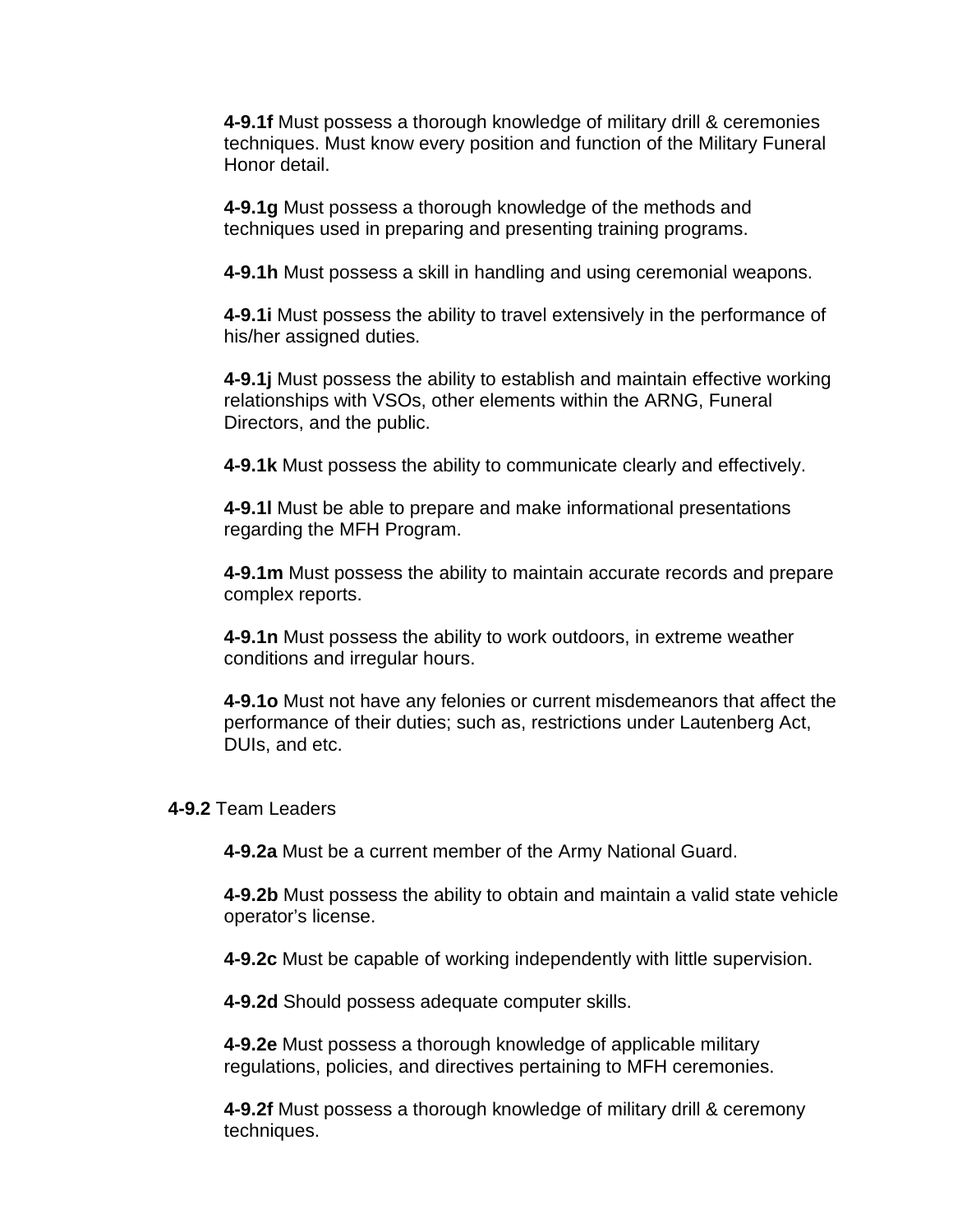**4-9.1f** Must possess a thorough knowledge of military drill & ceremonies techniques. Must know every position and function of the Military Funeral Honor detail.

**4-9.1g** Must possess a thorough knowledge of the methods and techniques used in preparing and presenting training programs.

**4-9.1h** Must possess a skill in handling and using ceremonial weapons.

**4-9.1i** Must possess the ability to travel extensively in the performance of his/her assigned duties.

**4-9.1j** Must possess the ability to establish and maintain effective working relationships with VSOs, other elements within the ARNG, Funeral Directors, and the public.

**4-9.1k** Must possess the ability to communicate clearly and effectively.

**4-9.1l** Must be able to prepare and make informational presentations regarding the MFH Program.

**4-9.1m** Must possess the ability to maintain accurate records and prepare complex reports.

**4-9.1n** Must possess the ability to work outdoors, in extreme weather conditions and irregular hours.

**4-9.1o** Must not have any felonies or current misdemeanors that affect the performance of their duties; such as, restrictions under Lautenberg Act, DUIs, and etc.

**4-9.2** Team Leaders

**4-9.2a** Must be a current member of the Army National Guard.

**4-9.2b** Must possess the ability to obtain and maintain a valid state vehicle operator's license.

**4-9.2c** Must be capable of working independently with little supervision.

**4-9.2d** Should possess adequate computer skills.

**4-9.2e** Must possess a thorough knowledge of applicable military regulations, policies, and directives pertaining to MFH ceremonies.

**4-9.2f** Must possess a thorough knowledge of military drill & ceremony techniques.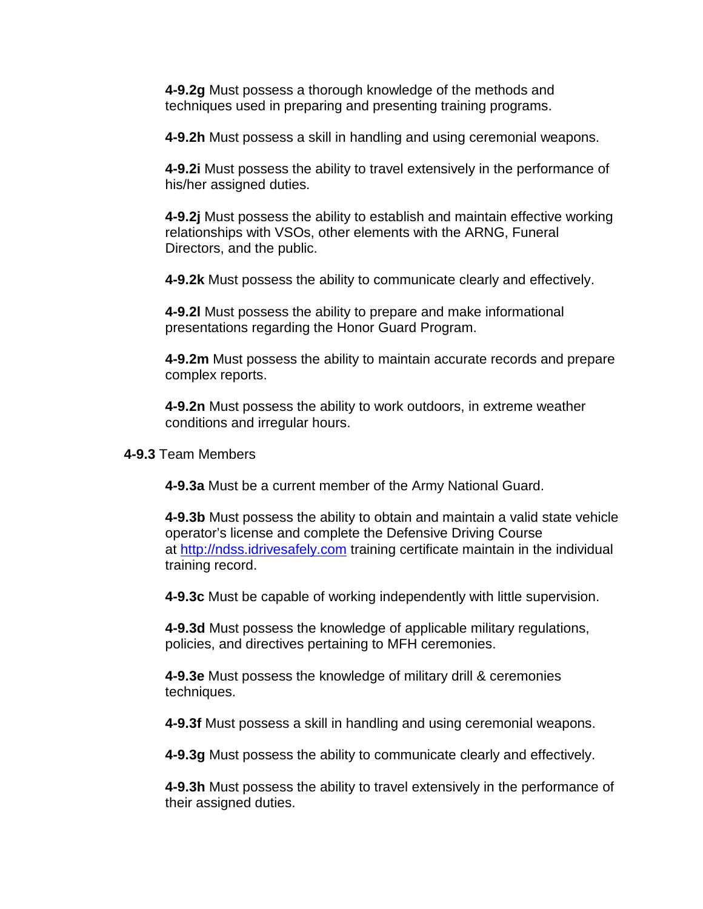**4-9.2g** Must possess a thorough knowledge of the methods and techniques used in preparing and presenting training programs.

**4-9.2h** Must possess a skill in handling and using ceremonial weapons.

**4-9.2i** Must possess the ability to travel extensively in the performance of his/her assigned duties.

**4-9.2j** Must possess the ability to establish and maintain effective working relationships with VSOs, other elements with the ARNG, Funeral Directors, and the public.

**4-9.2k** Must possess the ability to communicate clearly and effectively.

**4-9.2l** Must possess the ability to prepare and make informational presentations regarding the Honor Guard Program.

**4-9.2m** Must possess the ability to maintain accurate records and prepare complex reports.

**4-9.2n** Must possess the ability to work outdoors, in extreme weather conditions and irregular hours.

**4-9.3** Team Members

**4-9.3a** Must be a current member of the Army National Guard.

**4-9.3b** Must possess the ability to obtain and maintain a valid state vehicle operator's license and complete the Defensive Driving Course at [http://ndss.idrivesafely.com](http://ndss.idrivesafely.com) training certificate maintain in the individual training record.

**4-9.3c** Must be capable of working independently with little supervision.

**4-9.3d** Must possess the knowledge of applicable military regulations, policies, and directives pertaining to MFH ceremonies.

**4-9.3e** Must possess the knowledge of military drill & ceremonies techniques.

**4-9.3f** Must possess a skill in handling and using ceremonial weapons.

**4-9.3g** Must possess the ability to communicate clearly and effectively.

**4-9.3h** Must possess the ability to travel extensively in the performance of their assigned duties.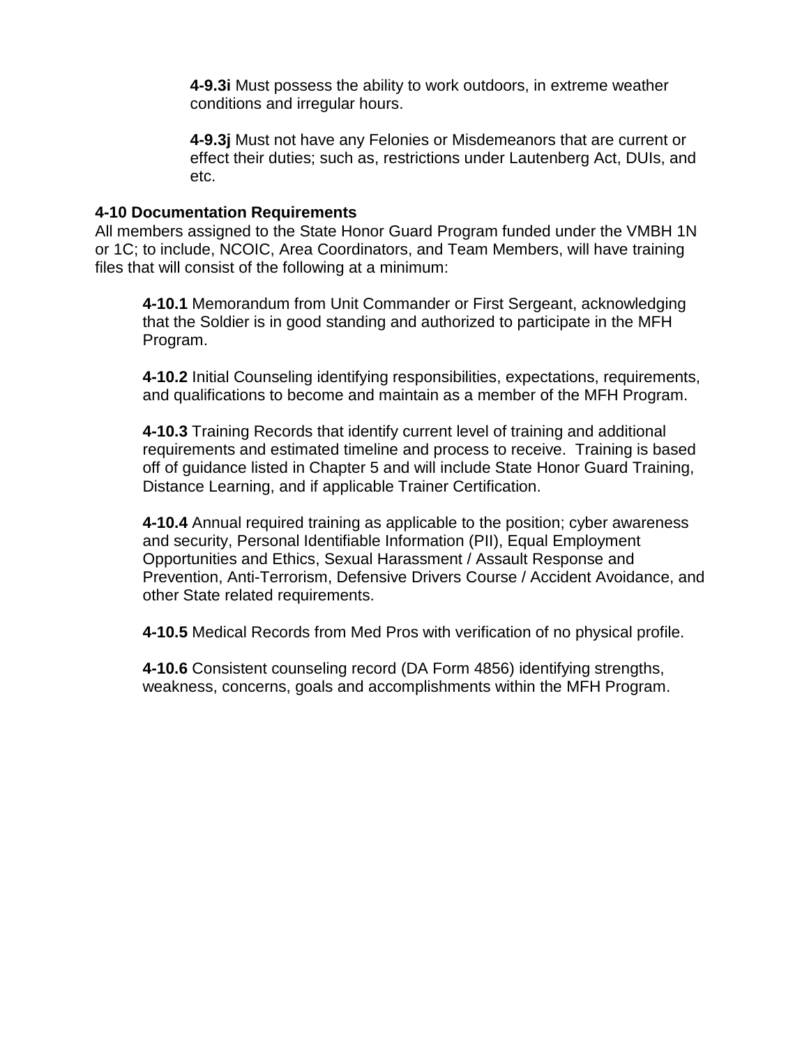**4-9.3i** Must possess the ability to work outdoors, in extreme weather conditions and irregular hours.

**4-9.3j** Must not have any Felonies or Misdemeanors that are current or effect their duties; such as, restrictions under Lautenberg Act, DUIs, and etc.

**4-10 Documentation Requirements**

All members assigned to the State Honor Guard Program funded under the VMBH 1N or 1C; to include, NCOIC, Area Coordinators, and Team Members, will have training files that will consist of the following at a minimum:

**4-10.1** Memorandum from Unit Commander or First Sergeant, acknowledging that the Soldier is in good standing and authorized to participate in the MFH Program.

**4-10.2** Initial Counseling identifying responsibilities, expectations, requirements, and qualifications to become and maintain as a member of the MFH Program.

**4-10.3** Training Records that identify current level of training and additional requirements and estimated timeline and process to receive. Training is based off of guidance listed in Chapter 5 and will include State Honor Guard Training, Distance Learning, and if applicable Trainer Certification.

**4-10.4** Annual required training as applicable to the position; cyber awareness and security, Personal Identifiable Information (PII), Equal Employment Opportunities and Ethics, Sexual Harassment / Assault Response and Prevention, Anti-Terrorism, Defensive Drivers Course / Accident Avoidance, and other State related requirements.

**4-10.5** Medical Records from Med Pros with verification of no physical profile.

**4-10.6** Consistent counseling record (DA Form 4856) identifying strengths, weakness, concerns, goals and accomplishments within the MFH Program.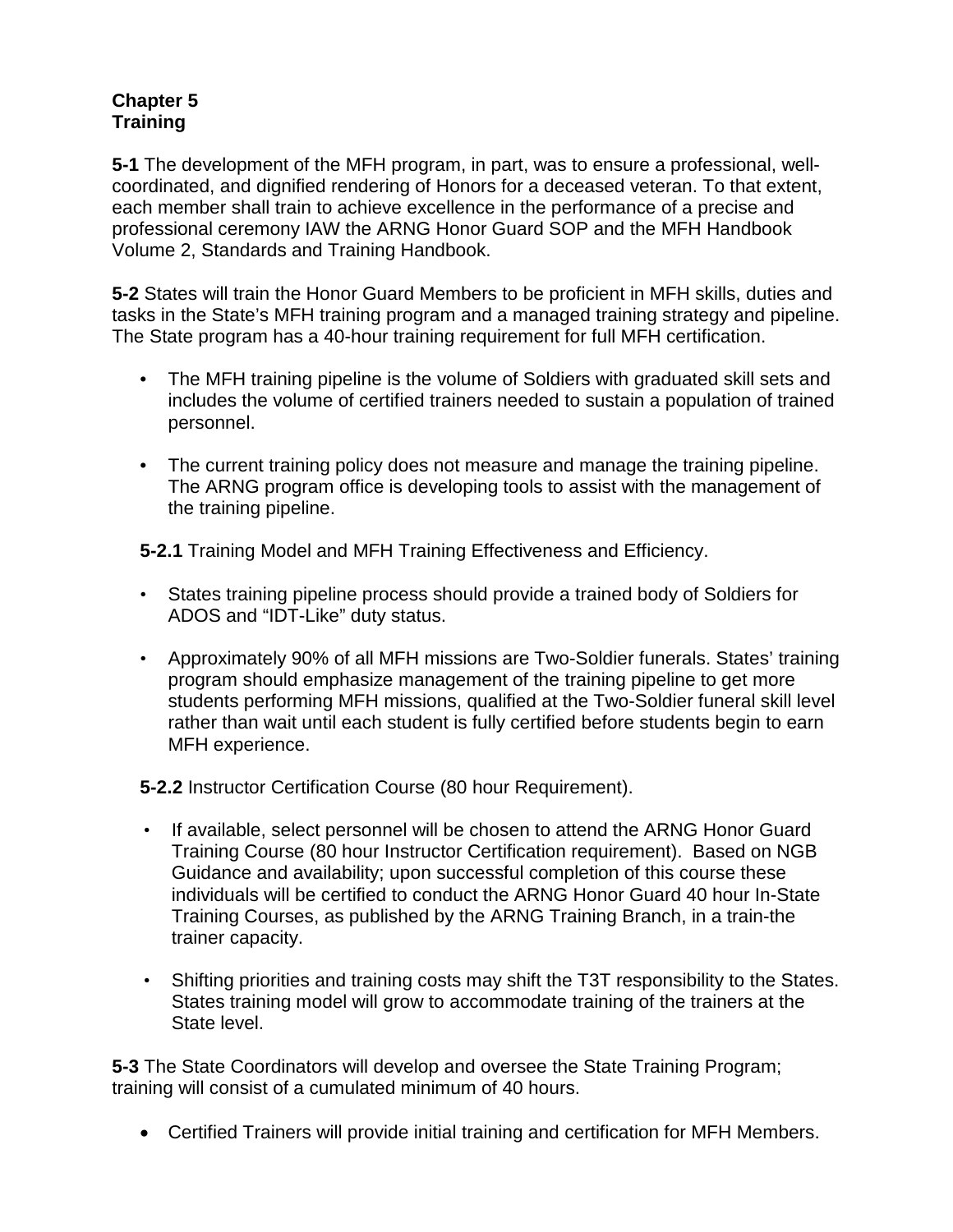# Chapter 5
# Training

**5-1** The development of the MFH program, in part, was to ensure a professional, well-coordinated, and dignified rendering of Honors for a deceased veteran. To that extent, each member shall train to achieve excellence in the performance of a precise and professional ceremony IAW the ARNG Honor Guard SOP and the MFH Handbook Volume 2, Standards and Training Handbook.

**5-2** States will train the Honor Guard Members to be proficient in MFH skills, duties and tasks in the State's MFH training program and a managed training strategy and pipeline. The State program has a 40-hour training requirement for full MFH certification.

- The MFH training pipeline is the volume of Soldiers with graduated skill sets and includes the volume of certified trainers needed to sustain a population of trained personnel.
- The current training policy does not measure and manage the training pipeline. The ARNG program office is developing tools to assist with the management of the training pipeline.

**5-2.1** Training Model and MFH Training Effectiveness and Efficiency.

- States training pipeline process should provide a trained body of Soldiers for ADOS and "IDT-Like" duty status.
- Approximately 90% of all MFH missions are Two-Soldier funerals. States' training program should emphasize management of the training pipeline to get more students performing MFH missions, qualified at the Two-Soldier funeral skill level rather than wait until each student is fully certified before students begin to earn MFH experience.

**5-2.2** Instructor Certification Course (80 hour Requirement).

- If available, select personnel will be chosen to attend the ARNG Honor Guard Training Course (80 hour Instructor Certification requirement). Based on NGB Guidance and availability; upon successful completion of this course these individuals will be certified to conduct the ARNG Honor Guard 40 hour In-State Training Courses, as published by the ARNG Training Branch, in a train-the trainer capacity.
- Shifting priorities and training costs may shift the T3T responsibility to the States. States training model will grow to accommodate training of the trainers at the State level.

**5-3** The State Coordinators will develop and oversee the State Training Program; training will consist of a cumulated minimum of 40 hours.

- Certified Trainers will provide initial training and certification for MFH Members.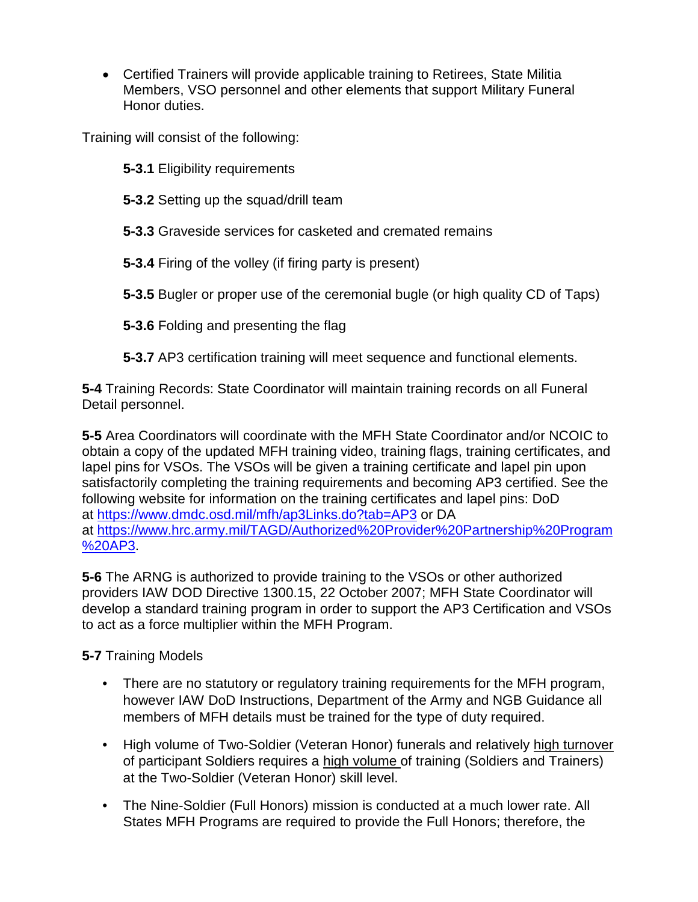- Certified Trainers will provide applicable training to Retirees, State Militia Members, VSO personnel and other elements that support Military Funeral Honor duties.

Training will consist of the following:

**5-3.1** Eligibility requirements

**5-3.2** Setting up the squad/drill team

**5-3.3** Graveside services for casketed and cremated remains

**5-3.4** Firing of the volley (if firing party is present)

**5-3.5** Bugler or proper use of the ceremonial bugle (or high quality CD of Taps)

**5-3.6** Folding and presenting the flag

**5-3.7** AP3 certification training will meet sequence and functional elements.

**5-4** Training Records: State Coordinator will maintain training records on all Funeral Detail personnel.

**5-5** Area Coordinators will coordinate with the MFH State Coordinator and/or NCOIC to obtain a copy of the updated MFH training video, training flags, training certificates, and lapel pins for VSOs. The VSOs will be given a training certificate and lapel pin upon satisfactorily completing the training requirements and becoming AP3 certified. See the following website for information on the training certificates and lapel pins: DoD at https://www.dmdc.osd.mil/mfh/ap3Links.do?tab=AP3 or DA at https://www.hrc.army.mil/TAGD/Authorized%20Provider%20Partnership%20Program%20AP3.

**5-6** The ARNG is authorized to provide training to the VSOs or other authorized providers IAW DOD Directive 1300.15, 22 October 2007; MFH State Coordinator will develop a standard training program in order to support the AP3 Certification and VSOs to act as a force multiplier within the MFH Program.

**5-7** Training Models

- There are no statutory or regulatory training requirements for the MFH program, however IAW DoD Instructions, Department of the Army and NGB Guidance all members of MFH details must be trained for the type of duty required.
- High volume of Two-Soldier (Veteran Honor) funerals and relatively high turnover of participant Soldiers requires a high volume of training (Soldiers and Trainers) at the Two-Soldier (Veteran Honor) skill level.
- The Nine-Soldier (Full Honors) mission is conducted at a much lower rate. All States MFH Programs are required to provide the Full Honors; therefore, the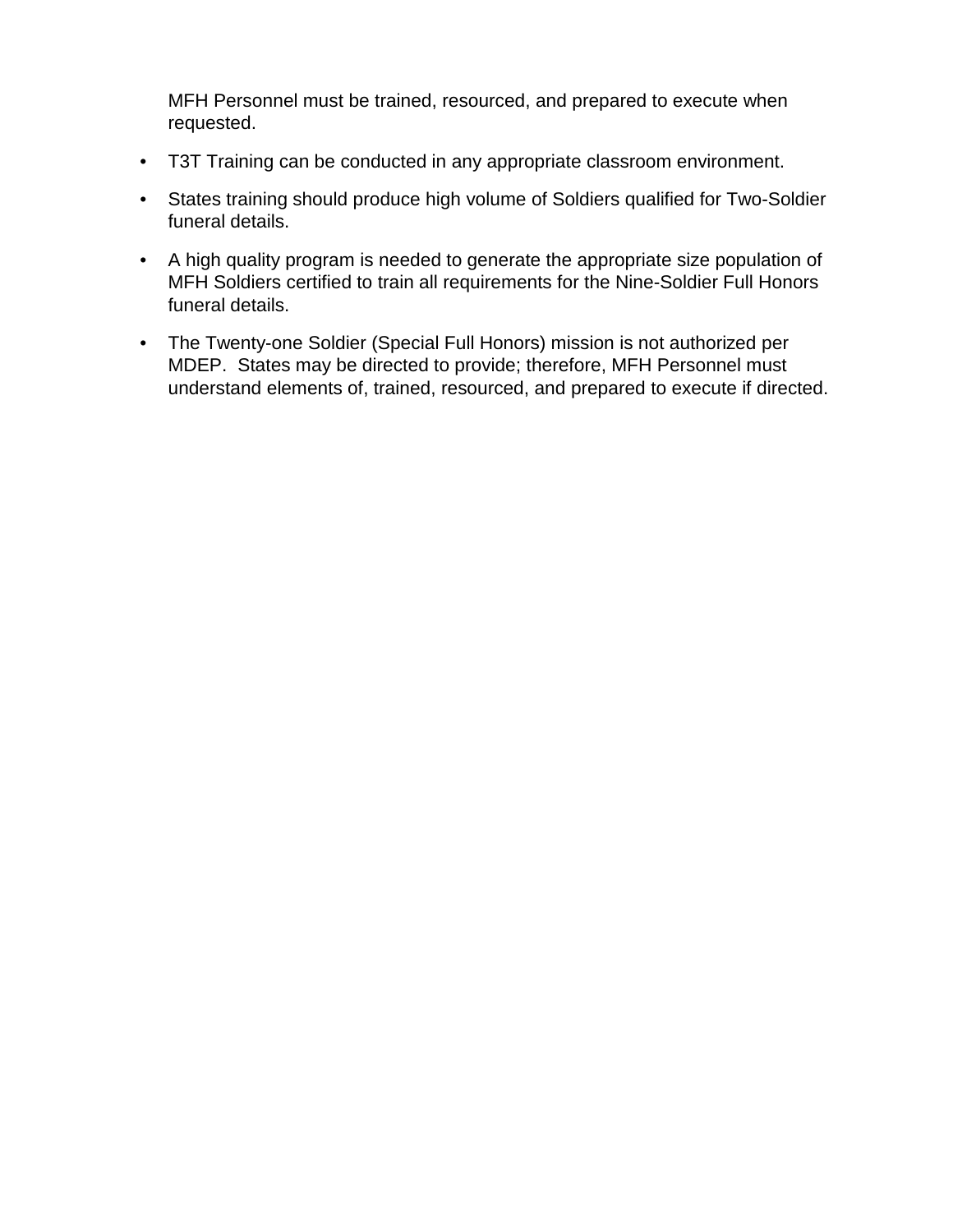MFH Personnel must be trained, resourced, and prepared to execute when requested.

- T3T Training can be conducted in any appropriate classroom environment.
- States training should produce high volume of Soldiers qualified for Two-Soldier funeral details.
- A high quality program is needed to generate the appropriate size population of MFH Soldiers certified to train all requirements for the Nine-Soldier Full Honors funeral details.
- The Twenty-one Soldier (Special Full Honors) mission is not authorized per MDEP. States may be directed to provide; therefore, MFH Personnel must understand elements of, trained, resourced, and prepared to execute if directed.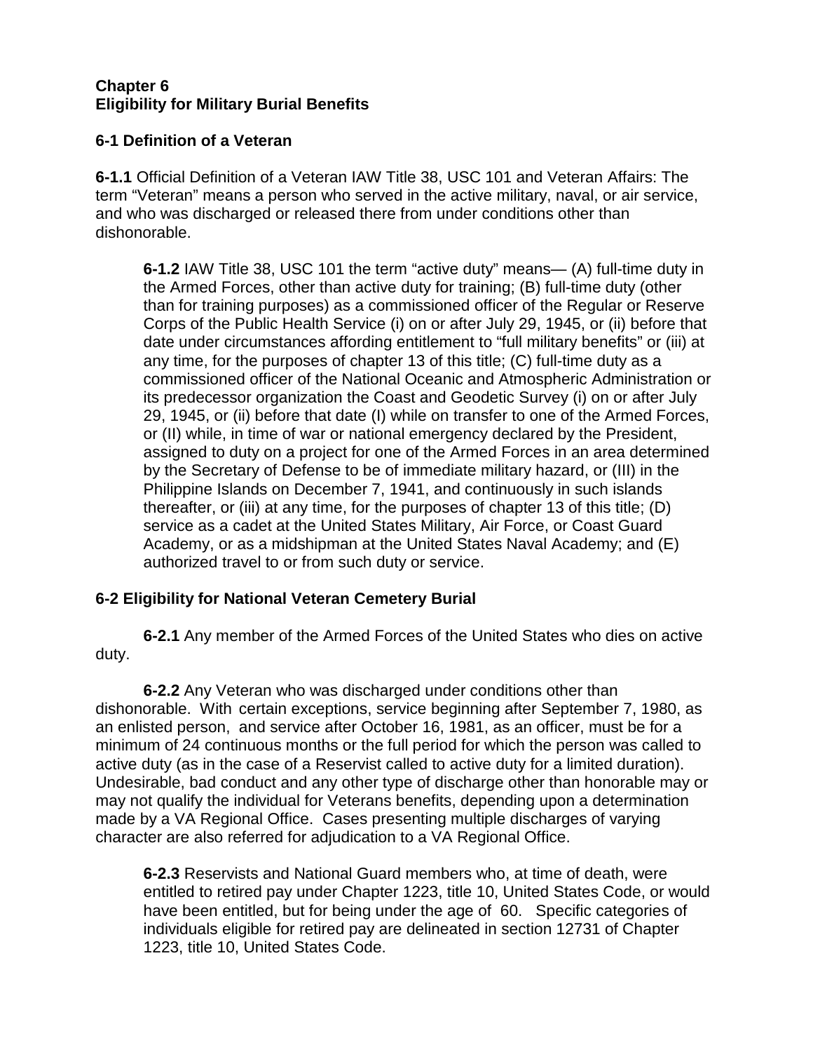## Chapter 6
## Eligibility for Military Burial Benefits

### 6-1 Definition of a Veteran

**6-1.1** Official Definition of a Veteran IAW Title 38, USC 101 and Veteran Affairs: The term "Veteran" means a person who served in the active military, naval, or air service, and who was discharged or released there from under conditions other than dishonorable.

**6-1.2** IAW Title 38, USC 101 the term "active duty" means— (A) full-time duty in the Armed Forces, other than active duty for training; (B) full-time duty (other than for training purposes) as a commissioned officer of the Regular or Reserve Corps of the Public Health Service (i) on or after July 29, 1945, or (ii) before that date under circumstances affording entitlement to "full military benefits" or (iii) at any time, for the purposes of chapter 13 of this title; (C) full-time duty as a commissioned officer of the National Oceanic and Atmospheric Administration or its predecessor organization the Coast and Geodetic Survey (i) on or after July 29, 1945, or (ii) before that date (I) while on transfer to one of the Armed Forces, or (II) while, in time of war or national emergency declared by the President, assigned to duty on a project for one of the Armed Forces in an area determined by the Secretary of Defense to be of immediate military hazard, or (III) in the Philippine Islands on December 7, 1941, and continuously in such islands thereafter, or (iii) at any time, for the purposes of chapter 13 of this title; (D) service as a cadet at the United States Military, Air Force, or Coast Guard Academy, or as a midshipman at the United States Naval Academy; and (E) authorized travel to or from such duty or service.

### 6-2 Eligibility for National Veteran Cemetery Burial

**6-2.1** Any member of the Armed Forces of the United States who dies on active duty.

**6-2.2** Any Veteran who was discharged under conditions other than dishonorable. With certain exceptions, service beginning after September 7, 1980, as an enlisted person, and service after October 16, 1981, as an officer, must be for a minimum of 24 continuous months or the full period for which the person was called to active duty (as in the case of a Reservist called to active duty for a limited duration). Undesirable, bad conduct and any other type of discharge other than honorable may or may not qualify the individual for Veterans benefits, depending upon a determination made by a VA Regional Office. Cases presenting multiple discharges of varying character are also referred for adjudication to a VA Regional Office.

**6-2.3** Reservists and National Guard members who, at time of death, were entitled to retired pay under Chapter 1223, title 10, United States Code, or would have been entitled, but for being under the age of 60. Specific categories of individuals eligible for retired pay are delineated in section 12731 of Chapter 1223, title 10, United States Code.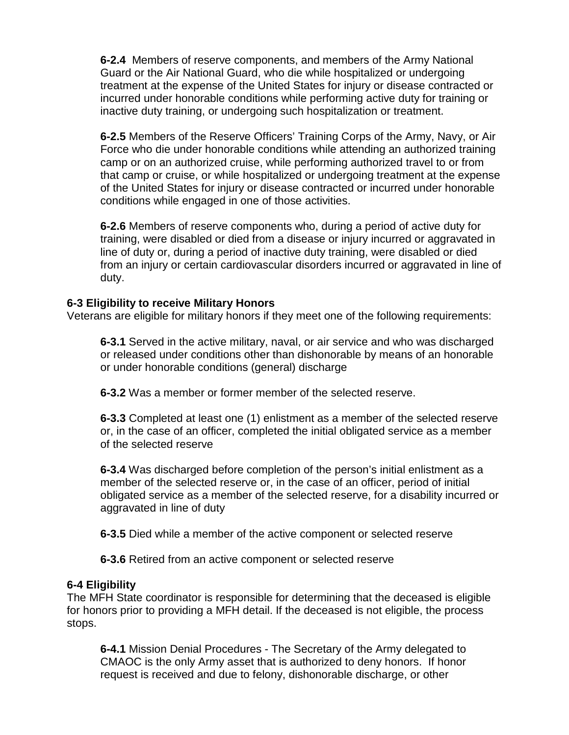**6-2.4** Members of reserve components, and members of the Army National Guard or the Air National Guard, who die while hospitalized or undergoing treatment at the expense of the United States for injury or disease contracted or incurred under honorable conditions while performing active duty for training or inactive duty training, or undergoing such hospitalization or treatment.

**6-2.5** Members of the Reserve Officers' Training Corps of the Army, Navy, or Air Force who die under honorable conditions while attending an authorized training camp or on an authorized cruise, while performing authorized travel to or from that camp or cruise, or while hospitalized or undergoing treatment at the expense of the United States for injury or disease contracted or incurred under honorable conditions while engaged in one of those activities.

**6-2.6** Members of reserve components who, during a period of active duty for training, were disabled or died from a disease or injury incurred or aggravated in line of duty or, during a period of inactive duty training, were disabled or died from an injury or certain cardiovascular disorders incurred or aggravated in line of duty.

**6-3 Eligibility to receive Military Honors**

Veterans are eligible for military honors if they meet one of the following requirements:

**6-3.1** Served in the active military, naval, or air service and who was discharged or released under conditions other than dishonorable by means of an honorable or under honorable conditions (general) discharge

**6-3.2** Was a member or former member of the selected reserve.

**6-3.3** Completed at least one (1) enlistment as a member of the selected reserve or, in the case of an officer, completed the initial obligated service as a member of the selected reserve

**6-3.4** Was discharged before completion of the person's initial enlistment as a member of the selected reserve or, in the case of an officer, period of initial obligated service as a member of the selected reserve, for a disability incurred or aggravated in line of duty

**6-3.5** Died while a member of the active component or selected reserve

**6-3.6** Retired from an active component or selected reserve

**6-4 Eligibility**

The MFH State coordinator is responsible for determining that the deceased is eligible for honors prior to providing a MFH detail. If the deceased is not eligible, the process stops.

**6-4.1** Mission Denial Procedures - The Secretary of the Army delegated to CMAOC is the only Army asset that is authorized to deny honors. If honor request is received and due to felony, dishonorable discharge, or other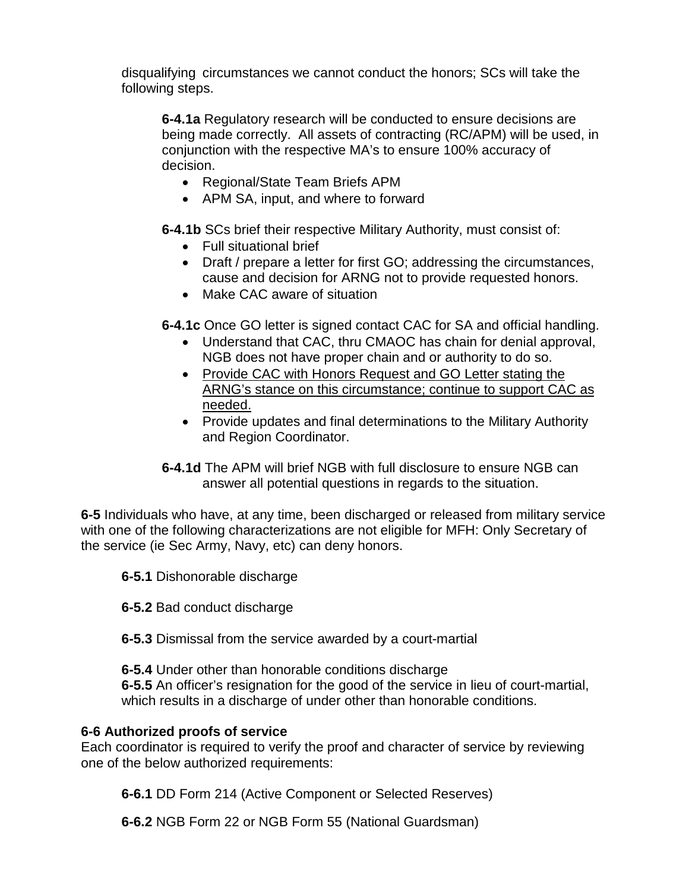disqualifying circumstances we cannot conduct the honors; SCs will take the following steps.

**6-4.1a** Regulatory research will be conducted to ensure decisions are being made correctly. All assets of contracting (RC/APM) will be used, in conjunction with the respective MA's to ensure 100% accuracy of decision.

- Regional/State Team Briefs APM
- APM SA, input, and where to forward

**6-4.1b** SCs brief their respective Military Authority, must consist of:

- Full situational brief
- Draft / prepare a letter for first GO; addressing the circumstances, cause and decision for ARNG not to provide requested honors.
- Make CAC aware of situation

**6-4.1c** Once GO letter is signed contact CAC for SA and official handling.

- Understand that CAC, thru CMAOC has chain for denial approval, NGB does not have proper chain and or authority to do so.
- <u>Provide CAC with Honors Request and GO Letter stating the ARNG's stance on this circumstance; continue to support CAC as needed.</u>
- Provide updates and final determinations to the Military Authority and Region Coordinator.

**6-4.1d** The APM will brief NGB with full disclosure to ensure NGB can answer all potential questions in regards to the situation.

**6-5** Individuals who have, at any time, been discharged or released from military service with one of the following characterizations are not eligible for MFH: Only Secretary of the service (ie Sec Army, Navy, etc) can deny honors.

**6-5.1** Dishonorable discharge

**6-5.2** Bad conduct discharge

**6-5.3** Dismissal from the service awarded by a court-martial

**6-5.4** Under other than honorable conditions discharge

**6-5.5** An officer's resignation for the good of the service in lieu of court-martial, which results in a discharge of under other than honorable conditions.

**6-6 Authorized proofs of service**

Each coordinator is required to verify the proof and character of service by reviewing one of the below authorized requirements:

**6-6.1** DD Form 214 (Active Component or Selected Reserves)

**6-6.2** NGB Form 22 or NGB Form 55 (National Guardsman)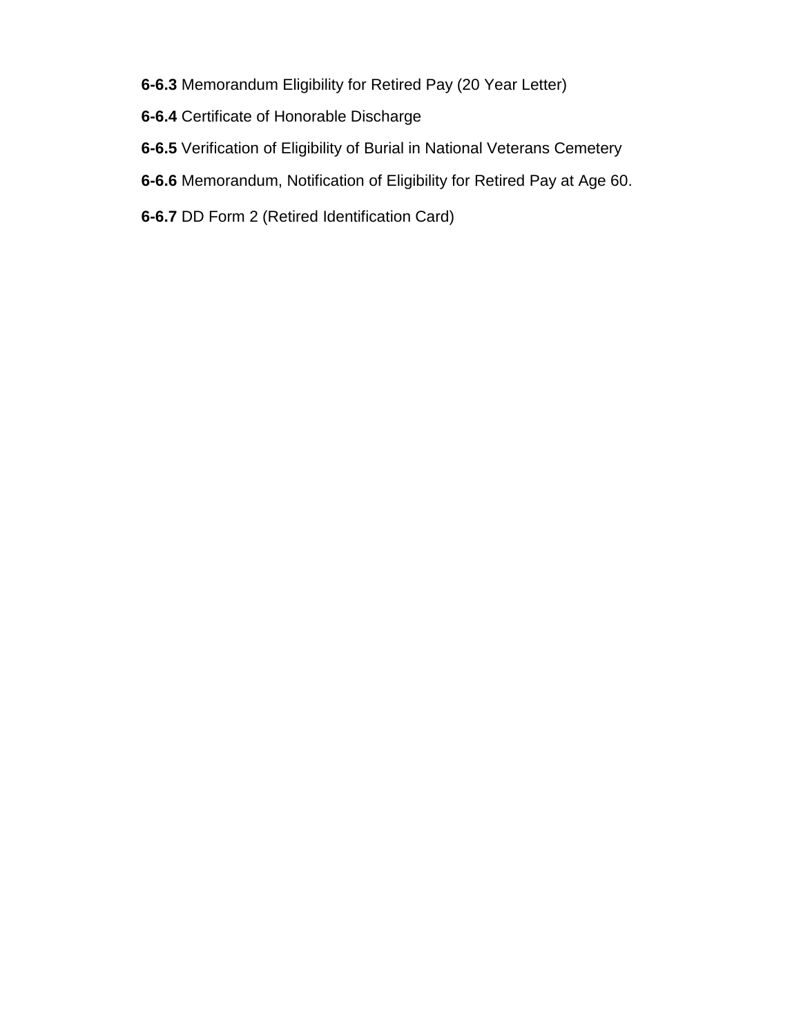**6-6.3** Memorandum Eligibility for Retired Pay (20 Year Letter)

**6-6.4** Certificate of Honorable Discharge

**6-6.5** Verification of Eligibility of Burial in National Veterans Cemetery

**6-6.6** Memorandum, Notification of Eligibility for Retired Pay at Age 60.

**6-6.7** DD Form 2 (Retired Identification Card)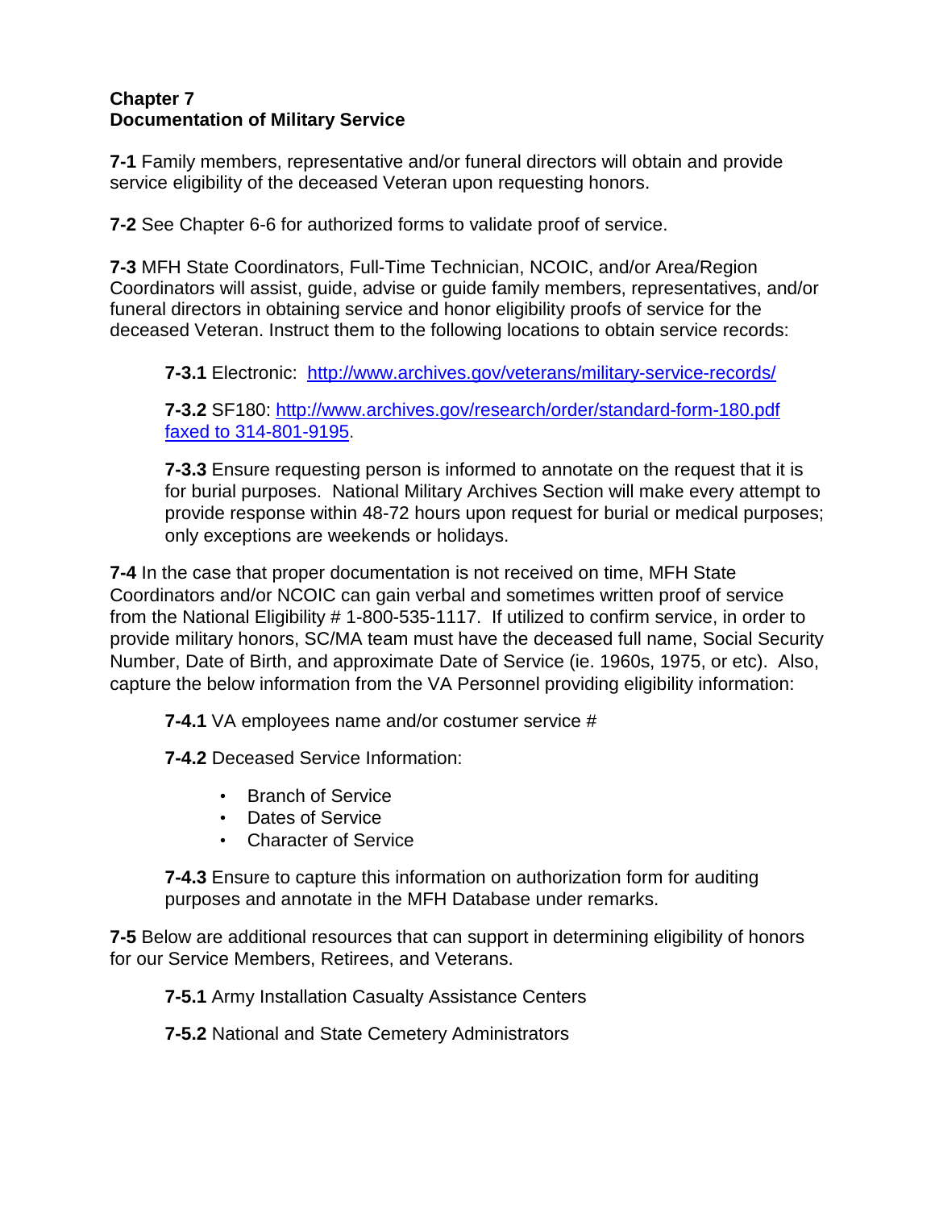## Chapter 7
## Documentation of Military Service

**7-1** Family members, representative and/or funeral directors will obtain and provide service eligibility of the deceased Veteran upon requesting honors.

**7-2** See Chapter 6-6 for authorized forms to validate proof of service.

**7-3** MFH State Coordinators, Full-Time Technician, NCOIC, and/or Area/Region Coordinators will assist, guide, advise or guide family members, representatives, and/or funeral directors in obtaining service and honor eligibility proofs of service for the deceased Veteran. Instruct them to the following locations to obtain service records:

> **7-3.1** Electronic: http://www.archives.gov/veterans/military-service-records/
>
> **7-3.2** SF180: http://www.archives.gov/research/order/standard-form-180.pdf faxed to 314-801-9195.
>
> **7-3.3** Ensure requesting person is informed to annotate on the request that it is for burial purposes. National Military Archives Section will make every attempt to provide response within 48-72 hours upon request for burial or medical purposes; only exceptions are weekends or holidays.

**7-4** In the case that proper documentation is not received on time, MFH State Coordinators and/or NCOIC can gain verbal and sometimes written proof of service from the National Eligibility # 1-800-535-1117. If utilized to confirm service, in order to provide military honors, SC/MA team must have the deceased full name, Social Security Number, Date of Birth, and approximate Date of Service (ie. 1960s, 1975, or etc). Also, capture the below information from the VA Personnel providing eligibility information:

> **7-4.1** VA employees name and/or costumer service #
>
> **7-4.2** Deceased Service Information:
>
> - Branch of Service
> - Dates of Service
> - Character of Service
>
> **7-4.3** Ensure to capture this information on authorization form for auditing purposes and annotate in the MFH Database under remarks.

**7-5** Below are additional resources that can support in determining eligibility of honors for our Service Members, Retirees, and Veterans.

> **7-5.1** Army Installation Casualty Assistance Centers
>
> **7-5.2** National and State Cemetery Administrators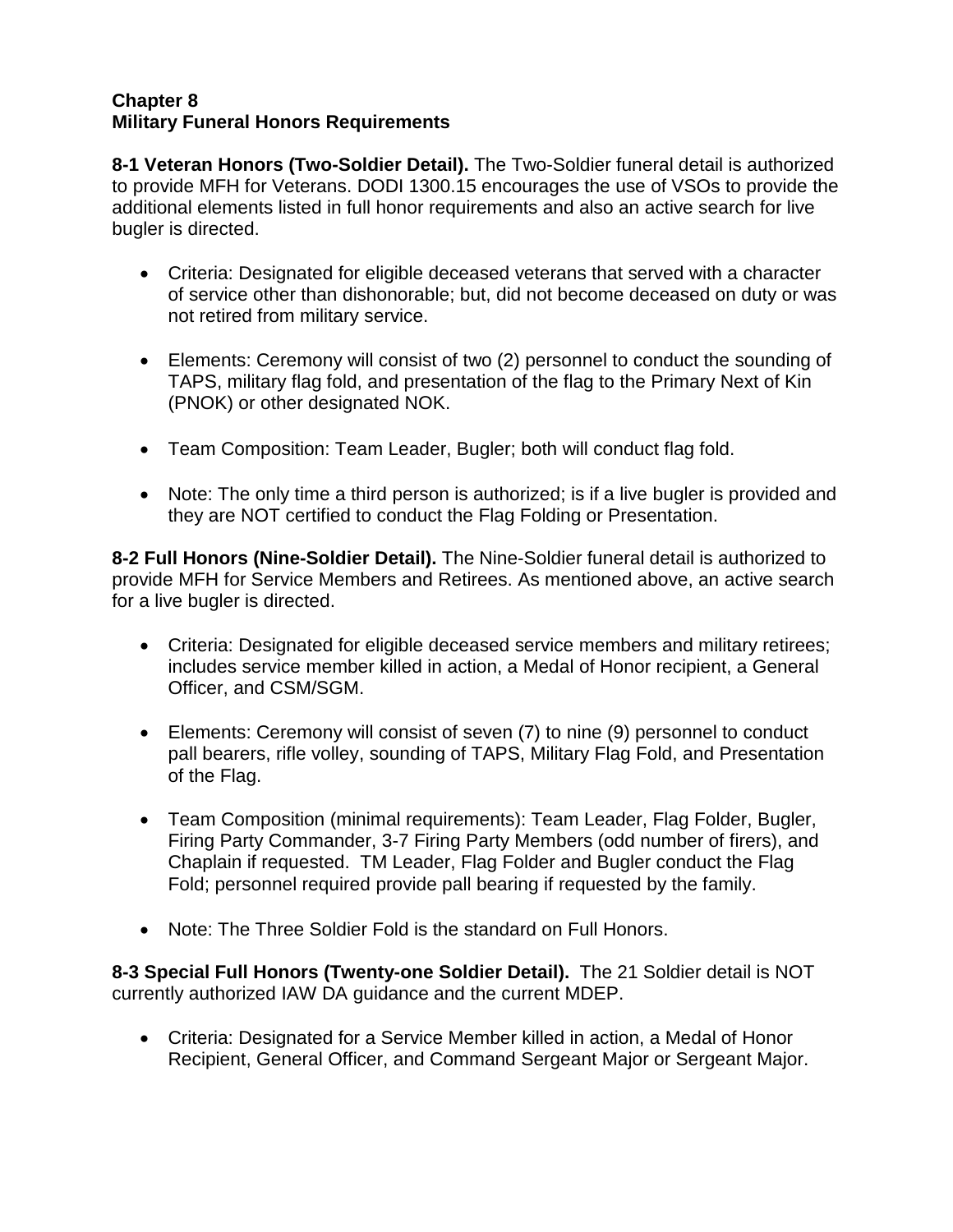# Chapter 8
# Military Funeral Honors Requirements

**8-1 Veteran Honors (Two-Soldier Detail).** The Two-Soldier funeral detail is authorized to provide MFH for Veterans. DODI 1300.15 encourages the use of VSOs to provide the additional elements listed in full honor requirements and also an active search for live bugler is directed.

- Criteria: Designated for eligible deceased veterans that served with a character of service other than dishonorable; but, did not become deceased on duty or was not retired from military service.

- Elements: Ceremony will consist of two (2) personnel to conduct the sounding of TAPS, military flag fold, and presentation of the flag to the Primary Next of Kin (PNOK) or other designated NOK.

- Team Composition: Team Leader, Bugler; both will conduct flag fold.

- Note: The only time a third person is authorized; is if a live bugler is provided and they are NOT certified to conduct the Flag Folding or Presentation.

**8-2 Full Honors (Nine-Soldier Detail).** The Nine-Soldier funeral detail is authorized to provide MFH for Service Members and Retirees. As mentioned above, an active search for a live bugler is directed.

- Criteria: Designated for eligible deceased service members and military retirees; includes service member killed in action, a Medal of Honor recipient, a General Officer, and CSM/SGM.

- Elements: Ceremony will consist of seven (7) to nine (9) personnel to conduct pall bearers, rifle volley, sounding of TAPS, Military Flag Fold, and Presentation of the Flag.

- Team Composition (minimal requirements): Team Leader, Flag Folder, Bugler, Firing Party Commander, 3-7 Firing Party Members (odd number of firers), and Chaplain if requested. TM Leader, Flag Folder and Bugler conduct the Flag Fold; personnel required provide pall bearing if requested by the family.

- Note: The Three Soldier Fold is the standard on Full Honors.

**8-3 Special Full Honors (Twenty-one Soldier Detail).** The 21 Soldier detail is NOT currently authorized IAW DA guidance and the current MDEP.

- Criteria: Designated for a Service Member killed in action, a Medal of Honor Recipient, General Officer, and Command Sergeant Major or Sergeant Major.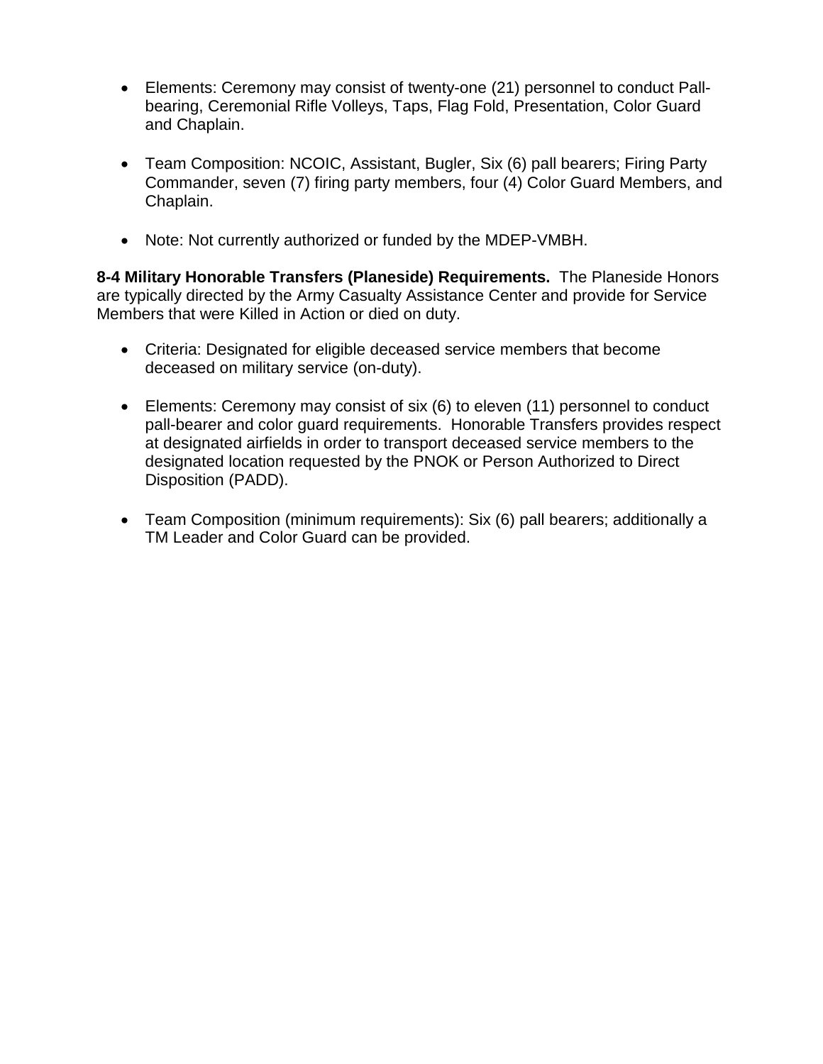- Elements: Ceremony may consist of twenty-one (21) personnel to conduct Pall-bearing, Ceremonial Rifle Volleys, Taps, Flag Fold, Presentation, Color Guard and Chaplain.

- Team Composition: NCOIC, Assistant, Bugler, Six (6) pall bearers; Firing Party Commander, seven (7) firing party members, four (4) Color Guard Members, and Chaplain.

- Note: Not currently authorized or funded by the MDEP-VMBH.

**8-4 Military Honorable Transfers (Planeside) Requirements.** The Planeside Honors are typically directed by the Army Casualty Assistance Center and provide for Service Members that were Killed in Action or died on duty.

- Criteria: Designated for eligible deceased service members that become deceased on military service (on-duty).

- Elements: Ceremony may consist of six (6) to eleven (11) personnel to conduct pall-bearer and color guard requirements. Honorable Transfers provides respect at designated airfields in order to transport deceased service members to the designated location requested by the PNOK or Person Authorized to Direct Disposition (PADD).

- Team Composition (minimum requirements): Six (6) pall bearers; additionally a TM Leader and Color Guard can be provided.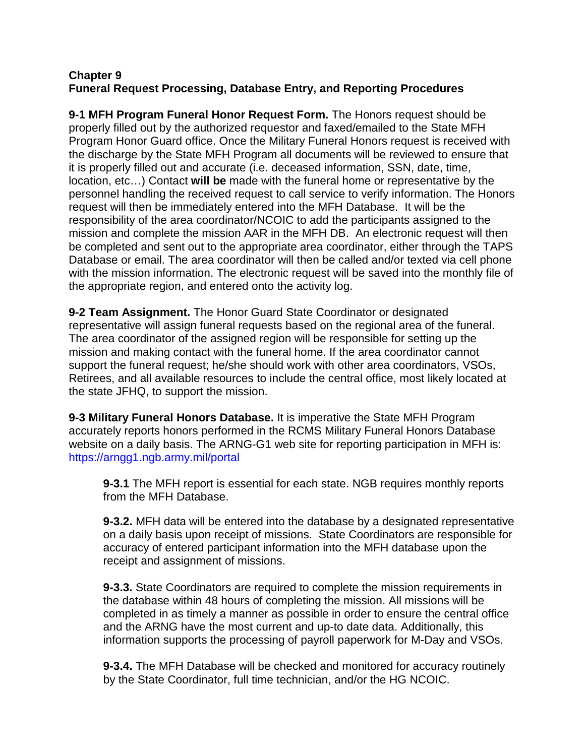## Chapter 9
## Funeral Request Processing, Database Entry, and Reporting Procedures

**9-1 MFH Program Funeral Honor Request Form.** The Honors request should be properly filled out by the authorized requestor and faxed/emailed to the State MFH Program Honor Guard office. Once the Military Funeral Honors request is received with the discharge by the State MFH Program all documents will be reviewed to ensure that it is properly filled out and accurate (i.e. deceased information, SSN, date, time, location, etc…) Contact **will be** made with the funeral home or representative by the personnel handling the received request to call service to verify information. The Honors request will then be immediately entered into the MFH Database. It will be the responsibility of the area coordinator/NCOIC to add the participants assigned to the mission and complete the mission AAR in the MFH DB. An electronic request will then be completed and sent out to the appropriate area coordinator, either through the TAPS Database or email. The area coordinator will then be called and/or texted via cell phone with the mission information. The electronic request will be saved into the monthly file of the appropriate region, and entered onto the activity log.

**9-2 Team Assignment.** The Honor Guard State Coordinator or designated representative will assign funeral requests based on the regional area of the funeral. The area coordinator of the assigned region will be responsible for setting up the mission and making contact with the funeral home. If the area coordinator cannot support the funeral request; he/she should work with other area coordinators, VSOs, Retirees, and all available resources to include the central office, most likely located at the state JFHQ, to support the mission.

**9-3 Military Funeral Honors Database.** It is imperative the State MFH Program accurately reports honors performed in the RCMS Military Funeral Honors Database website on a daily basis. The ARNG-G1 web site for reporting participation in MFH is: https://arngg1.ngb.army.mil/portal

**9-3.1** The MFH report is essential for each state. NGB requires monthly reports from the MFH Database.

**9-3.2.** MFH data will be entered into the database by a designated representative on a daily basis upon receipt of missions. State Coordinators are responsible for accuracy of entered participant information into the MFH database upon the receipt and assignment of missions.

**9-3.3.** State Coordinators are required to complete the mission requirements in the database within 48 hours of completing the mission. All missions will be completed in as timely a manner as possible in order to ensure the central office and the ARNG have the most current and up-to date data. Additionally, this information supports the processing of payroll paperwork for M-Day and VSOs.

**9-3.4.** The MFH Database will be checked and monitored for accuracy routinely by the State Coordinator, full time technician, and/or the HG NCOIC.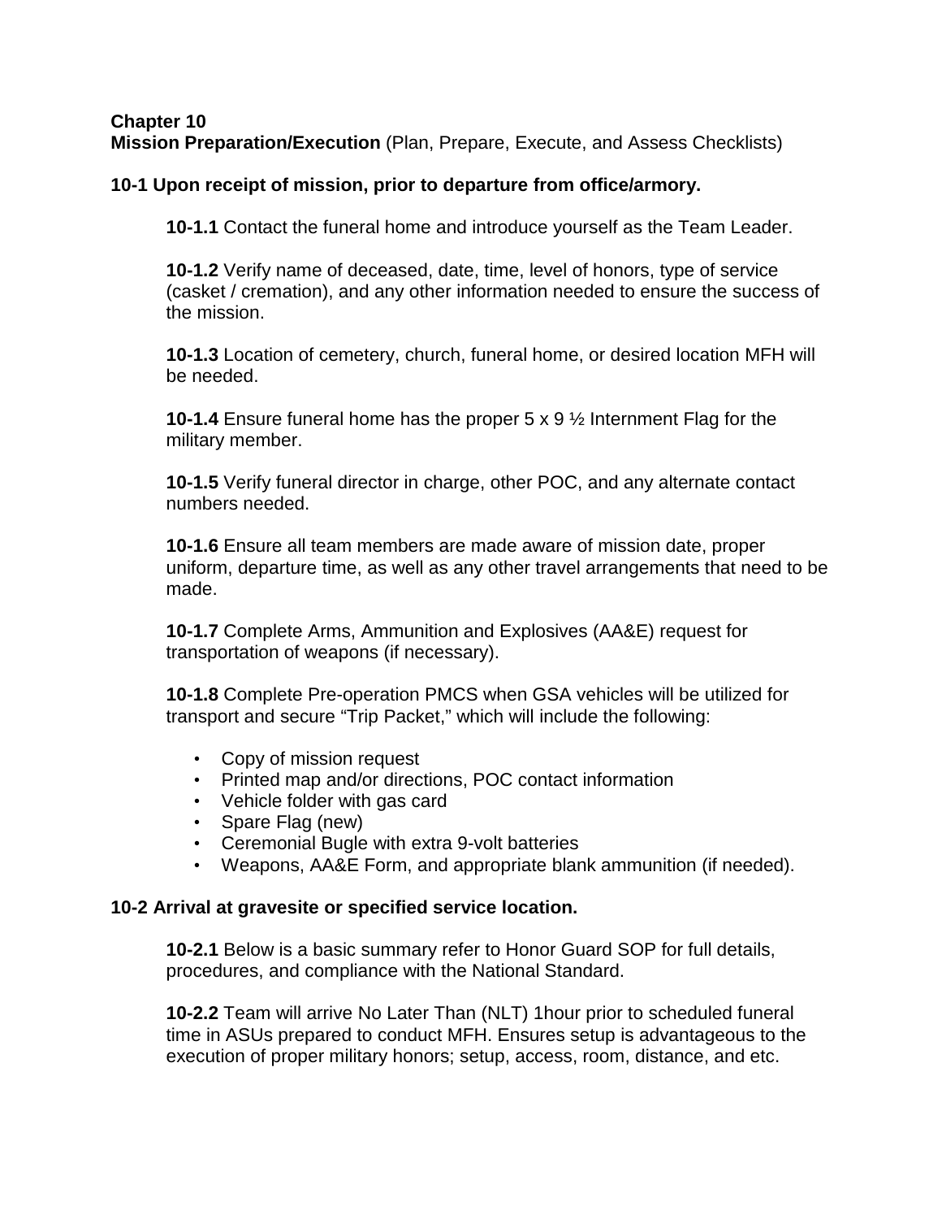**Chapter 10**
**Mission Preparation/Execution** (Plan, Prepare, Execute, and Assess Checklists)

**10-1 Upon receipt of mission, prior to departure from office/armory.**

**10-1.1** Contact the funeral home and introduce yourself as the Team Leader.

**10-1.2** Verify name of deceased, date, time, level of honors, type of service (casket / cremation), and any other information needed to ensure the success of the mission.

**10-1.3** Location of cemetery, church, funeral home, or desired location MFH will be needed.

**10-1.4** Ensure funeral home has the proper 5 x 9 ½ Internment Flag for the military member.

**10-1.5** Verify funeral director in charge, other POC, and any alternate contact numbers needed.

**10-1.6** Ensure all team members are made aware of mission date, proper uniform, departure time, as well as any other travel arrangements that need to be made.

**10-1.7** Complete Arms, Ammunition and Explosives (AA&E) request for transportation of weapons (if necessary).

**10-1.8** Complete Pre-operation PMCS when GSA vehicles will be utilized for transport and secure “Trip Packet,” which will include the following:

- Copy of mission request
- Printed map and/or directions, POC contact information
- Vehicle folder with gas card
- Spare Flag (new)
- Ceremonial Bugle with extra 9-volt batteries
- Weapons, AA&E Form, and appropriate blank ammunition (if needed).

**10-2 Arrival at gravesite or specified service location.**

**10-2.1** Below is a basic summary refer to Honor Guard SOP for full details, procedures, and compliance with the National Standard.

**10-2.2** Team will arrive No Later Than (NLT) 1hour prior to scheduled funeral time in ASUs prepared to conduct MFH. Ensures setup is advantageous to the execution of proper military honors; setup, access, room, distance, and etc.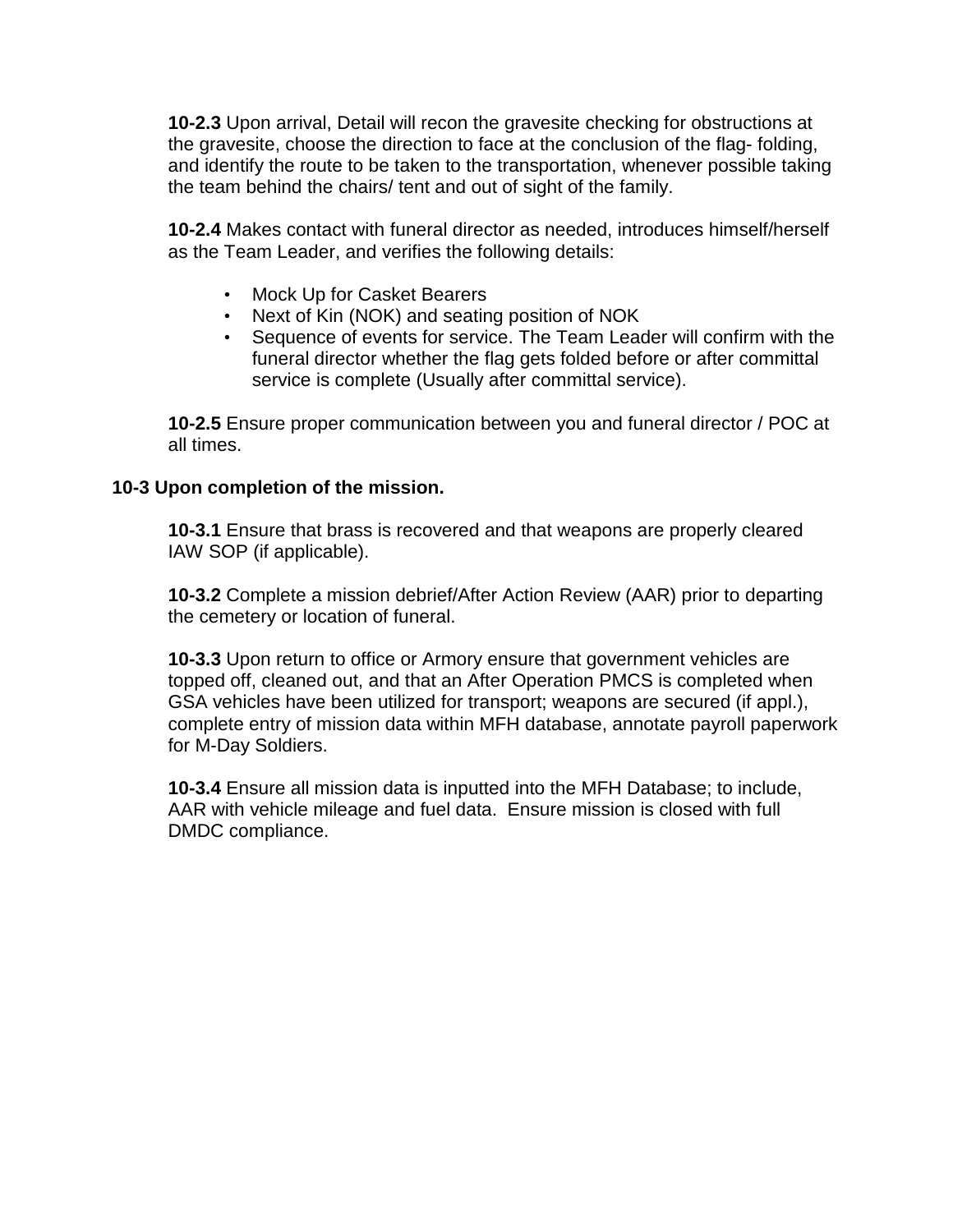**10-2.3** Upon arrival, Detail will recon the gravesite checking for obstructions at the gravesite, choose the direction to face at the conclusion of the flag- folding, and identify the route to be taken to the transportation, whenever possible taking the team behind the chairs/ tent and out of sight of the family.

**10-2.4** Makes contact with funeral director as needed, introduces himself/herself as the Team Leader, and verifies the following details:

- Mock Up for Casket Bearers
- Next of Kin (NOK) and seating position of NOK
- Sequence of events for service. The Team Leader will confirm with the funeral director whether the flag gets folded before or after committal service is complete (Usually after committal service).

**10-2.5** Ensure proper communication between you and funeral director / POC at all times.

**10-3 Upon completion of the mission.**

**10-3.1** Ensure that brass is recovered and that weapons are properly cleared IAW SOP (if applicable).

**10-3.2** Complete a mission debrief/After Action Review (AAR) prior to departing the cemetery or location of funeral.

**10-3.3** Upon return to office or Armory ensure that government vehicles are topped off, cleaned out, and that an After Operation PMCS is completed when GSA vehicles have been utilized for transport; weapons are secured (if appl.), complete entry of mission data within MFH database, annotate payroll paperwork for M-Day Soldiers.

**10-3.4** Ensure all mission data is inputted into the MFH Database; to include, AAR with vehicle mileage and fuel data. Ensure mission is closed with full DMDC compliance.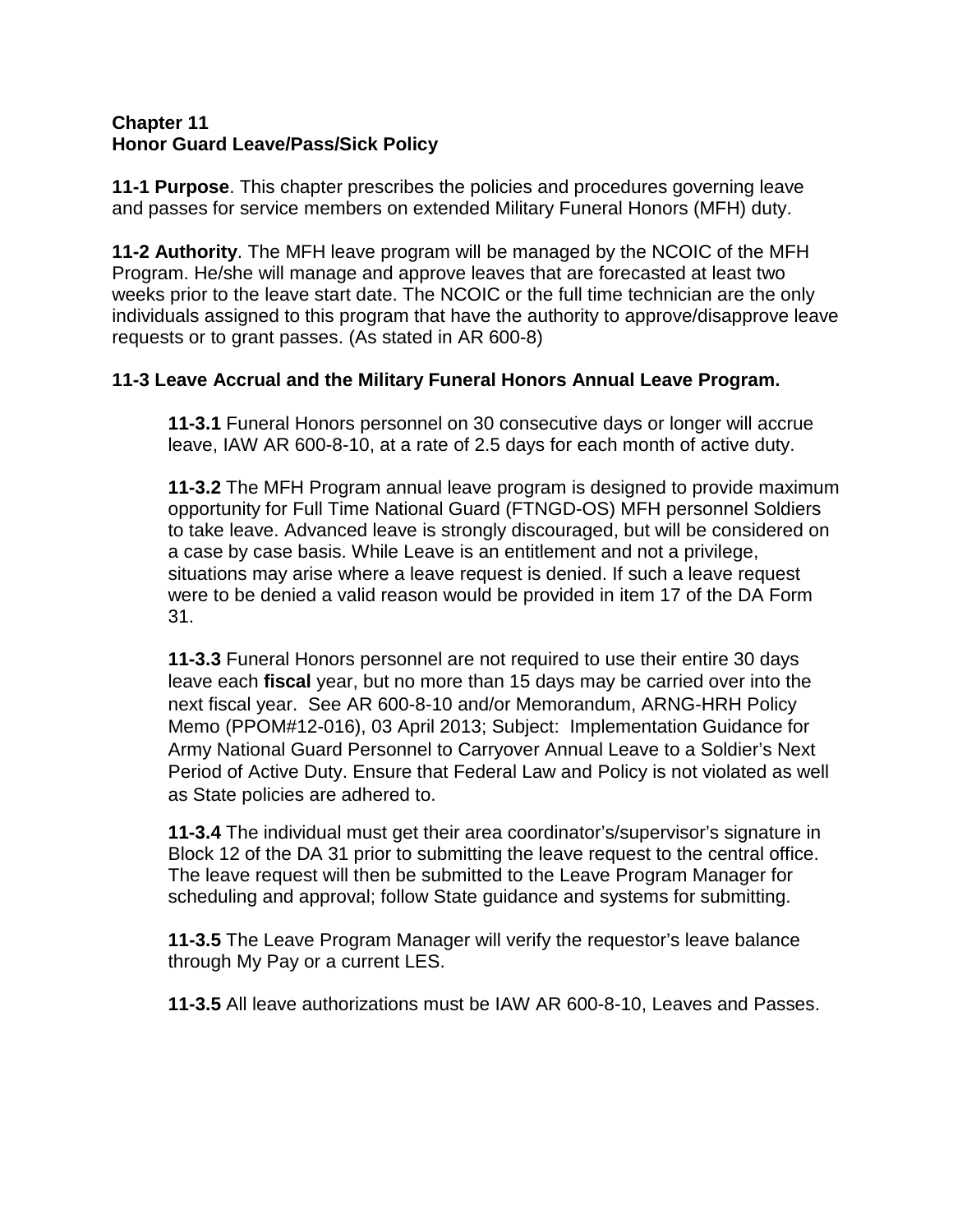**Chapter 11**
**Honor Guard Leave/Pass/Sick Policy**

**11-1 Purpose**. This chapter prescribes the policies and procedures governing leave and passes for service members on extended Military Funeral Honors (MFH) duty.

**11-2 Authority**. The MFH leave program will be managed by the NCOIC of the MFH Program. He/she will manage and approve leaves that are forecasted at least two weeks prior to the leave start date. The NCOIC or the full time technician are the only individuals assigned to this program that have the authority to approve/disapprove leave requests or to grant passes. (As stated in AR 600-8)

**11-3 Leave Accrual and the Military Funeral Honors Annual Leave Program.**

**11-3.1** Funeral Honors personnel on 30 consecutive days or longer will accrue leave, IAW AR 600-8-10, at a rate of 2.5 days for each month of active duty.

**11-3.2** The MFH Program annual leave program is designed to provide maximum opportunity for Full Time National Guard (FTNGD-OS) MFH personnel Soldiers to take leave. Advanced leave is strongly discouraged, but will be considered on a case by case basis. While Leave is an entitlement and not a privilege, situations may arise where a leave request is denied. If such a leave request were to be denied a valid reason would be provided in item 17 of the DA Form 31.

**11-3.3** Funeral Honors personnel are not required to use their entire 30 days leave each **fiscal** year, but no more than 15 days may be carried over into the next fiscal year. See AR 600-8-10 and/or Memorandum, ARNG-HRH Policy Memo (PPOM#12-016), 03 April 2013; Subject: Implementation Guidance for Army National Guard Personnel to Carryover Annual Leave to a Soldier's Next Period of Active Duty. Ensure that Federal Law and Policy is not violated as well as State policies are adhered to.

**11-3.4** The individual must get their area coordinator's/supervisor's signature in Block 12 of the DA 31 prior to submitting the leave request to the central office. The leave request will then be submitted to the Leave Program Manager for scheduling and approval; follow State guidance and systems for submitting.

**11-3.5** The Leave Program Manager will verify the requestor's leave balance through My Pay or a current LES.

**11-3.5** All leave authorizations must be IAW AR 600-8-10, Leaves and Passes.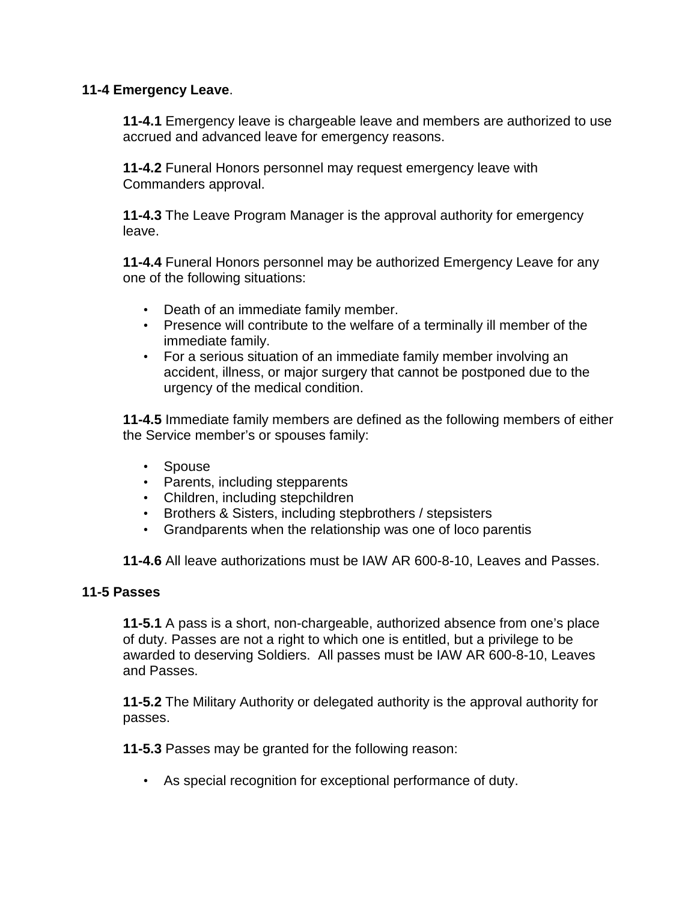**11-4 Emergency Leave**.

**11-4.1** Emergency leave is chargeable leave and members are authorized to use accrued and advanced leave for emergency reasons.

**11-4.2** Funeral Honors personnel may request emergency leave with Commanders approval.

**11-4.3** The Leave Program Manager is the approval authority for emergency leave.

**11-4.4** Funeral Honors personnel may be authorized Emergency Leave for any one of the following situations:

- Death of an immediate family member.
- Presence will contribute to the welfare of a terminally ill member of the immediate family.
- For a serious situation of an immediate family member involving an accident, illness, or major surgery that cannot be postponed due to the urgency of the medical condition.

**11-4.5** Immediate family members are defined as the following members of either the Service member's or spouses family:

- Spouse
- Parents, including stepparents
- Children, including stepchildren
- Brothers & Sisters, including stepbrothers / stepsisters
- Grandparents when the relationship was one of loco parentis

**11-4.6** All leave authorizations must be IAW AR 600-8-10, Leaves and Passes.

**11-5 Passes**

**11-5.1** A pass is a short, non-chargeable, authorized absence from one's place of duty. Passes are not a right to which one is entitled, but a privilege to be awarded to deserving Soldiers. All passes must be IAW AR 600-8-10, Leaves and Passes.

**11-5.2** The Military Authority or delegated authority is the approval authority for passes.

**11-5.3** Passes may be granted for the following reason:

- As special recognition for exceptional performance of duty.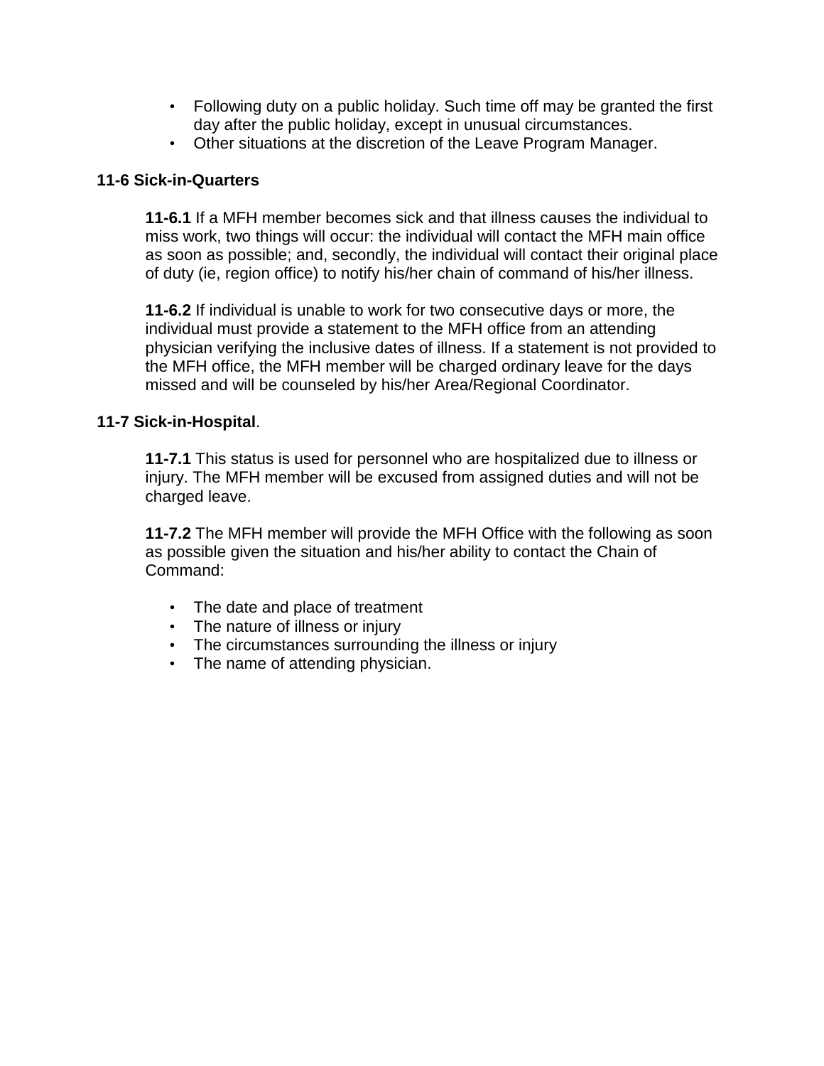- Following duty on a public holiday. Such time off may be granted the first day after the public holiday, except in unusual circumstances.
- Other situations at the discretion of the Leave Program Manager.

### 11-6 Sick-in-Quarters

**11-6.1** If a MFH member becomes sick and that illness causes the individual to miss work, two things will occur: the individual will contact the MFH main office as soon as possible; and, secondly, the individual will contact their original place of duty (ie, region office) to notify his/her chain of command of his/her illness.

**11-6.2** If individual is unable to work for two consecutive days or more, the individual must provide a statement to the MFH office from an attending physician verifying the inclusive dates of illness. If a statement is not provided to the MFH office, the MFH member will be charged ordinary leave for the days missed and will be counseled by his/her Area/Regional Coordinator.

### 11-7 Sick-in-Hospital.

**11-7.1** This status is used for personnel who are hospitalized due to illness or injury. The MFH member will be excused from assigned duties and will not be charged leave.

**11-7.2** The MFH member will provide the MFH Office with the following as soon as possible given the situation and his/her ability to contact the Chain of Command:

- The date and place of treatment
- The nature of illness or injury
- The circumstances surrounding the illness or injury
- The name of attending physician.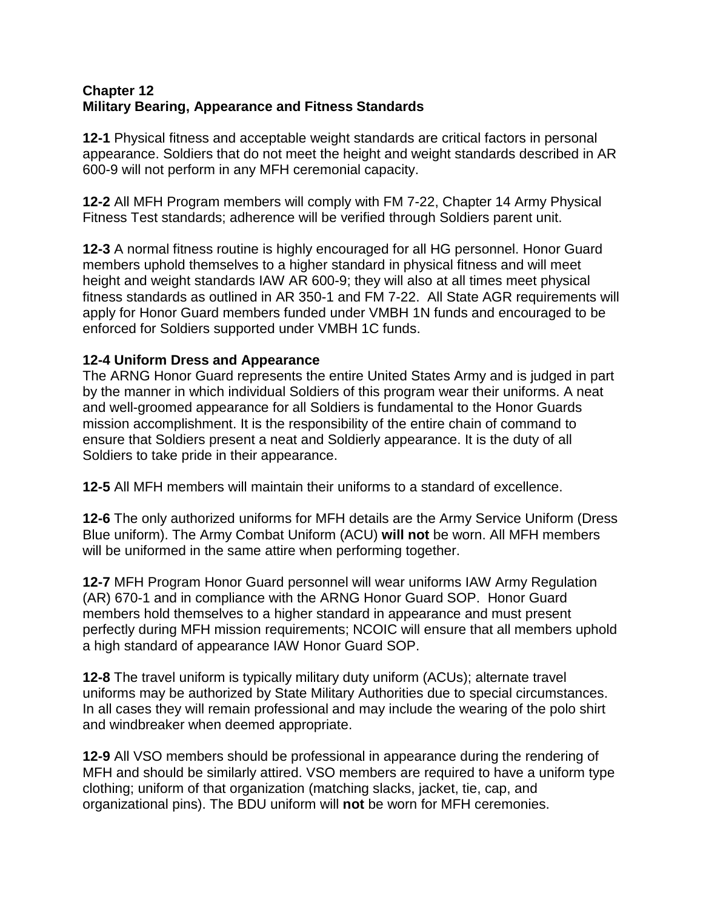# Chapter 12
## Military Bearing, Appearance and Fitness Standards

**12-1** Physical fitness and acceptable weight standards are critical factors in personal appearance. Soldiers that do not meet the height and weight standards described in AR 600-9 will not perform in any MFH ceremonial capacity.

**12-2** All MFH Program members will comply with FM 7-22, Chapter 14 Army Physical Fitness Test standards; adherence will be verified through Soldiers parent unit.

**12-3** A normal fitness routine is highly encouraged for all HG personnel. Honor Guard members uphold themselves to a higher standard in physical fitness and will meet height and weight standards IAW AR 600-9; they will also at all times meet physical fitness standards as outlined in AR 350-1 and FM 7-22. All State AGR requirements will apply for Honor Guard members funded under VMBH 1N funds and encouraged to be enforced for Soldiers supported under VMBH 1C funds.

**12-4 Uniform Dress and Appearance**
The ARNG Honor Guard represents the entire United States Army and is judged in part by the manner in which individual Soldiers of this program wear their uniforms. A neat and well-groomed appearance for all Soldiers is fundamental to the Honor Guards mission accomplishment. It is the responsibility of the entire chain of command to ensure that Soldiers present a neat and Soldierly appearance. It is the duty of all Soldiers to take pride in their appearance.

**12-5** All MFH members will maintain their uniforms to a standard of excellence.

**12-6** The only authorized uniforms for MFH details are the Army Service Uniform (Dress Blue uniform). The Army Combat Uniform (ACU) **will not** be worn. All MFH members will be uniformed in the same attire when performing together.

**12-7** MFH Program Honor Guard personnel will wear uniforms IAW Army Regulation (AR) 670-1 and in compliance with the ARNG Honor Guard SOP. Honor Guard members hold themselves to a higher standard in appearance and must present perfectly during MFH mission requirements; NCOIC will ensure that all members uphold a high standard of appearance IAW Honor Guard SOP.

**12-8** The travel uniform is typically military duty uniform (ACUs); alternate travel uniforms may be authorized by State Military Authorities due to special circumstances. In all cases they will remain professional and may include the wearing of the polo shirt and windbreaker when deemed appropriate.

**12-9** All VSO members should be professional in appearance during the rendering of MFH and should be similarly attired. VSO members are required to have a uniform type clothing; uniform of that organization (matching slacks, jacket, tie, cap, and organizational pins). The BDU uniform will **not** be worn for MFH ceremonies.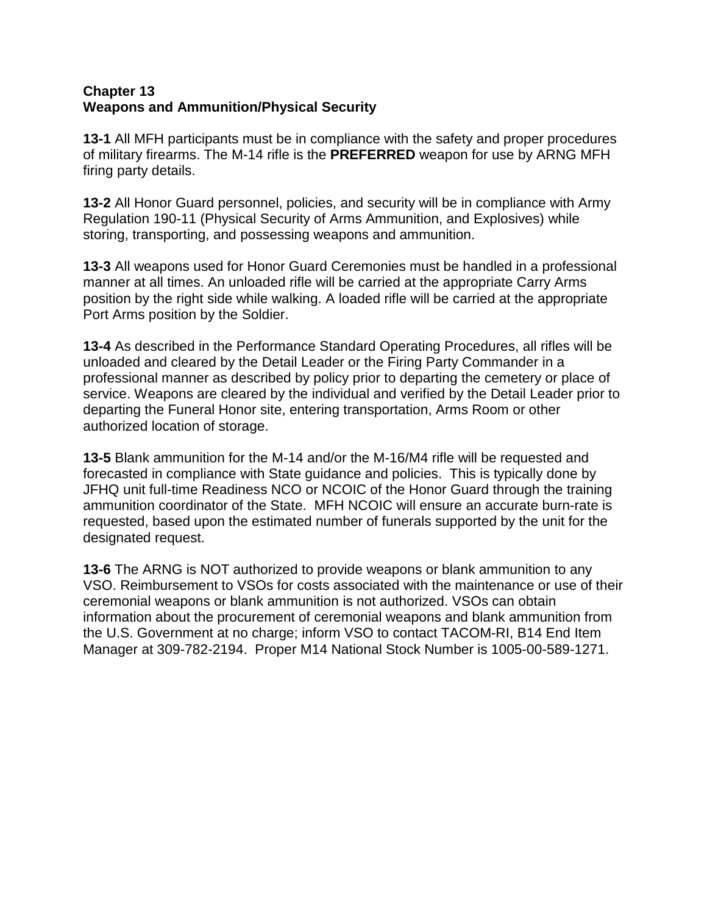## Chapter 13
## Weapons and Ammunition/Physical Security

**13-1** All MFH participants must be in compliance with the safety and proper procedures of military firearms. The M-14 rifle is the **PREFERRED** weapon for use by ARNG MFH firing party details.

**13-2** All Honor Guard personnel, policies, and security will be in compliance with Army Regulation 190-11 (Physical Security of Arms Ammunition, and Explosives) while storing, transporting, and possessing weapons and ammunition.

**13-3** All weapons used for Honor Guard Ceremonies must be handled in a professional manner at all times. An unloaded rifle will be carried at the appropriate Carry Arms position by the right side while walking. A loaded rifle will be carried at the appropriate Port Arms position by the Soldier.

**13-4** As described in the Performance Standard Operating Procedures, all rifles will be unloaded and cleared by the Detail Leader or the Firing Party Commander in a professional manner as described by policy prior to departing the cemetery or place of service. Weapons are cleared by the individual and verified by the Detail Leader prior to departing the Funeral Honor site, entering transportation, Arms Room or other authorized location of storage.

**13-5** Blank ammunition for the M-14 and/or the M-16/M4 rifle will be requested and forecasted in compliance with State guidance and policies. This is typically done by JFHQ unit full-time Readiness NCO or NCOIC of the Honor Guard through the training ammunition coordinator of the State. MFH NCOIC will ensure an accurate burn-rate is requested, based upon the estimated number of funerals supported by the unit for the designated request.

**13-6** The ARNG is NOT authorized to provide weapons or blank ammunition to any VSO. Reimbursement to VSOs for costs associated with the maintenance or use of their ceremonial weapons or blank ammunition is not authorized. VSOs can obtain information about the procurement of ceremonial weapons and blank ammunition from the U.S. Government at no charge; inform VSO to contact TACOM-RI, B14 End Item Manager at 309-782-2194. Proper M14 National Stock Number is 1005-00-589-1271.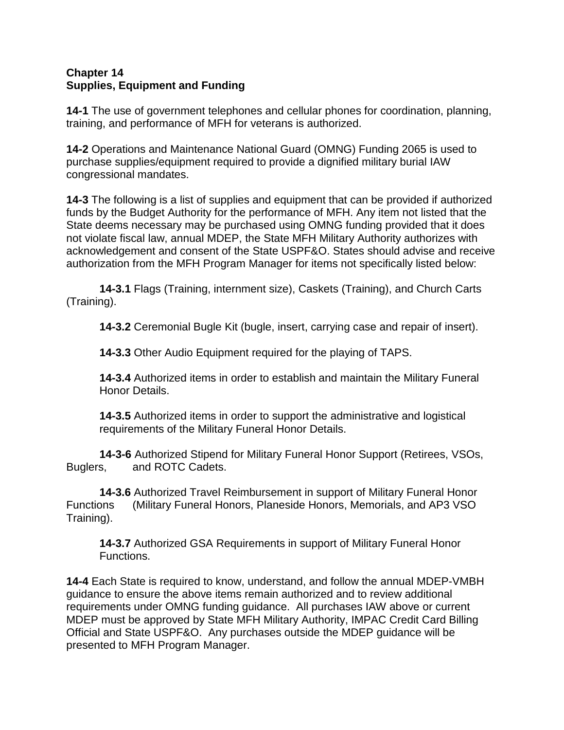# Chapter 14
# Supplies, Equipment and Funding

**14-1** The use of government telephones and cellular phones for coordination, planning, training, and performance of MFH for veterans is authorized.

**14-2** Operations and Maintenance National Guard (OMNG) Funding 2065 is used to purchase supplies/equipment required to provide a dignified military burial IAW congressional mandates.

**14-3** The following is a list of supplies and equipment that can be provided if authorized funds by the Budget Authority for the performance of MFH. Any item not listed that the State deems necessary may be purchased using OMNG funding provided that it does not violate fiscal law, annual MDEP, the State MFH Military Authority authorizes with acknowledgement and consent of the State USPF&O. States should advise and receive authorization from the MFH Program Manager for items not specifically listed below:

**14-3.1** Flags (Training, internment size), Caskets (Training), and Church Carts (Training).

**14-3.2** Ceremonial Bugle Kit (bugle, insert, carrying case and repair of insert).

**14-3.3** Other Audio Equipment required for the playing of TAPS.

**14-3.4** Authorized items in order to establish and maintain the Military Funeral Honor Details.

**14-3.5** Authorized items in order to support the administrative and logistical requirements of the Military Funeral Honor Details.

**14-3-6** Authorized Stipend for Military Funeral Honor Support (Retirees, VSOs, Buglers, and ROTC Cadets.

**14-3.6** Authorized Travel Reimbursement in support of Military Funeral Honor Functions (Military Funeral Honors, Planeside Honors, Memorials, and AP3 VSO Training).

**14-3.7** Authorized GSA Requirements in support of Military Funeral Honor Functions.

**14-4** Each State is required to know, understand, and follow the annual MDEP-VMBH guidance to ensure the above items remain authorized and to review additional requirements under OMNG funding guidance. All purchases IAW above or current MDEP must be approved by State MFH Military Authority, IMPAC Credit Card Billing Official and State USPF&O. Any purchases outside the MDEP guidance will be presented to MFH Program Manager.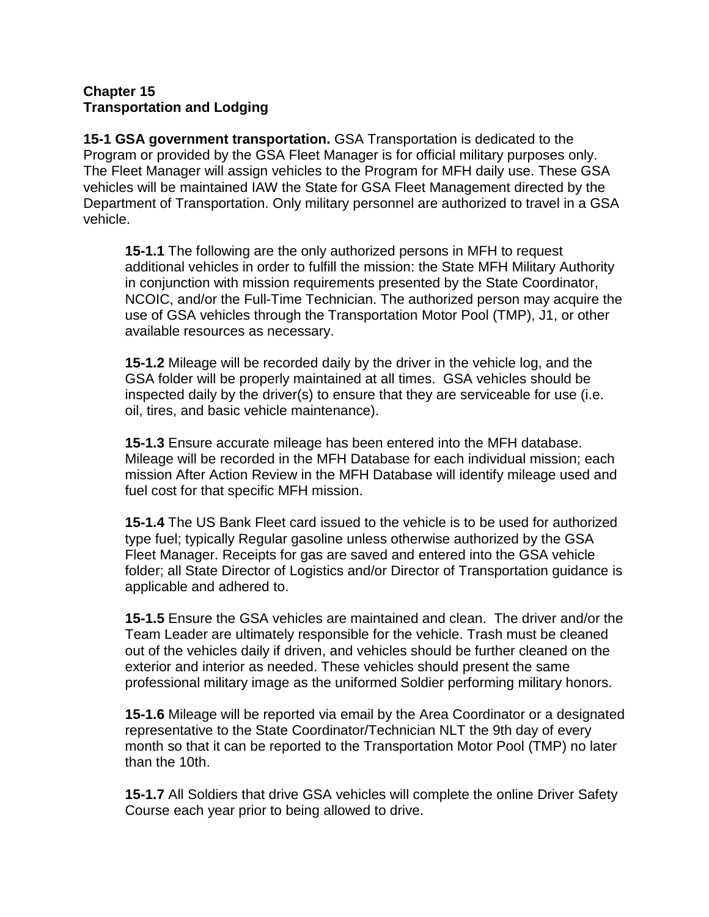**Chapter 15**
**Transportation and Lodging**

**15-1 GSA government transportation.** GSA Transportation is dedicated to the Program or provided by the GSA Fleet Manager is for official military purposes only. The Fleet Manager will assign vehicles to the Program for MFH daily use. These GSA vehicles will be maintained IAW the State for GSA Fleet Management directed by the Department of Transportation. Only military personnel are authorized to travel in a GSA vehicle.

**15-1.1** The following are the only authorized persons in MFH to request additional vehicles in order to fulfill the mission: the State MFH Military Authority in conjunction with mission requirements presented by the State Coordinator, NCOIC, and/or the Full-Time Technician. The authorized person may acquire the use of GSA vehicles through the Transportation Motor Pool (TMP), J1, or other available resources as necessary.

**15-1.2** Mileage will be recorded daily by the driver in the vehicle log, and the GSA folder will be properly maintained at all times. GSA vehicles should be inspected daily by the driver(s) to ensure that they are serviceable for use (i.e. oil, tires, and basic vehicle maintenance).

**15-1.3** Ensure accurate mileage has been entered into the MFH database. Mileage will be recorded in the MFH Database for each individual mission; each mission After Action Review in the MFH Database will identify mileage used and fuel cost for that specific MFH mission.

**15-1.4** The US Bank Fleet card issued to the vehicle is to be used for authorized type fuel; typically Regular gasoline unless otherwise authorized by the GSA Fleet Manager. Receipts for gas are saved and entered into the GSA vehicle folder; all State Director of Logistics and/or Director of Transportation guidance is applicable and adhered to.

**15-1.5** Ensure the GSA vehicles are maintained and clean. The driver and/or the Team Leader are ultimately responsible for the vehicle. Trash must be cleaned out of the vehicles daily if driven, and vehicles should be further cleaned on the exterior and interior as needed. These vehicles should present the same professional military image as the uniformed Soldier performing military honors.

**15-1.6** Mileage will be reported via email by the Area Coordinator or a designated representative to the State Coordinator/Technician NLT the 9th day of every month so that it can be reported to the Transportation Motor Pool (TMP) no later than the 10th.

**15-1.7** All Soldiers that drive GSA vehicles will complete the online Driver Safety Course each year prior to being allowed to drive.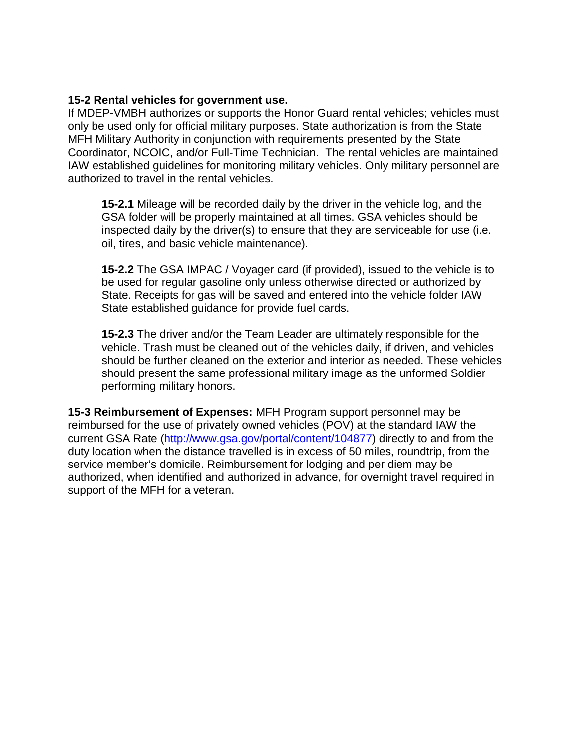**15-2 Rental vehicles for government use.**
If MDEP-VMBH authorizes or supports the Honor Guard rental vehicles; vehicles must only be used only for official military purposes. State authorization is from the State MFH Military Authority in conjunction with requirements presented by the State Coordinator, NCOIC, and/or Full-Time Technician. The rental vehicles are maintained IAW established guidelines for monitoring military vehicles. Only military personnel are authorized to travel in the rental vehicles.

> **15-2.1** Mileage will be recorded daily by the driver in the vehicle log, and the GSA folder will be properly maintained at all times. GSA vehicles should be inspected daily by the driver(s) to ensure that they are serviceable for use (i.e. oil, tires, and basic vehicle maintenance).
>
> **15-2.2** The GSA IMPAC / Voyager card (if provided), issued to the vehicle is to be used for regular gasoline only unless otherwise directed or authorized by State. Receipts for gas will be saved and entered into the vehicle folder IAW State established guidance for provide fuel cards.
>
> **15-2.3** The driver and/or the Team Leader are ultimately responsible for the vehicle. Trash must be cleaned out of the vehicles daily, if driven, and vehicles should be further cleaned on the exterior and interior as needed. These vehicles should present the same professional military image as the unformed Soldier performing military honors.

**15-3 Reimbursement of Expenses:** MFH Program support personnel may be reimbursed for the use of privately owned vehicles (POV) at the standard IAW the current GSA Rate ([http://www.gsa.gov/portal/content/104877](http://www.gsa.gov/portal/content/104877)) directly to and from the duty location when the distance travelled is in excess of 50 miles, roundtrip, from the service member's domicile. Reimbursement for lodging and per diem may be authorized, when identified and authorized in advance, for overnight travel required in support of the MFH for a veteran.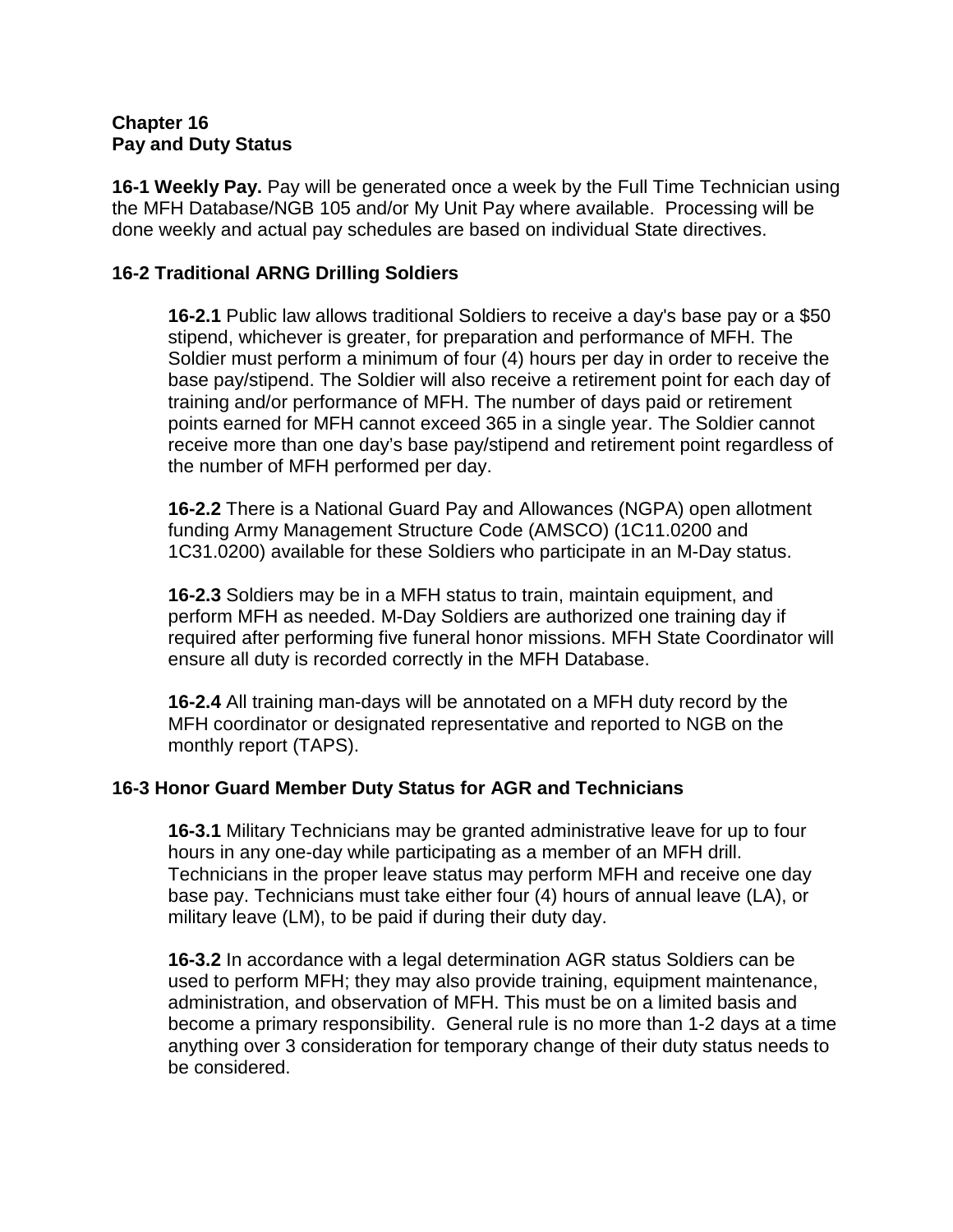# Chapter 16
# Pay and Duty Status

**16-1 Weekly Pay.** Pay will be generated once a week by the Full Time Technician using the MFH Database/NGB 105 and/or My Unit Pay where available. Processing will be done weekly and actual pay schedules are based on individual State directives.

## 16-2 Traditional ARNG Drilling Soldiers

**16-2.1** Public law allows traditional Soldiers to receive a day's base pay or a $50 stipend, whichever is greater, for preparation and performance of MFH. The Soldier must perform a minimum of four (4) hours per day in order to receive the base pay/stipend. The Soldier will also receive a retirement point for each day of training and/or performance of MFH. The number of days paid or retirement points earned for MFH cannot exceed 365 in a single year. The Soldier cannot receive more than one day's base pay/stipend and retirement point regardless of the number of MFH performed per day.

**16-2.2** There is a National Guard Pay and Allowances (NGPA) open allotment funding Army Management Structure Code (AMSCO) (1C11.0200 and 1C31.0200) available for these Soldiers who participate in an M-Day status.

**16-2.3** Soldiers may be in a MFH status to train, maintain equipment, and perform MFH as needed. M-Day Soldiers are authorized one training day if required after performing five funeral honor missions. MFH State Coordinator will ensure all duty is recorded correctly in the MFH Database.

**16-2.4** All training man-days will be annotated on a MFH duty record by the MFH coordinator or designated representative and reported to NGB on the monthly report (TAPS).

## 16-3 Honor Guard Member Duty Status for AGR and Technicians

**16-3.1** Military Technicians may be granted administrative leave for up to four hours in any one-day while participating as a member of an MFH drill. Technicians in the proper leave status may perform MFH and receive one day base pay. Technicians must take either four (4) hours of annual leave (LA), or military leave (LM), to be paid if during their duty day.

**16-3.2** In accordance with a legal determination AGR status Soldiers can be used to perform MFH; they may also provide training, equipment maintenance, administration, and observation of MFH. This must be on a limited basis and become a primary responsibility. General rule is no more than 1-2 days at a time anything over 3 consideration for temporary change of their duty status needs to be considered.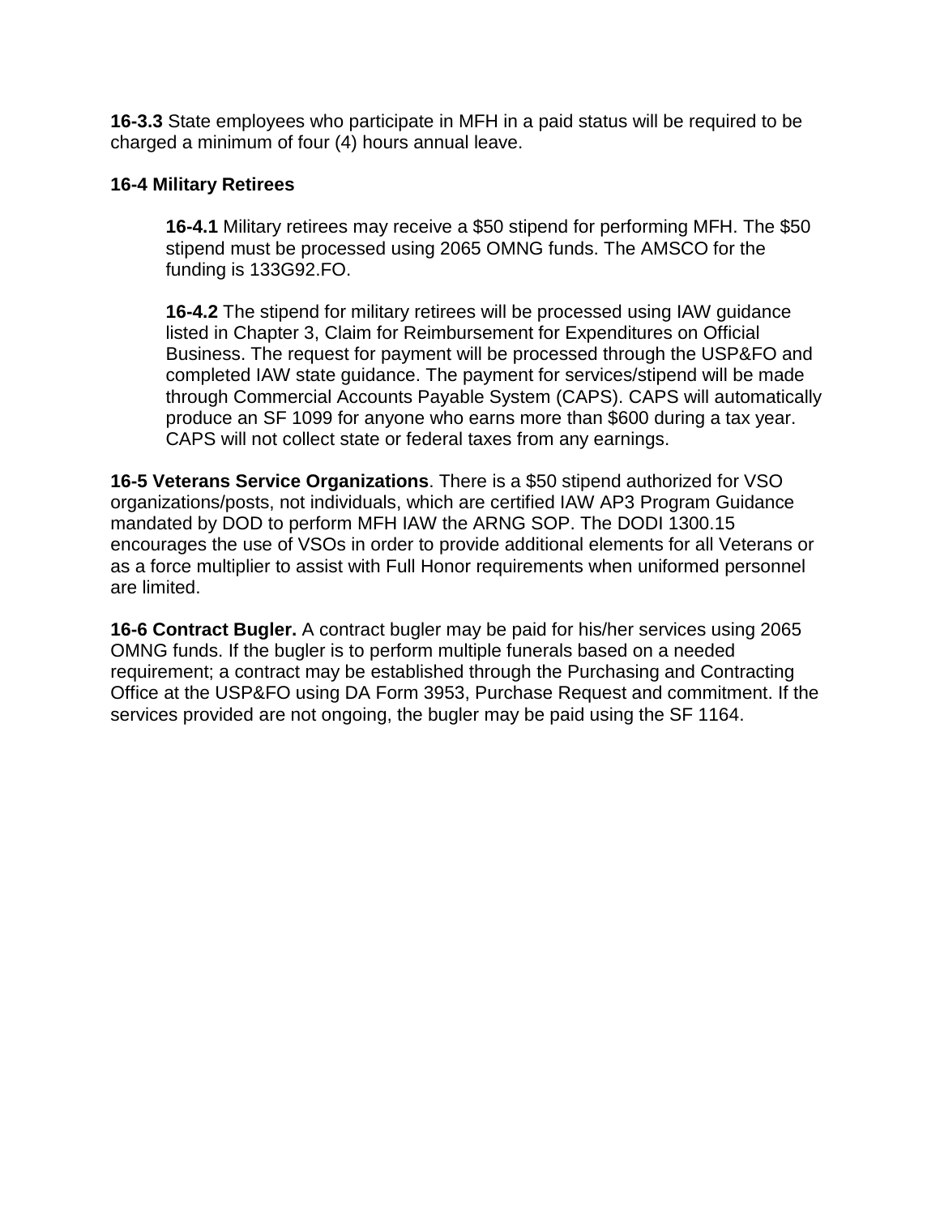**16-3.3** State employees who participate in MFH in a paid status will be required to be charged a minimum of four (4) hours annual leave.

**16-4 Military Retirees**

**16-4.1** Military retirees may receive a $50 stipend for performing MFH. The $50 stipend must be processed using 2065 OMNG funds. The AMSCO for the funding is 133G92.FO.

**16-4.2** The stipend for military retirees will be processed using IAW guidance listed in Chapter 3, Claim for Reimbursement for Expenditures on Official Business. The request for payment will be processed through the USP&FO and completed IAW state guidance. The payment for services/stipend will be made through Commercial Accounts Payable System (CAPS). CAPS will automatically produce an SF 1099 for anyone who earns more than $600 during a tax year. CAPS will not collect state or federal taxes from any earnings.

**16-5 Veterans Service Organizations**. There is a $50 stipend authorized for VSO organizations/posts, not individuals, which are certified IAW AP3 Program Guidance mandated by DOD to perform MFH IAW the ARNG SOP. The DODI 1300.15 encourages the use of VSOs in order to provide additional elements for all Veterans or as a force multiplier to assist with Full Honor requirements when uniformed personnel are limited.

**16-6 Contract Bugler.** A contract bugler may be paid for his/her services using 2065 OMNG funds. If the bugler is to perform multiple funerals based on a needed requirement; a contract may be established through the Purchasing and Contracting Office at the USP&FO using DA Form 3953, Purchase Request and commitment. If the services provided are not ongoing, the bugler may be paid using the SF 1164.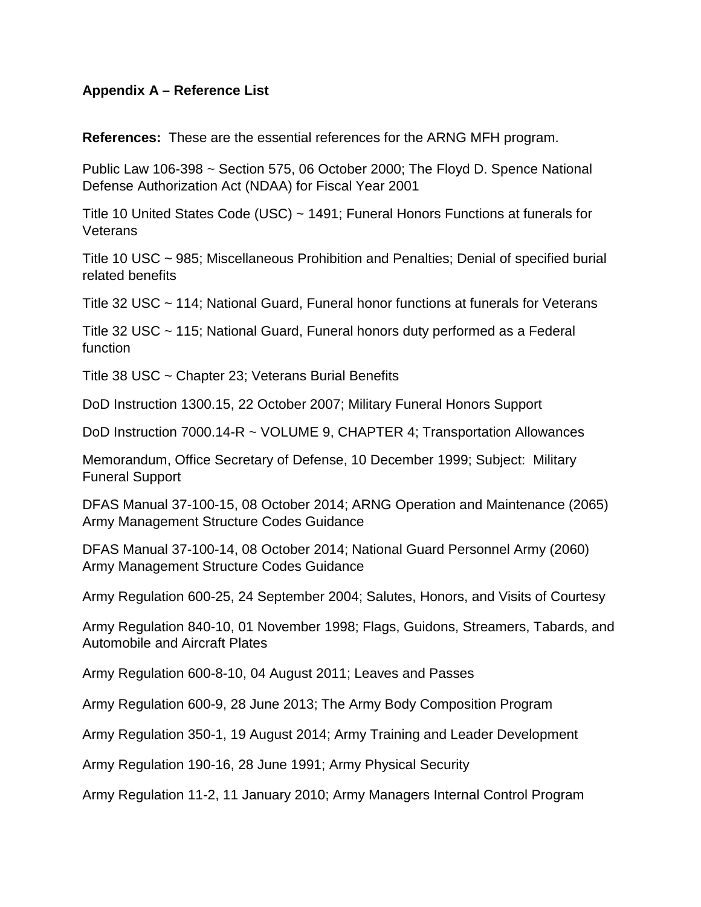**Appendix A – Reference List**

**References:** These are the essential references for the ARNG MFH program.

Public Law 106-398 ~ Section 575, 06 October 2000; The Floyd D. Spence National Defense Authorization Act (NDAA) for Fiscal Year 2001

Title 10 United States Code (USC) ~ 1491; Funeral Honors Functions at funerals for Veterans

Title 10 USC ~ 985; Miscellaneous Prohibition and Penalties; Denial of specified burial related benefits

Title 32 USC ~ 114; National Guard, Funeral honor functions at funerals for Veterans

Title 32 USC ~ 115; National Guard, Funeral honors duty performed as a Federal function

Title 38 USC ~ Chapter 23; Veterans Burial Benefits

DoD Instruction 1300.15, 22 October 2007; Military Funeral Honors Support

DoD Instruction 7000.14-R ~ VOLUME 9, CHAPTER 4; Transportation Allowances

Memorandum, Office Secretary of Defense, 10 December 1999; Subject: Military Funeral Support

DFAS Manual 37-100-15, 08 October 2014; ARNG Operation and Maintenance (2065) Army Management Structure Codes Guidance

DFAS Manual 37-100-14, 08 October 2014; National Guard Personnel Army (2060) Army Management Structure Codes Guidance

Army Regulation 600-25, 24 September 2004; Salutes, Honors, and Visits of Courtesy

Army Regulation 840-10, 01 November 1998; Flags, Guidons, Streamers, Tabards, and Automobile and Aircraft Plates

Army Regulation 600-8-10, 04 August 2011; Leaves and Passes

Army Regulation 600-9, 28 June 2013; The Army Body Composition Program

Army Regulation 350-1, 19 August 2014; Army Training and Leader Development

Army Regulation 190-16, 28 June 1991; Army Physical Security

Army Regulation 11-2, 11 January 2010; Army Managers Internal Control Program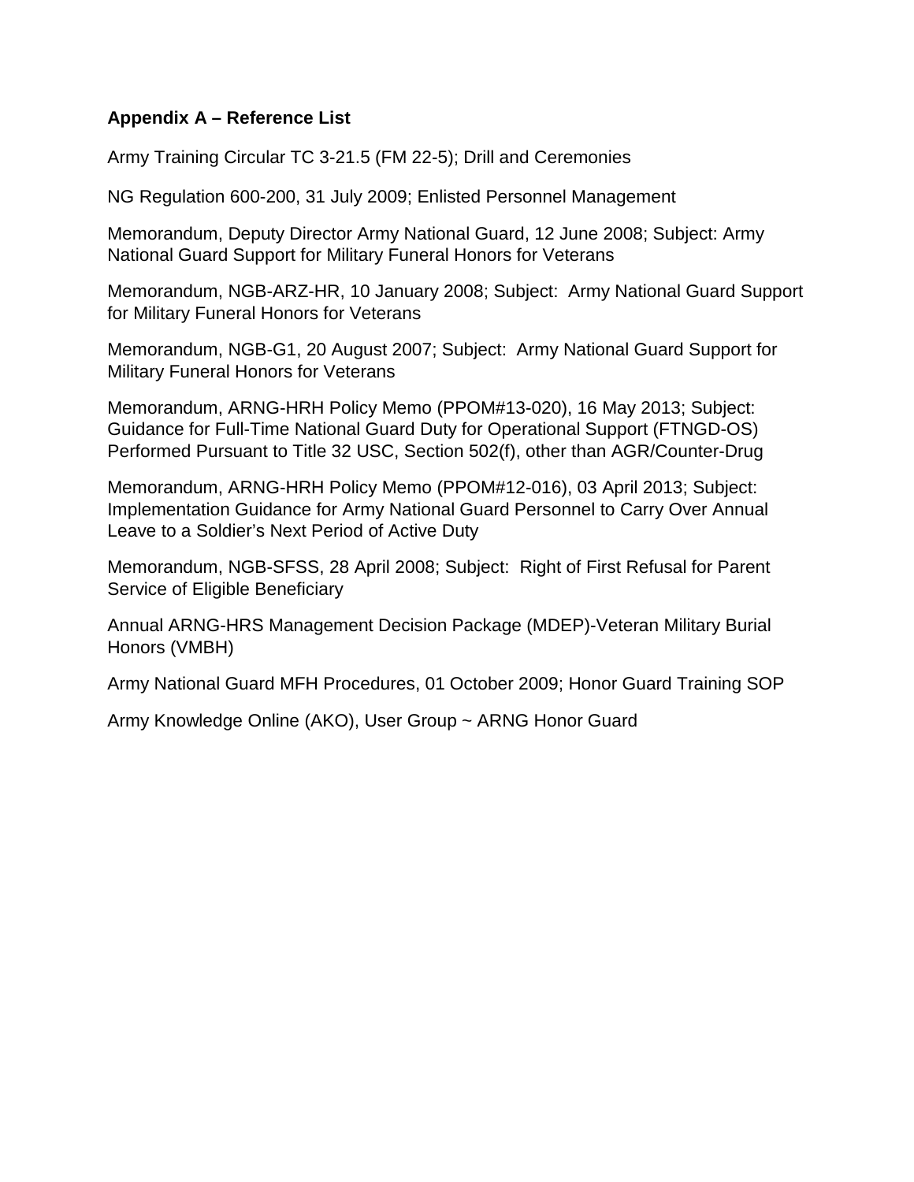## Appendix A – Reference List

Army Training Circular TC 3-21.5 (FM 22-5); Drill and Ceremonies

NG Regulation 600-200, 31 July 2009; Enlisted Personnel Management

Memorandum, Deputy Director Army National Guard, 12 June 2008; Subject: Army National Guard Support for Military Funeral Honors for Veterans

Memorandum, NGB-ARZ-HR, 10 January 2008; Subject: Army National Guard Support for Military Funeral Honors for Veterans

Memorandum, NGB-G1, 20 August 2007; Subject: Army National Guard Support for Military Funeral Honors for Veterans

Memorandum, ARNG-HRH Policy Memo (PPOM#13-020), 16 May 2013; Subject: Guidance for Full-Time National Guard Duty for Operational Support (FTNGD-OS) Performed Pursuant to Title 32 USC, Section 502(f), other than AGR/Counter-Drug

Memorandum, ARNG-HRH Policy Memo (PPOM#12-016), 03 April 2013; Subject: Implementation Guidance for Army National Guard Personnel to Carry Over Annual Leave to a Soldier's Next Period of Active Duty

Memorandum, NGB-SFSS, 28 April 2008; Subject: Right of First Refusal for Parent Service of Eligible Beneficiary

Annual ARNG-HRS Management Decision Package (MDEP)-Veteran Military Burial Honors (VMBH)

Army National Guard MFH Procedures, 01 October 2009; Honor Guard Training SOP

Army Knowledge Online (AKO), User Group ~ ARNG Honor Guard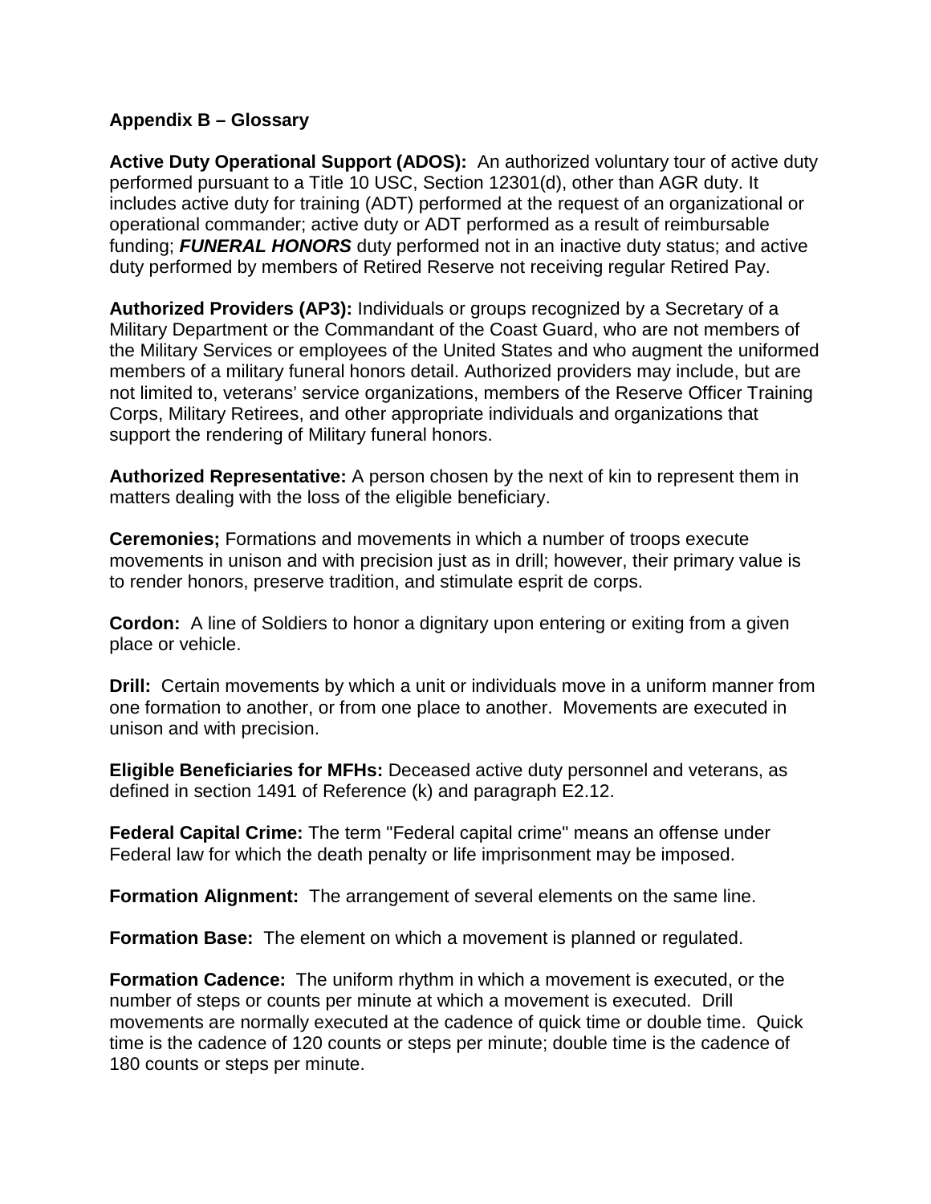## Appendix B – Glossary

**Active Duty Operational Support (ADOS):** An authorized voluntary tour of active duty performed pursuant to a Title 10 USC, Section 12301(d), other than AGR duty. It includes active duty for training (ADT) performed at the request of an organizational or operational commander; active duty or ADT performed as a result of reimbursable funding; ***FUNERAL HONORS*** duty performed not in an inactive duty status; and active duty performed by members of Retired Reserve not receiving regular Retired Pay.

**Authorized Providers (AP3):** Individuals or groups recognized by a Secretary of a Military Department or the Commandant of the Coast Guard, who are not members of the Military Services or employees of the United States and who augment the uniformed members of a military funeral honors detail. Authorized providers may include, but are not limited to, veterans' service organizations, members of the Reserve Officer Training Corps, Military Retirees, and other appropriate individuals and organizations that support the rendering of Military funeral honors.

**Authorized Representative:** A person chosen by the next of kin to represent them in matters dealing with the loss of the eligible beneficiary.

**Ceremonies;** Formations and movements in which a number of troops execute movements in unison and with precision just as in drill; however, their primary value is to render honors, preserve tradition, and stimulate esprit de corps.

**Cordon:** A line of Soldiers to honor a dignitary upon entering or exiting from a given place or vehicle.

**Drill:** Certain movements by which a unit or individuals move in a uniform manner from one formation to another, or from one place to another. Movements are executed in unison and with precision.

**Eligible Beneficiaries for MFHs:** Deceased active duty personnel and veterans, as defined in section 1491 of Reference (k) and paragraph E2.12.

**Federal Capital Crime:** The term "Federal capital crime" means an offense under Federal law for which the death penalty or life imprisonment may be imposed.

**Formation Alignment:** The arrangement of several elements on the same line.

**Formation Base:** The element on which a movement is planned or regulated.

**Formation Cadence:** The uniform rhythm in which a movement is executed, or the number of steps or counts per minute at which a movement is executed. Drill movements are normally executed at the cadence of quick time or double time. Quick time is the cadence of 120 counts or steps per minute; double time is the cadence of 180 counts or steps per minute.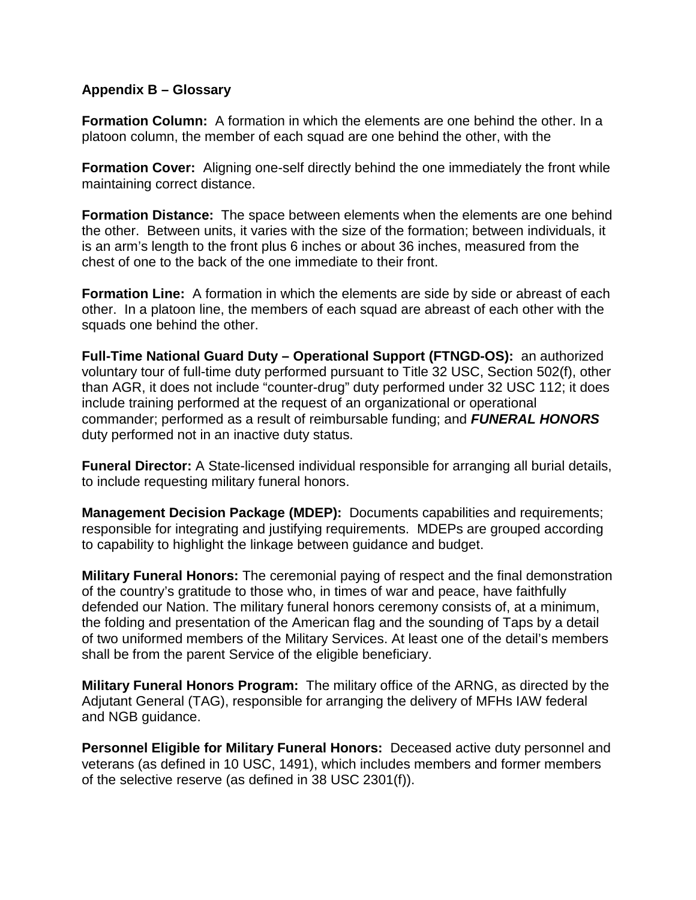**Appendix B – Glossary**

**Formation Column:** A formation in which the elements are one behind the other. In a platoon column, the member of each squad are one behind the other, with the

**Formation Cover:** Aligning one-self directly behind the one immediately the front while maintaining correct distance.

**Formation Distance:** The space between elements when the elements are one behind the other. Between units, it varies with the size of the formation; between individuals, it is an arm's length to the front plus 6 inches or about 36 inches, measured from the chest of one to the back of the one immediate to their front.

**Formation Line:** A formation in which the elements are side by side or abreast of each other. In a platoon line, the members of each squad are abreast of each other with the squads one behind the other.

**Full-Time National Guard Duty – Operational Support (FTNGD-OS):** an authorized voluntary tour of full-time duty performed pursuant to Title 32 USC, Section 502(f), other than AGR, it does not include "counter-drug" duty performed under 32 USC 112; it does include training performed at the request of an organizational or operational commander; performed as a result of reimbursable funding; and ***FUNERAL HONORS*** duty performed not in an inactive duty status.

**Funeral Director:** A State-licensed individual responsible for arranging all burial details, to include requesting military funeral honors.

**Management Decision Package (MDEP):** Documents capabilities and requirements; responsible for integrating and justifying requirements. MDEPs are grouped according to capability to highlight the linkage between guidance and budget.

**Military Funeral Honors:** The ceremonial paying of respect and the final demonstration of the country's gratitude to those who, in times of war and peace, have faithfully defended our Nation. The military funeral honors ceremony consists of, at a minimum, the folding and presentation of the American flag and the sounding of Taps by a detail of two uniformed members of the Military Services. At least one of the detail's members shall be from the parent Service of the eligible beneficiary.

**Military Funeral Honors Program:** The military office of the ARNG, as directed by the Adjutant General (TAG), responsible for arranging the delivery of MFHs IAW federal and NGB guidance.

**Personnel Eligible for Military Funeral Honors:** Deceased active duty personnel and veterans (as defined in 10 USC, 1491), which includes members and former members of the selective reserve (as defined in 38 USC 2301(f)).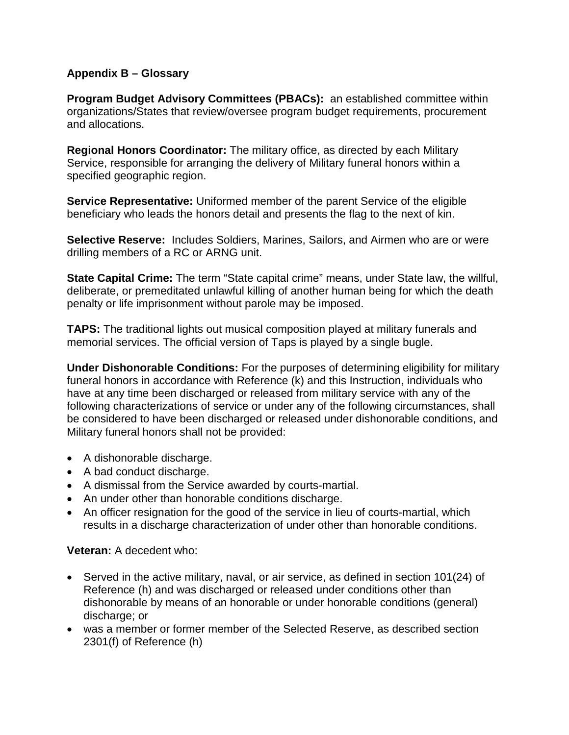## Appendix B – Glossary

**Program Budget Advisory Committees (PBACs):** an established committee within organizations/States that review/oversee program budget requirements, procurement and allocations.

**Regional Honors Coordinator:** The military office, as directed by each Military Service, responsible for arranging the delivery of Military funeral honors within a specified geographic region.

**Service Representative:** Uniformed member of the parent Service of the eligible beneficiary who leads the honors detail and presents the flag to the next of kin.

**Selective Reserve:** Includes Soldiers, Marines, Sailors, and Airmen who are or were drilling members of a RC or ARNG unit.

**State Capital Crime:** The term "State capital crime" means, under State law, the willful, deliberate, or premeditated unlawful killing of another human being for which the death penalty or life imprisonment without parole may be imposed.

**TAPS:** The traditional lights out musical composition played at military funerals and memorial services. The official version of Taps is played by a single bugle.

**Under Dishonorable Conditions:** For the purposes of determining eligibility for military funeral honors in accordance with Reference (k) and this Instruction, individuals who have at any time been discharged or released from military service with any of the following characterizations of service or under any of the following circumstances, shall be considered to have been discharged or released under dishonorable conditions, and Military funeral honors shall not be provided:

- A dishonorable discharge.
- A bad conduct discharge.
- A dismissal from the Service awarded by courts-martial.
- An under other than honorable conditions discharge.
- An officer resignation for the good of the service in lieu of courts-martial, which results in a discharge characterization of under other than honorable conditions.

**Veteran:** A decedent who:

- Served in the active military, naval, or air service, as defined in section 101(24) of Reference (h) and was discharged or released under conditions other than dishonorable by means of an honorable or under honorable conditions (general) discharge; or
- was a member or former member of the Selected Reserve, as described section 2301(f) of Reference (h)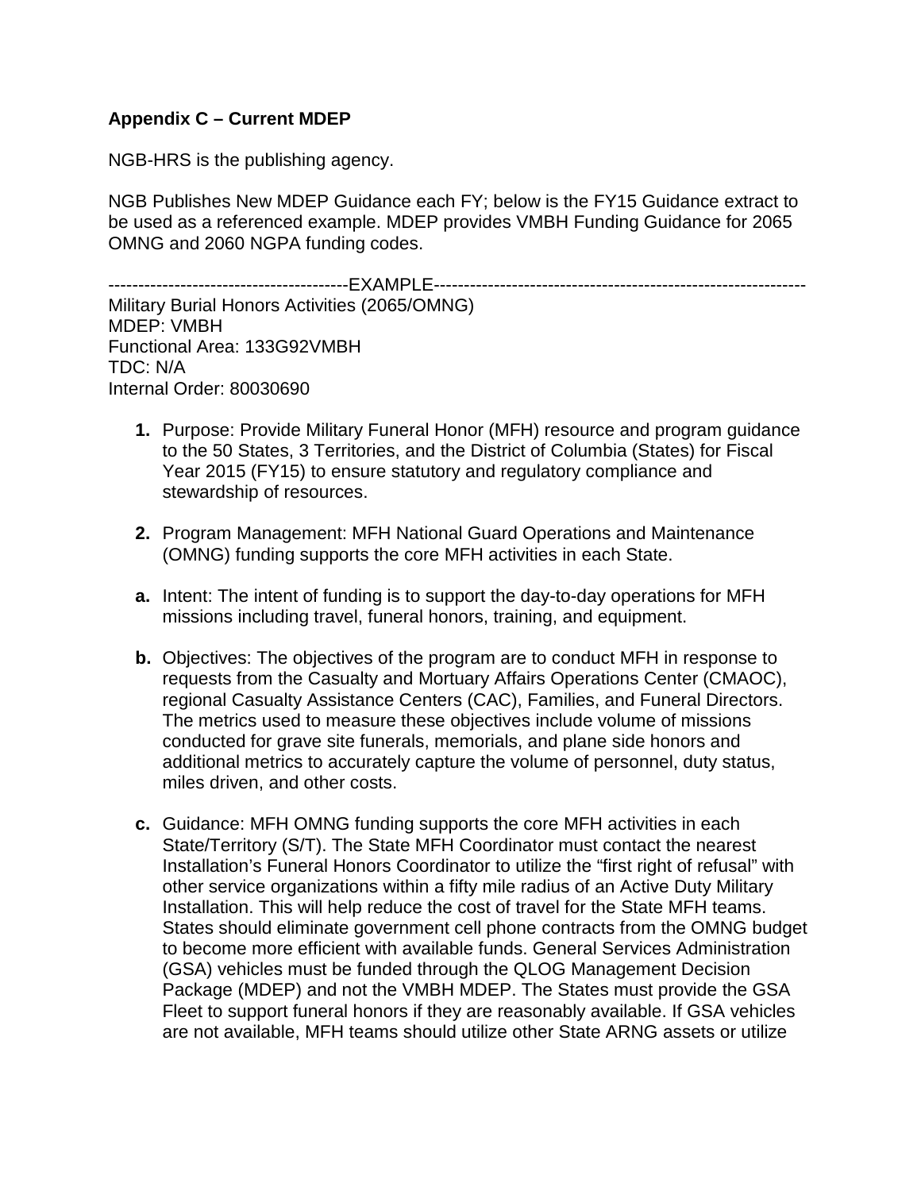**Appendix C – Current MDEP**

NGB-HRS is the publishing agency.

NGB Publishes New MDEP Guidance each FY; below is the FY15 Guidance extract to be used as a referenced example. MDEP provides VMBH Funding Guidance for 2065 OMNG and 2060 NGPA funding codes.

----------------------------------------EXAMPLE--------------------------------------------------------------

Military Burial Honors Activities (2065/OMNG)
MDEP: VMBH
Functional Area: 133G92VMBH
TDC: N/A
Internal Order: 80030690

1. Purpose: Provide Military Funeral Honor (MFH) resource and program guidance to the 50 States, 3 Territories, and the District of Columbia (States) for Fiscal Year 2015 (FY15) to ensure statutory and regulatory compliance and stewardship of resources.

2. Program Management: MFH National Guard Operations and Maintenance (OMNG) funding supports the core MFH activities in each State.

a. Intent: The intent of funding is to support the day-to-day operations for MFH missions including travel, funeral honors, training, and equipment.

b. Objectives: The objectives of the program are to conduct MFH in response to requests from the Casualty and Mortuary Affairs Operations Center (CMAOC), regional Casualty Assistance Centers (CAC), Families, and Funeral Directors. The metrics used to measure these objectives include volume of missions conducted for grave site funerals, memorials, and plane side honors and additional metrics to accurately capture the volume of personnel, duty status, miles driven, and other costs.

c. Guidance: MFH OMNG funding supports the core MFH activities in each State/Territory (S/T). The State MFH Coordinator must contact the nearest Installation's Funeral Honors Coordinator to utilize the "first right of refusal" with other service organizations within a fifty mile radius of an Active Duty Military Installation. This will help reduce the cost of travel for the State MFH teams. States should eliminate government cell phone contracts from the OMNG budget to become more efficient with available funds. General Services Administration (GSA) vehicles must be funded through the QLOG Management Decision Package (MDEP) and not the VMBH MDEP. The States must provide the GSA Fleet to support funeral honors if they are reasonably available. If GSA vehicles are not available, MFH teams should utilize other State ARNG assets or utilize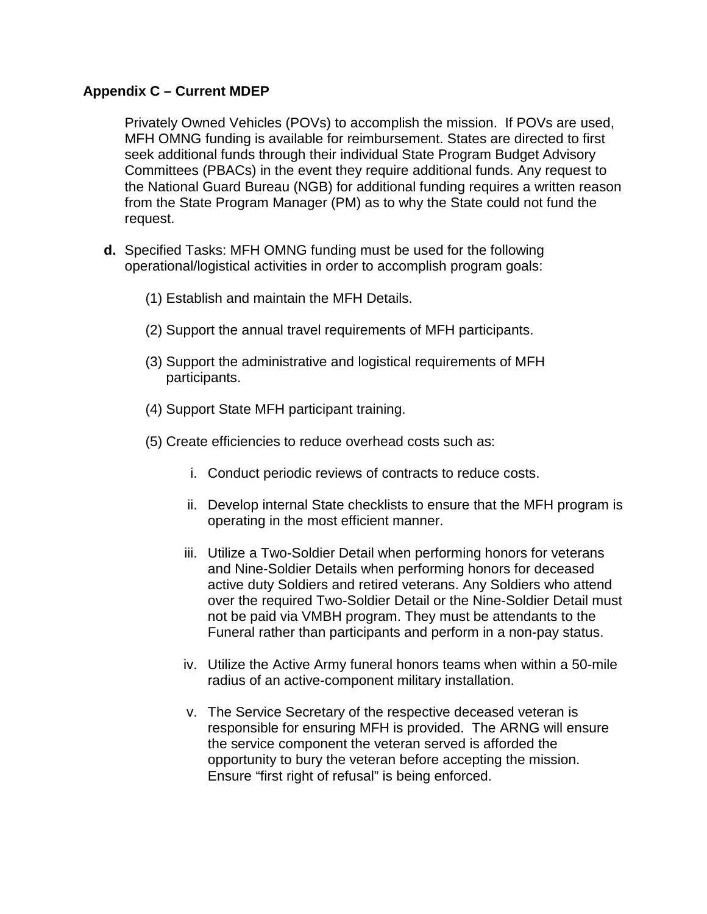**Appendix C – Current MDEP**

Privately Owned Vehicles (POVs) to accomplish the mission. If POVs are used, MFH OMNG funding is available for reimbursement. States are directed to first seek additional funds through their individual State Program Budget Advisory Committees (PBACs) in the event they require additional funds. Any request to the National Guard Bureau (NGB) for additional funding requires a written reason from the State Program Manager (PM) as to why the State could not fund the request.

**d.** Specified Tasks: MFH OMNG funding must be used for the following operational/logistical activities in order to accomplish program goals:

(1) Establish and maintain the MFH Details.

(2) Support the annual travel requirements of MFH participants.

(3) Support the administrative and logistical requirements of MFH participants.

(4) Support State MFH participant training.

(5) Create efficiencies to reduce overhead costs such as:

i. Conduct periodic reviews of contracts to reduce costs.

ii. Develop internal State checklists to ensure that the MFH program is operating in the most efficient manner.

iii. Utilize a Two-Soldier Detail when performing honors for veterans and Nine-Soldier Details when performing honors for deceased active duty Soldiers and retired veterans. Any Soldiers who attend over the required Two-Soldier Detail or the Nine-Soldier Detail must not be paid via VMBH program. They must be attendants to the Funeral rather than participants and perform in a non-pay status.

iv. Utilize the Active Army funeral honors teams when within a 50-mile radius of an active-component military installation.

v. The Service Secretary of the respective deceased veteran is responsible for ensuring MFH is provided. The ARNG will ensure the service component the veteran served is afforded the opportunity to bury the veteran before accepting the mission. Ensure "first right of refusal" is being enforced.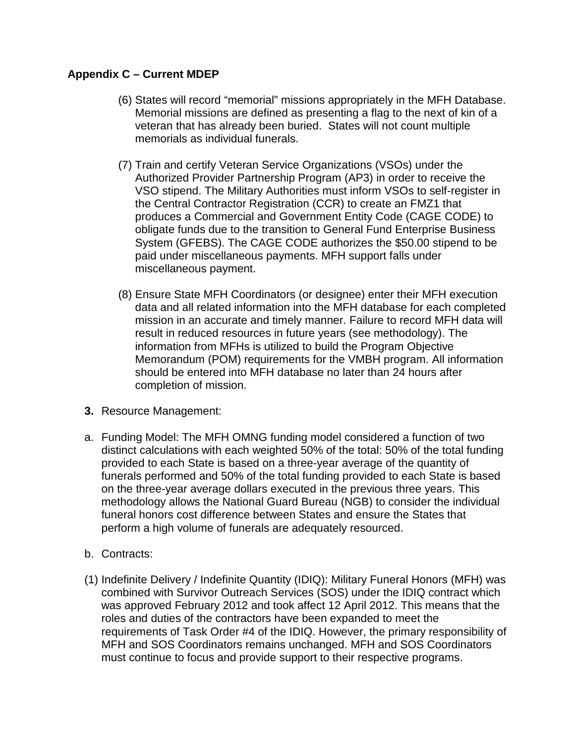**Appendix C – Current MDEP**

(6) States will record “memorial” missions appropriately in the MFH Database. Memorial missions are defined as presenting a flag to the next of kin of a veteran that has already been buried. States will not count multiple memorials as individual funerals.

(7) Train and certify Veteran Service Organizations (VSOs) under the Authorized Provider Partnership Program (AP3) in order to receive the VSO stipend. The Military Authorities must inform VSOs to self-register in the Central Contractor Registration (CCR) to create an FMZ1 that produces a Commercial and Government Entity Code (CAGE CODE) to obligate funds due to the transition to General Fund Enterprise Business System (GFEBS). The CAGE CODE authorizes the $50.00 stipend to be paid under miscellaneous payments. MFH support falls under miscellaneous payment.

(8) Ensure State MFH Coordinators (or designee) enter their MFH execution data and all related information into the MFH database for each completed mission in an accurate and timely manner. Failure to record MFH data will result in reduced resources in future years (see methodology). The information from MFHs is utilized to build the Program Objective Memorandum (POM) requirements for the VMBH program. All information should be entered into MFH database no later than 24 hours after completion of mission.

**3.** Resource Management:

a. Funding Model: The MFH OMNG funding model considered a function of two distinct calculations with each weighted 50% of the total: 50% of the total funding provided to each State is based on a three-year average of the quantity of funerals performed and 50% of the total funding provided to each State is based on the three-year average dollars executed in the previous three years. This methodology allows the National Guard Bureau (NGB) to consider the individual funeral honors cost difference between States and ensure the States that perform a high volume of funerals are adequately resourced.

b. Contracts:

(1) Indefinite Delivery / Indefinite Quantity (IDIQ): Military Funeral Honors (MFH) was combined with Survivor Outreach Services (SOS) under the IDIQ contract which was approved February 2012 and took affect 12 April 2012. This means that the roles and duties of the contractors have been expanded to meet the requirements of Task Order #4 of the IDIQ. However, the primary responsibility of MFH and SOS Coordinators remains unchanged. MFH and SOS Coordinators must continue to focus and provide support to their respective programs.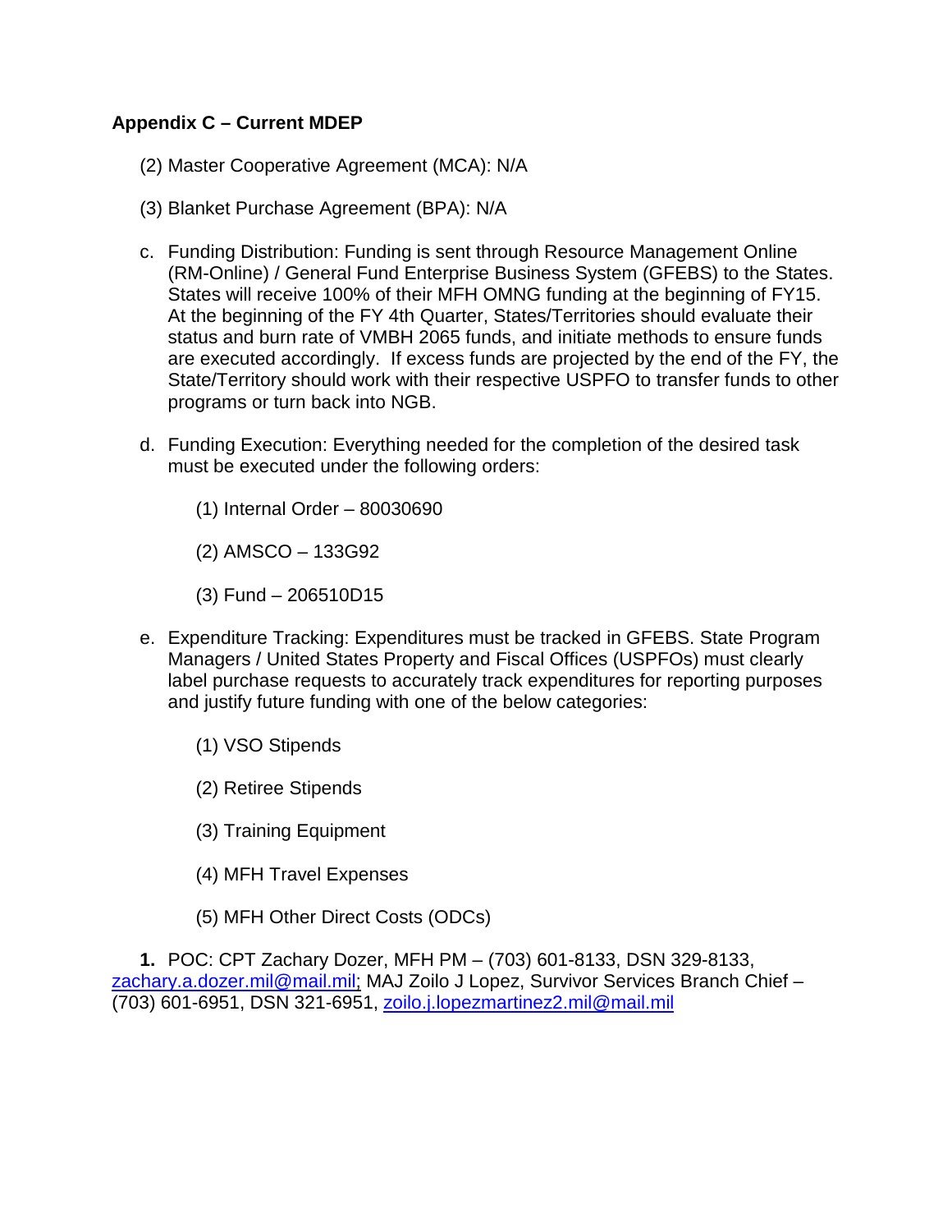**Appendix C – Current MDEP**

(2) Master Cooperative Agreement (MCA): N/A

(3) Blanket Purchase Agreement (BPA): N/A

c. Funding Distribution: Funding is sent through Resource Management Online (RM-Online) / General Fund Enterprise Business System (GFEBS) to the States. States will receive 100% of their MFH OMNG funding at the beginning of FY15. At the beginning of the FY 4th Quarter, States/Territories should evaluate their status and burn rate of VMBH 2065 funds, and initiate methods to ensure funds are executed accordingly. If excess funds are projected by the end of the FY, the State/Territory should work with their respective USPFO to transfer funds to other programs or turn back into NGB.

d. Funding Execution: Everything needed for the completion of the desired task must be executed under the following orders:

(1) Internal Order – 80030690

(2) AMSCO – 133G92

(3) Fund – 206510D15

e. Expenditure Tracking: Expenditures must be tracked in GFEBS. State Program Managers / United States Property and Fiscal Offices (USPFOs) must clearly label purchase requests to accurately track expenditures for reporting purposes and justify future funding with one of the below categories:

(1) VSO Stipends

(2) Retiree Stipends

(3) Training Equipment

(4) MFH Travel Expenses

(5) MFH Other Direct Costs (ODCs)

**1.** POC: CPT Zachary Dozer, MFH PM – (703) 601-8133, DSN 329-8133, zachary.a.dozer.mil@mail.mil; MAJ Zoilo J Lopez, Survivor Services Branch Chief – (703) 601-6951, DSN 321-6951, zoilo.j.lopezmartinez2.mil@mail.mil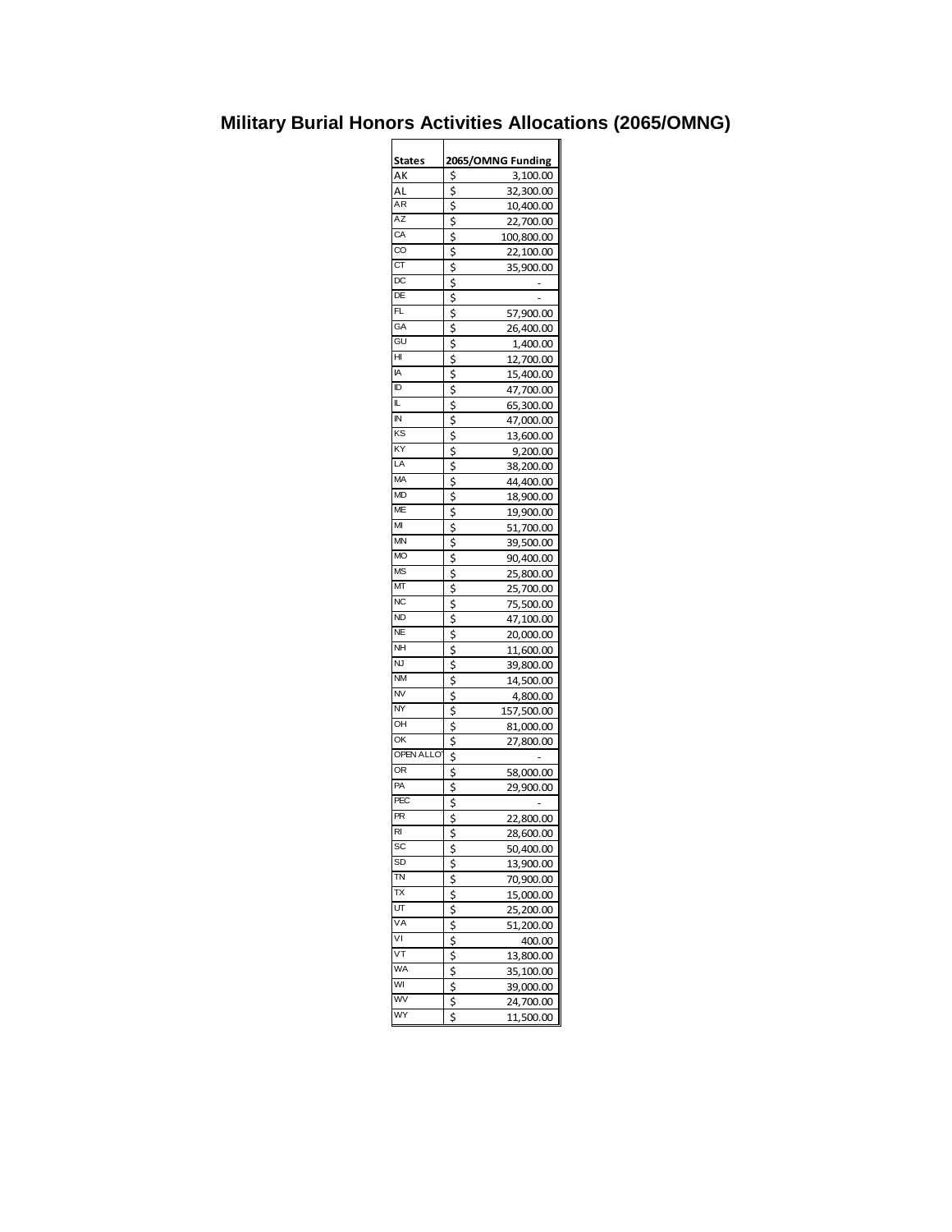# Military Burial Honors Activities Allocations (2065/OMNG)

| States | 2065/OMNG Funding |
|---|---|
| AK | $ 3,100.00 |
| AL | $ 32,300.00 |
| AR | $ 10,400.00 |
| AZ | $ 22,700.00 |
| CA | $ 100,800.00 |
| CO | $ 22,100.00 |
| CT | $ 35,900.00 |
| DC | $ - |
| DE | $ - |
| FL | $ 57,900.00 |
| GA | $ 26,400.00 |
| GU | $ 1,400.00 |
| HI | $ 12,700.00 |
| IA | $ 15,400.00 |
| ID | $ 47,700.00 |
| IL | $ 65,300.00 |
| IN | $ 47,000.00 |
| KS | $ 13,600.00 |
| KY | $ 9,200.00 |
| LA | $ 38,200.00 |
| MA | $ 44,400.00 |
| MD | $ 18,900.00 |
| ME | $ 19,900.00 |
| MI | $ 51,700.00 |
| MN | $ 39,500.00 |
| MO | $ 90,400.00 |
| MS | $ 25,800.00 |
| MT | $ 25,700.00 |
| NC | $ 75,500.00 |
| ND | $ 47,100.00 |
| NE | $ 20,000.00 |
| NH | $ 11,600.00 |
| NJ | $ 39,800.00 |
| NM | $ 14,500.00 |
| NV | $ 4,800.00 |
| NY | $ 157,500.00 |
| OH | $ 81,000.00 |
| OK | $ 27,800.00 |
| OPEN ALLOT | $ - |
| OR | $ 58,000.00 |
| PA | $ 29,900.00 |
| PEC | $ - |
| PR | $ 22,800.00 |
| RI | $ 28,600.00 |
| SC | $ 50,400.00 |
| SD | $ 13,900.00 |
| TN | $ 70,900.00 |
| TX | $ 15,000.00 |
| UT | $ 25,200.00 |
| VA | $ 51,200.00 |
| VI | $ 400.00 |
| VT | $ 13,800.00 |
| WA | $ 35,100.00 |
| WI | $ 39,000.00 |
| WV | $ 24,700.00 |
| WY | $ 11,500.00 |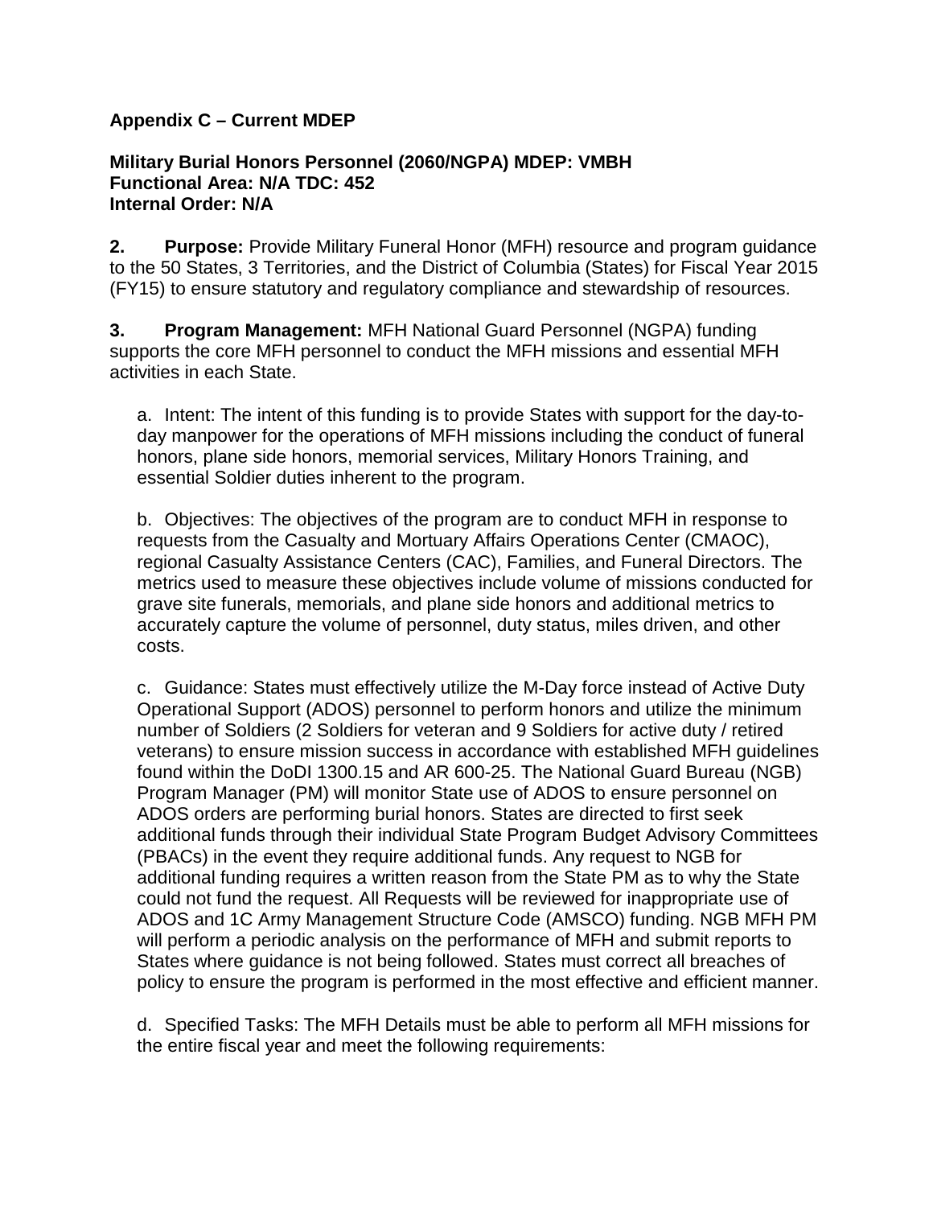## Appendix C – Current MDEP

**Military Burial Honors Personnel (2060/NGPA) MDEP: VMBH**
**Functional Area: N/A TDC: 452**
**Internal Order: N/A**

**2. Purpose:** Provide Military Funeral Honor (MFH) resource and program guidance to the 50 States, 3 Territories, and the District of Columbia (States) for Fiscal Year 2015 (FY15) to ensure statutory and regulatory compliance and stewardship of resources.

**3. Program Management:** MFH National Guard Personnel (NGPA) funding supports the core MFH personnel to conduct the MFH missions and essential MFH activities in each State.

a. Intent: The intent of this funding is to provide States with support for the day-to-day manpower for the operations of MFH missions including the conduct of funeral honors, plane side honors, memorial services, Military Honors Training, and essential Soldier duties inherent to the program.

b. Objectives: The objectives of the program are to conduct MFH in response to requests from the Casualty and Mortuary Affairs Operations Center (CMAOC), regional Casualty Assistance Centers (CAC), Families, and Funeral Directors. The metrics used to measure these objectives include volume of missions conducted for grave site funerals, memorials, and plane side honors and additional metrics to accurately capture the volume of personnel, duty status, miles driven, and other costs.

c. Guidance: States must effectively utilize the M-Day force instead of Active Duty Operational Support (ADOS) personnel to perform honors and utilize the minimum number of Soldiers (2 Soldiers for veteran and 9 Soldiers for active duty / retired veterans) to ensure mission success in accordance with established MFH guidelines found within the DoDI 1300.15 and AR 600-25. The National Guard Bureau (NGB) Program Manager (PM) will monitor State use of ADOS to ensure personnel on ADOS orders are performing burial honors. States are directed to first seek additional funds through their individual State Program Budget Advisory Committees (PBACs) in the event they require additional funds. Any request to NGB for additional funding requires a written reason from the State PM as to why the State could not fund the request. All Requests will be reviewed for inappropriate use of ADOS and 1C Army Management Structure Code (AMSCO) funding. NGB MFH PM will perform a periodic analysis on the performance of MFH and submit reports to States where guidance is not being followed. States must correct all breaches of policy to ensure the program is performed in the most effective and efficient manner.

d. Specified Tasks: The MFH Details must be able to perform all MFH missions for the entire fiscal year and meet the following requirements: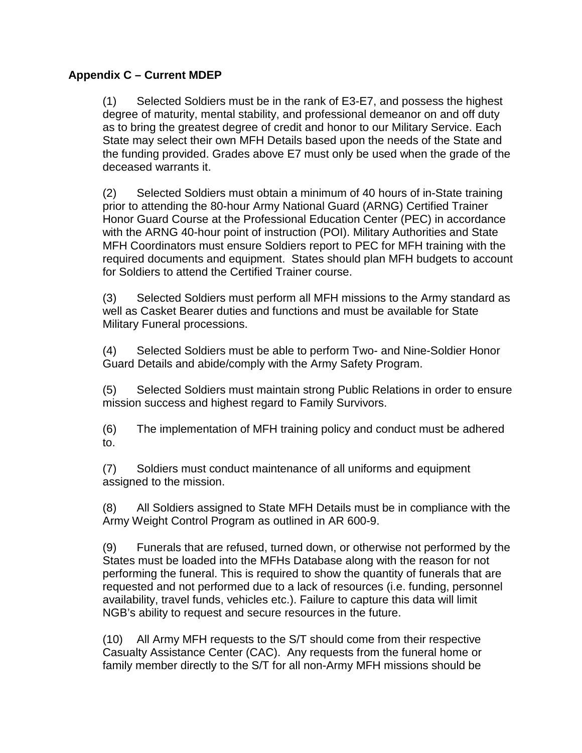## Appendix C – Current MDEP

(1) Selected Soldiers must be in the rank of E3-E7, and possess the highest degree of maturity, mental stability, and professional demeanor on and off duty as to bring the greatest degree of credit and honor to our Military Service. Each State may select their own MFH Details based upon the needs of the State and the funding provided. Grades above E7 must only be used when the grade of the deceased warrants it.

(2) Selected Soldiers must obtain a minimum of 40 hours of in-State training prior to attending the 80-hour Army National Guard (ARNG) Certified Trainer Honor Guard Course at the Professional Education Center (PEC) in accordance with the ARNG 40-hour point of instruction (POI). Military Authorities and State MFH Coordinators must ensure Soldiers report to PEC for MFH training with the required documents and equipment. States should plan MFH budgets to account for Soldiers to attend the Certified Trainer course.

(3) Selected Soldiers must perform all MFH missions to the Army standard as well as Casket Bearer duties and functions and must be available for State Military Funeral processions.

(4) Selected Soldiers must be able to perform Two- and Nine-Soldier Honor Guard Details and abide/comply with the Army Safety Program.

(5) Selected Soldiers must maintain strong Public Relations in order to ensure mission success and highest regard to Family Survivors.

(6) The implementation of MFH training policy and conduct must be adhered to.

(7) Soldiers must conduct maintenance of all uniforms and equipment assigned to the mission.

(8) All Soldiers assigned to State MFH Details must be in compliance with the Army Weight Control Program as outlined in AR 600-9.

(9) Funerals that are refused, turned down, or otherwise not performed by the States must be loaded into the MFHs Database along with the reason for not performing the funeral. This is required to show the quantity of funerals that are requested and not performed due to a lack of resources (i.e. funding, personnel availability, travel funds, vehicles etc.). Failure to capture this data will limit NGB's ability to request and secure resources in the future.

(10) All Army MFH requests to the S/T should come from their respective Casualty Assistance Center (CAC). Any requests from the funeral home or family member directly to the S/T for all non-Army MFH missions should be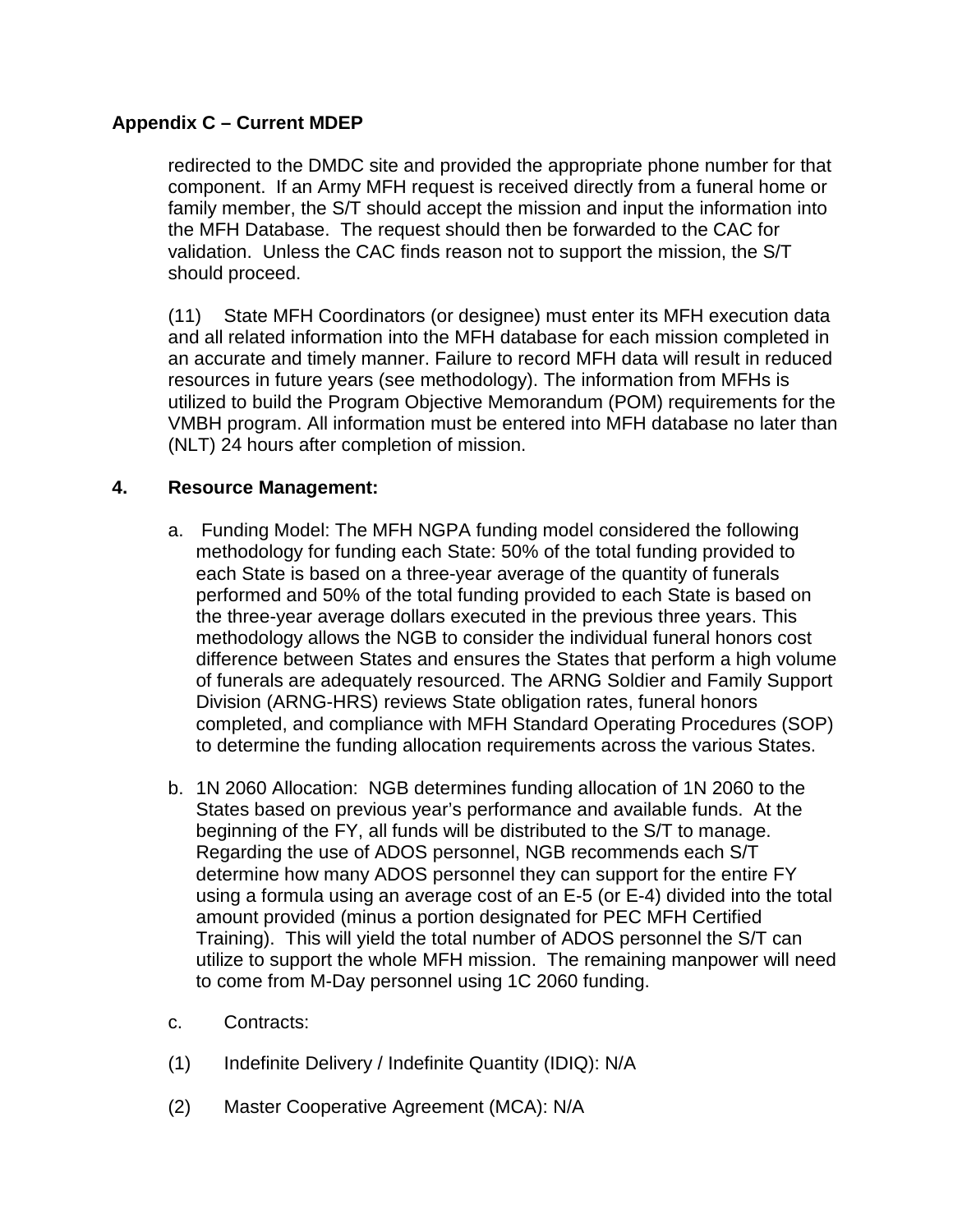## Appendix C – Current MDEP

redirected to the DMDC site and provided the appropriate phone number for that component. If an Army MFH request is received directly from a funeral home or family member, the S/T should accept the mission and input the information into the MFH Database. The request should then be forwarded to the CAC for validation. Unless the CAC finds reason not to support the mission, the S/T should proceed.

(11) State MFH Coordinators (or designee) must enter its MFH execution data and all related information into the MFH database for each mission completed in an accurate and timely manner. Failure to record MFH data will result in reduced resources in future years (see methodology). The information from MFHs is utilized to build the Program Objective Memorandum (POM) requirements for the VMBH program. All information must be entered into MFH database no later than (NLT) 24 hours after completion of mission.

**4. Resource Management:**

a. Funding Model: The MFH NGPA funding model considered the following methodology for funding each State: 50% of the total funding provided to each State is based on a three-year average of the quantity of funerals performed and 50% of the total funding provided to each State is based on the three-year average dollars executed in the previous three years. This methodology allows the NGB to consider the individual funeral honors cost difference between States and ensures the States that perform a high volume of funerals are adequately resourced. The ARNG Soldier and Family Support Division (ARNG-HRS) reviews State obligation rates, funeral honors completed, and compliance with MFH Standard Operating Procedures (SOP) to determine the funding allocation requirements across the various States.

b. 1N 2060 Allocation: NGB determines funding allocation of 1N 2060 to the States based on previous year's performance and available funds. At the beginning of the FY, all funds will be distributed to the S/T to manage. Regarding the use of ADOS personnel, NGB recommends each S/T determine how many ADOS personnel they can support for the entire FY using a formula using an average cost of an E-5 (or E-4) divided into the total amount provided (minus a portion designated for PEC MFH Certified Training). This will yield the total number of ADOS personnel the S/T can utilize to support the whole MFH mission. The remaining manpower will need to come from M-Day personnel using 1C 2060 funding.

c. Contracts:

(1) Indefinite Delivery / Indefinite Quantity (IDIQ): N/A

(2) Master Cooperative Agreement (MCA): N/A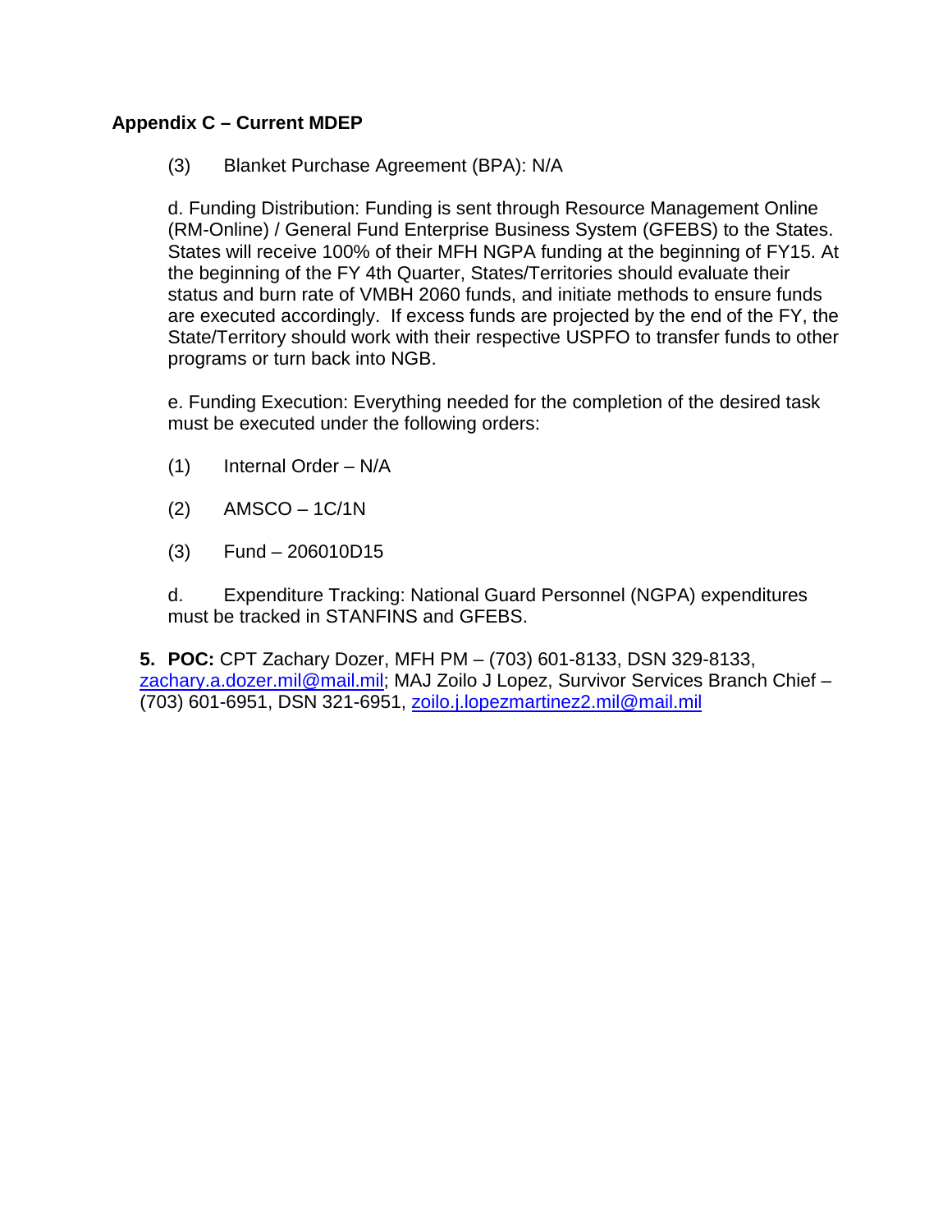## Appendix C – Current MDEP

(3) Blanket Purchase Agreement (BPA): N/A

d. Funding Distribution: Funding is sent through Resource Management Online (RM-Online) / General Fund Enterprise Business System (GFEBS) to the States. States will receive 100% of their MFH NGPA funding at the beginning of FY15. At the beginning of the FY 4th Quarter, States/Territories should evaluate their status and burn rate of VMBH 2060 funds, and initiate methods to ensure funds are executed accordingly. If excess funds are projected by the end of the FY, the State/Territory should work with their respective USPFO to transfer funds to other programs or turn back into NGB.

e. Funding Execution: Everything needed for the completion of the desired task must be executed under the following orders:

(1) Internal Order – N/A

(2) AMSCO – 1C/1N

(3) Fund – 206010D15

d. Expenditure Tracking: National Guard Personnel (NGPA) expenditures must be tracked in STANFINS and GFEBS.

**5. POC:** CPT Zachary Dozer, MFH PM – (703) 601-8133, DSN 329-8133, zachary.a.dozer.mil@mail.mil; MAJ Zoilo J Lopez, Survivor Services Branch Chief – (703) 601-6951, DSN 321-6951, zoilo.j.lopezmartinez2.mil@mail.mil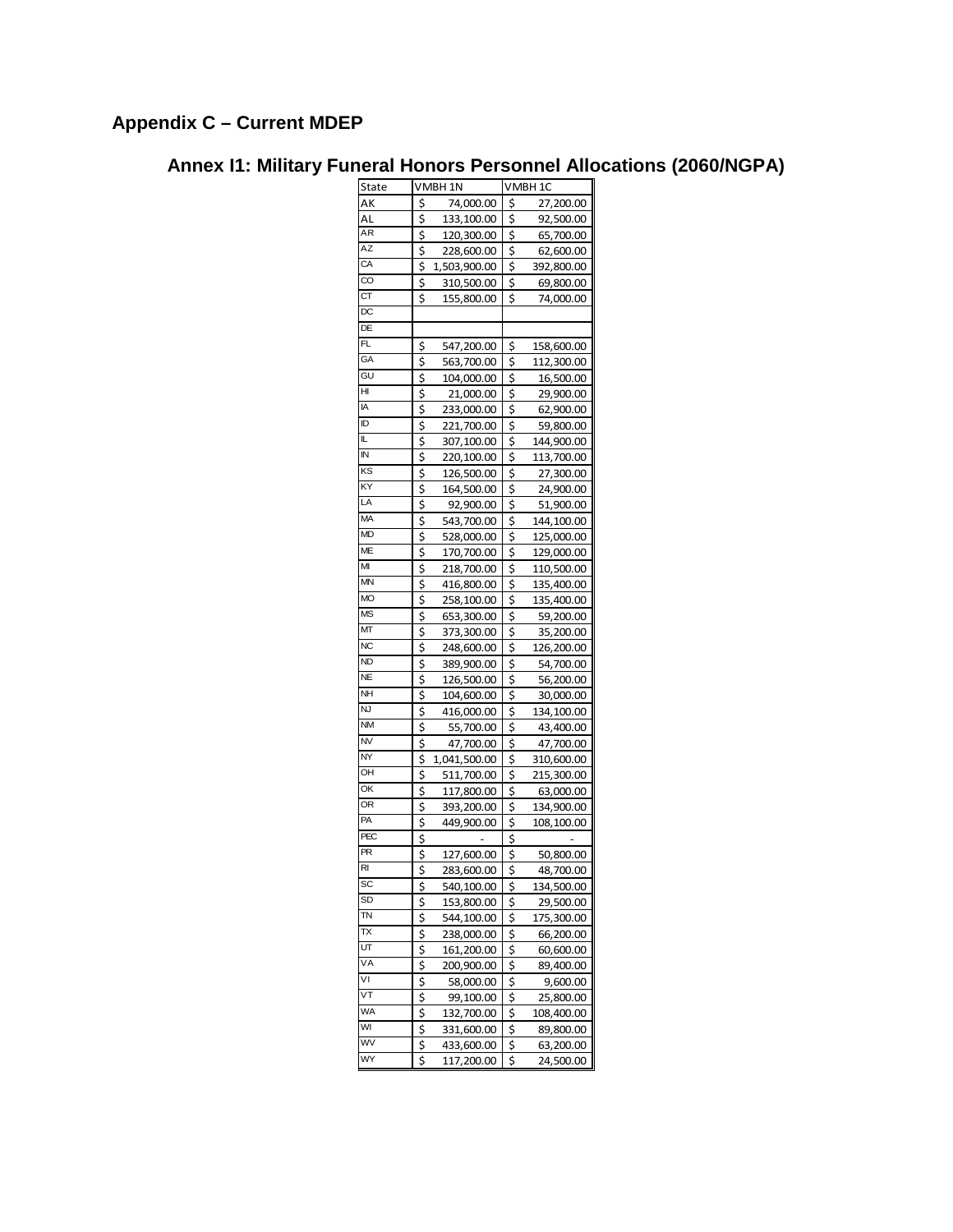## Appendix C – Current MDEP

### Annex I1: Military Funeral Honors Personnel Allocations (2060/NGPA)

| State | VMBH 1N | VMBH 1C |
|---|---|---|
| AK | $ 74,000.00 | $ 27,200.00 |
| AL | $ 133,100.00 | $ 92,500.00 |
| AR | $ 120,300.00 | $ 65,700.00 |
| AZ | $ 228,600.00 | $ 62,600.00 |
| CA | $ 1,503,900.00 | $ 392,800.00 |
| CO | $ 310,500.00 | $ 69,800.00 |
| CT | $ 155,800.00 | $ 74,000.00 |
| DC | | |
| DE | | |
| FL | $ 547,200.00 | $ 158,600.00 |
| GA | $ 563,700.00 | $ 112,300.00 |
| GU | $ 104,000.00 | $ 16,500.00 |
| HI | $ 21,000.00 | $ 29,900.00 |
| IA | $ 233,000.00 | $ 62,900.00 |
| ID | $ 221,700.00 | $ 59,800.00 |
| IL | $ 307,100.00 | $ 144,900.00 |
| IN | $ 220,100.00 | $ 113,700.00 |
| KS | $ 126,500.00 | $ 27,300.00 |
| KY | $ 164,500.00 | $ 24,900.00 |
| LA | $ 92,900.00 | $ 51,900.00 |
| MA | $ 543,700.00 | $ 144,100.00 |
| MD | $ 528,000.00 | $ 125,000.00 |
| ME | $ 170,700.00 | $ 129,000.00 |
| MI | $ 218,700.00 | $ 110,500.00 |
| MN | $ 416,800.00 | $ 135,400.00 |
| MO | $ 258,100.00 | $ 135,400.00 |
| MS | $ 653,300.00 | $ 59,200.00 |
| MT | $ 373,300.00 | $ 35,200.00 |
| NC | $ 248,600.00 | $ 126,200.00 |
| ND | $ 389,900.00 | $ 54,700.00 |
| NE | $ 126,500.00 | $ 56,200.00 |
| NH | $ 104,600.00 | $ 30,000.00 |
| NJ | $ 416,000.00 | $ 134,100.00 |
| NM | $ 55,700.00 | $ 43,400.00 |
| NV | $ 47,700.00 | $ 47,700.00 |
| NY | $ 1,041,500.00 | $ 310,600.00 |
| OH | $ 511,700.00 | $ 215,300.00 |
| OK | $ 117,800.00 | $ 63,000.00 |
| OR | $ 393,200.00 | $ 134,900.00 |
| PA | $ 449,900.00 | $ 108,100.00 |
| PEC | $ - | $ - |
| PR | $ 127,600.00 | $ 50,800.00 |
| RI | $ 283,600.00 | $ 48,700.00 |
| SC | $ 540,100.00 | $ 134,500.00 |
| SD | $ 153,800.00 | $ 29,500.00 |
| TN | $ 544,100.00 | $ 175,300.00 |
| TX | $ 238,000.00 | $ 66,200.00 |
| UT | $ 161,200.00 | $ 60,600.00 |
| VA | $ 200,900.00 | $ 89,400.00 |
| VI | $ 58,000.00 | $ 9,600.00 |
| VT | $ 99,100.00 | $ 25,800.00 |
| WA | $ 132,700.00 | $ 108,400.00 |
| WI | $ 331,600.00 | $ 89,800.00 |
| WV | $ 433,600.00 | $ 63,200.00 |
| WY | $ 117,200.00 | $ 24,500.00 |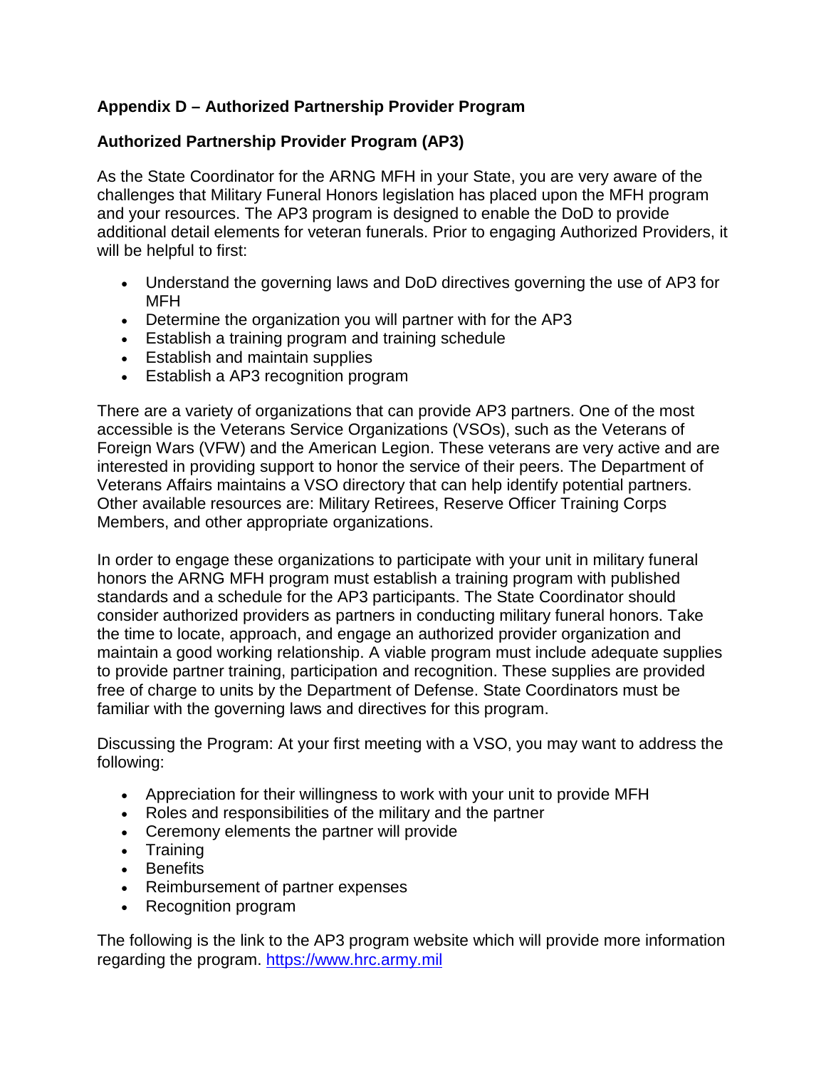## Appendix D – Authorized Partnership Provider Program

### Authorized Partnership Provider Program (AP3)

As the State Coordinator for the ARNG MFH in your State, you are very aware of the challenges that Military Funeral Honors legislation has placed upon the MFH program and your resources. The AP3 program is designed to enable the DoD to provide additional detail elements for veteran funerals. Prior to engaging Authorized Providers, it will be helpful to first:

- Understand the governing laws and DoD directives governing the use of AP3 for MFH
- Determine the organization you will partner with for the AP3
- Establish a training program and training schedule
- Establish and maintain supplies
- Establish a AP3 recognition program

There are a variety of organizations that can provide AP3 partners. One of the most accessible is the Veterans Service Organizations (VSOs), such as the Veterans of Foreign Wars (VFW) and the American Legion. These veterans are very active and are interested in providing support to honor the service of their peers. The Department of Veterans Affairs maintains a VSO directory that can help identify potential partners. Other available resources are: Military Retirees, Reserve Officer Training Corps Members, and other appropriate organizations.

In order to engage these organizations to participate with your unit in military funeral honors the ARNG MFH program must establish a training program with published standards and a schedule for the AP3 participants. The State Coordinator should consider authorized providers as partners in conducting military funeral honors. Take the time to locate, approach, and engage an authorized provider organization and maintain a good working relationship. A viable program must include adequate supplies to provide partner training, participation and recognition. These supplies are provided free of charge to units by the Department of Defense. State Coordinators must be familiar with the governing laws and directives for this program.

Discussing the Program: At your first meeting with a VSO, you may want to address the following:

- Appreciation for their willingness to work with your unit to provide MFH
- Roles and responsibilities of the military and the partner
- Ceremony elements the partner will provide
- Training
- Benefits
- Reimbursement of partner expenses
- Recognition program

The following is the link to the AP3 program website which will provide more information regarding the program. https://www.hrc.army.mil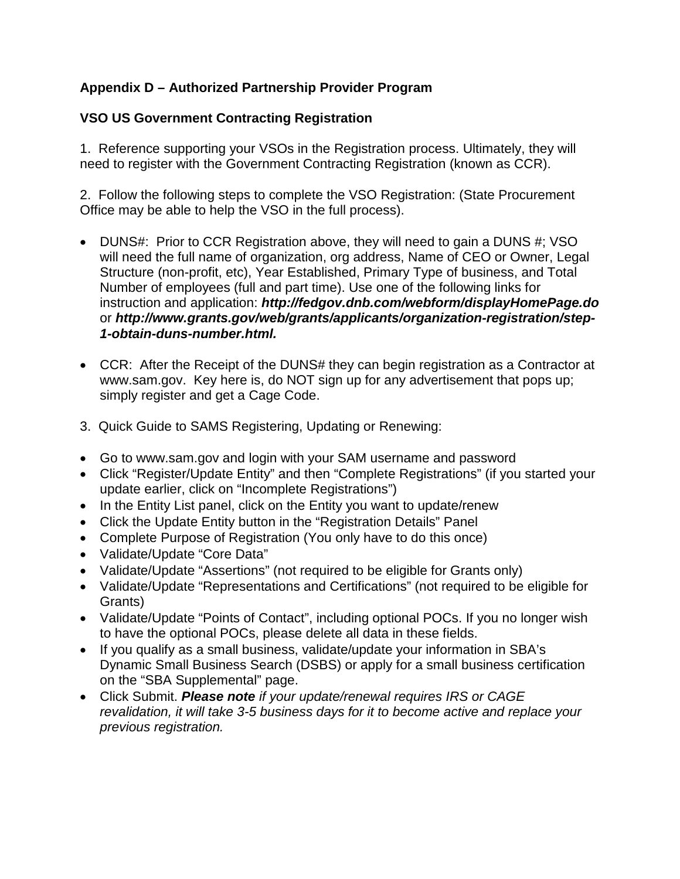## Appendix D – Authorized Partnership Provider Program

### VSO US Government Contracting Registration

1. Reference supporting your VSOs in the Registration process. Ultimately, they will need to register with the Government Contracting Registration (known as CCR).

2. Follow the following steps to complete the VSO Registration: (State Procurement Office may be able to help the VSO in the full process).

- DUNS#: Prior to CCR Registration above, they will need to gain a DUNS #; VSO will need the full name of organization, org address, Name of CEO or Owner, Legal Structure (non-profit, etc), Year Established, Primary Type of business, and Total Number of employees (full and part time). Use one of the following links for instruction and application: ***http://fedgov.dnb.com/webform/displayHomePage.do*** or ***http://www.grants.gov/web/grants/applicants/organization-registration/step-1-obtain-duns-number.html.***

- CCR: After the Receipt of the DUNS# they can begin registration as a Contractor at www.sam.gov. Key here is, do NOT sign up for any advertisement that pops up; simply register and get a Cage Code.

3. Quick Guide to SAMS Registering, Updating or Renewing:

- Go to www.sam.gov and login with your SAM username and password
- Click "Register/Update Entity" and then "Complete Registrations" (if you started your update earlier, click on "Incomplete Registrations")
- In the Entity List panel, click on the Entity you want to update/renew
- Click the Update Entity button in the "Registration Details" Panel
- Complete Purpose of Registration (You only have to do this once)
- Validate/Update "Core Data"
- Validate/Update "Assertions" (not required to be eligible for Grants only)
- Validate/Update "Representations and Certifications" (not required to be eligible for Grants)
- Validate/Update "Points of Contact", including optional POCs. If you no longer wish to have the optional POCs, please delete all data in these fields.
- If you qualify as a small business, validate/update your information in SBA's Dynamic Small Business Search (DSBS) or apply for a small business certification on the "SBA Supplemental" page.
- Click Submit. ***Please note*** *if your update/renewal requires IRS or CAGE revalidation, it will take 3-5 business days for it to become active and replace your previous registration.*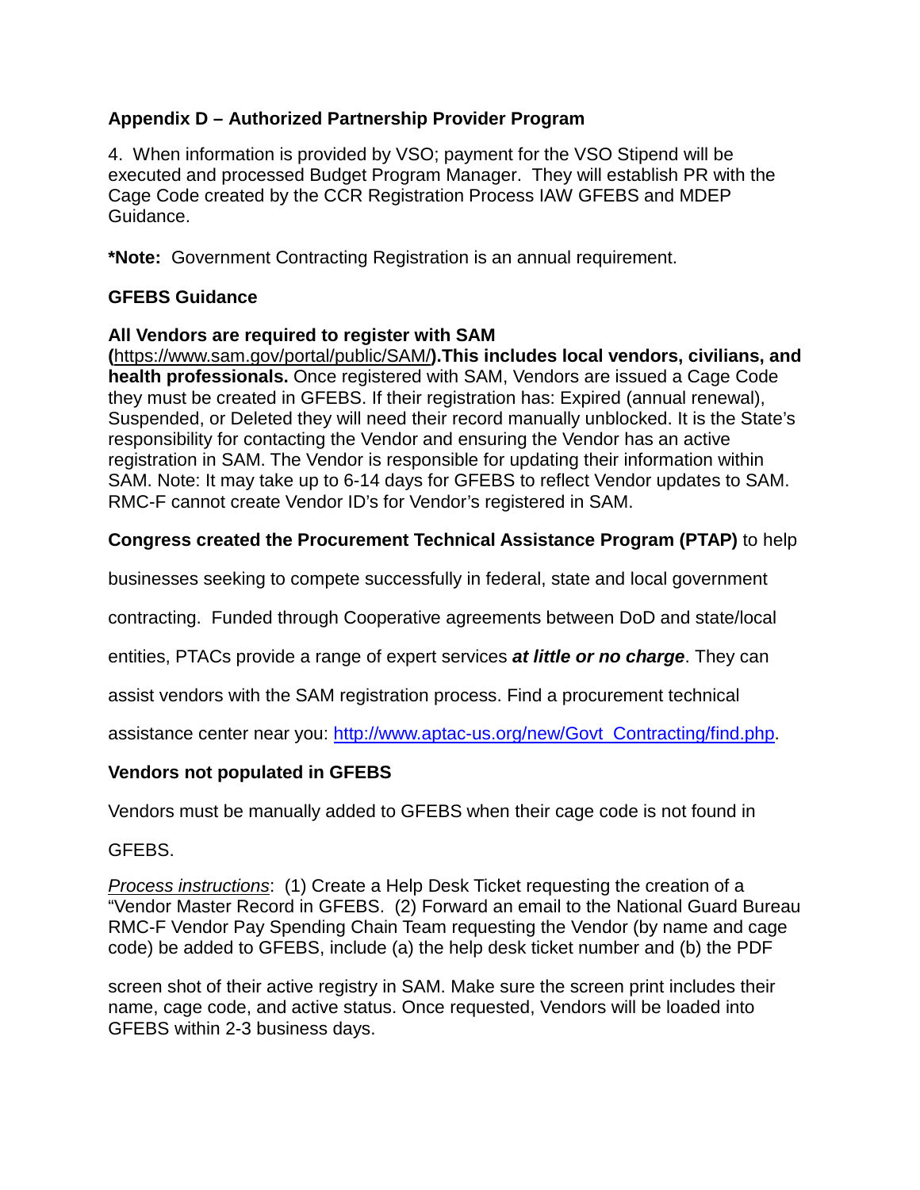**Appendix D – Authorized Partnership Provider Program**

4. When information is provided by VSO; payment for the VSO Stipend will be executed and processed Budget Program Manager. They will establish PR with the Cage Code created by the CCR Registration Process IAW GFEBS and MDEP Guidance.

***Note:** Government Contracting Registration is an annual requirement.

**GFEBS Guidance**

**All Vendors are required to register with SAM (**https://www.sam.gov/portal/public/SAM/**).This includes local vendors, civilians, and health professionals.** Once registered with SAM, Vendors are issued a Cage Code they must be created in GFEBS. If their registration has: Expired (annual renewal), Suspended, or Deleted they will need their record manually unblocked. It is the State's responsibility for contacting the Vendor and ensuring the Vendor has an active registration in SAM. The Vendor is responsible for updating their information within SAM. Note: It may take up to 6-14 days for GFEBS to reflect Vendor updates to SAM. RMC-F cannot create Vendor ID's for Vendor's registered in SAM.

**Congress created the Procurement Technical Assistance Program (PTAP)** to help businesses seeking to compete successfully in federal, state and local government contracting. Funded through Cooperative agreements between DoD and state/local entities, PTACs provide a range of expert services ***at little or no charge***. They can assist vendors with the SAM registration process. Find a procurement technical assistance center near you: http://www.aptac-us.org/new/Govt_Contracting/find.php.

**Vendors not populated in GFEBS**

Vendors must be manually added to GFEBS when their cage code is not found in GFEBS.

*Process instructions*: (1) Create a Help Desk Ticket requesting the creation of a "Vendor Master Record in GFEBS. (2) Forward an email to the National Guard Bureau RMC-F Vendor Pay Spending Chain Team requesting the Vendor (by name and cage code) be added to GFEBS, include (a) the help desk ticket number and (b) the PDF screen shot of their active registry in SAM. Make sure the screen print includes their name, cage code, and active status. Once requested, Vendors will be loaded into GFEBS within 2-3 business days.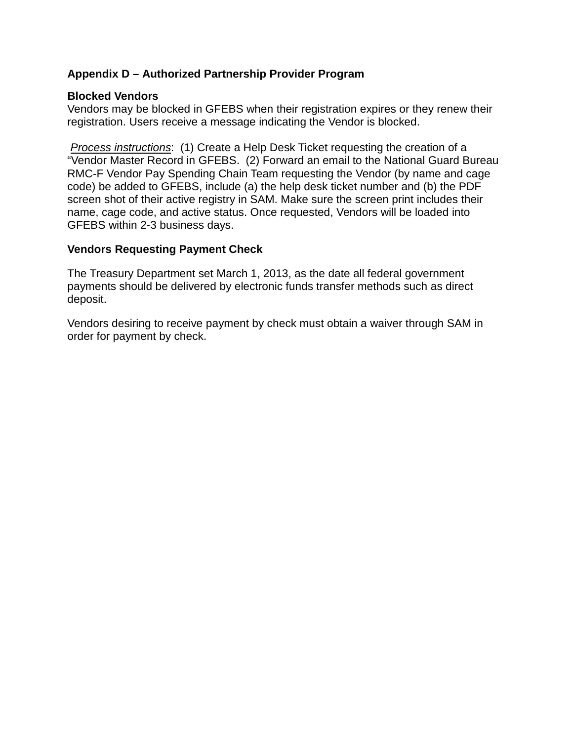**Appendix D – Authorized Partnership Provider Program**

**Blocked Vendors**
Vendors may be blocked in GFEBS when their registration expires or they renew their registration. Users receive a message indicating the Vendor is blocked.

*Process instructions*: (1) Create a Help Desk Ticket requesting the creation of a "Vendor Master Record in GFEBS. (2) Forward an email to the National Guard Bureau RMC-F Vendor Pay Spending Chain Team requesting the Vendor (by name and cage code) be added to GFEBS, include (a) the help desk ticket number and (b) the PDF screen shot of their active registry in SAM. Make sure the screen print includes their name, cage code, and active status. Once requested, Vendors will be loaded into GFEBS within 2-3 business days.

**Vendors Requesting Payment Check**

The Treasury Department set March 1, 2013, as the date all federal government payments should be delivered by electronic funds transfer methods such as direct deposit.

Vendors desiring to receive payment by check must obtain a waiver through SAM in order for payment by check.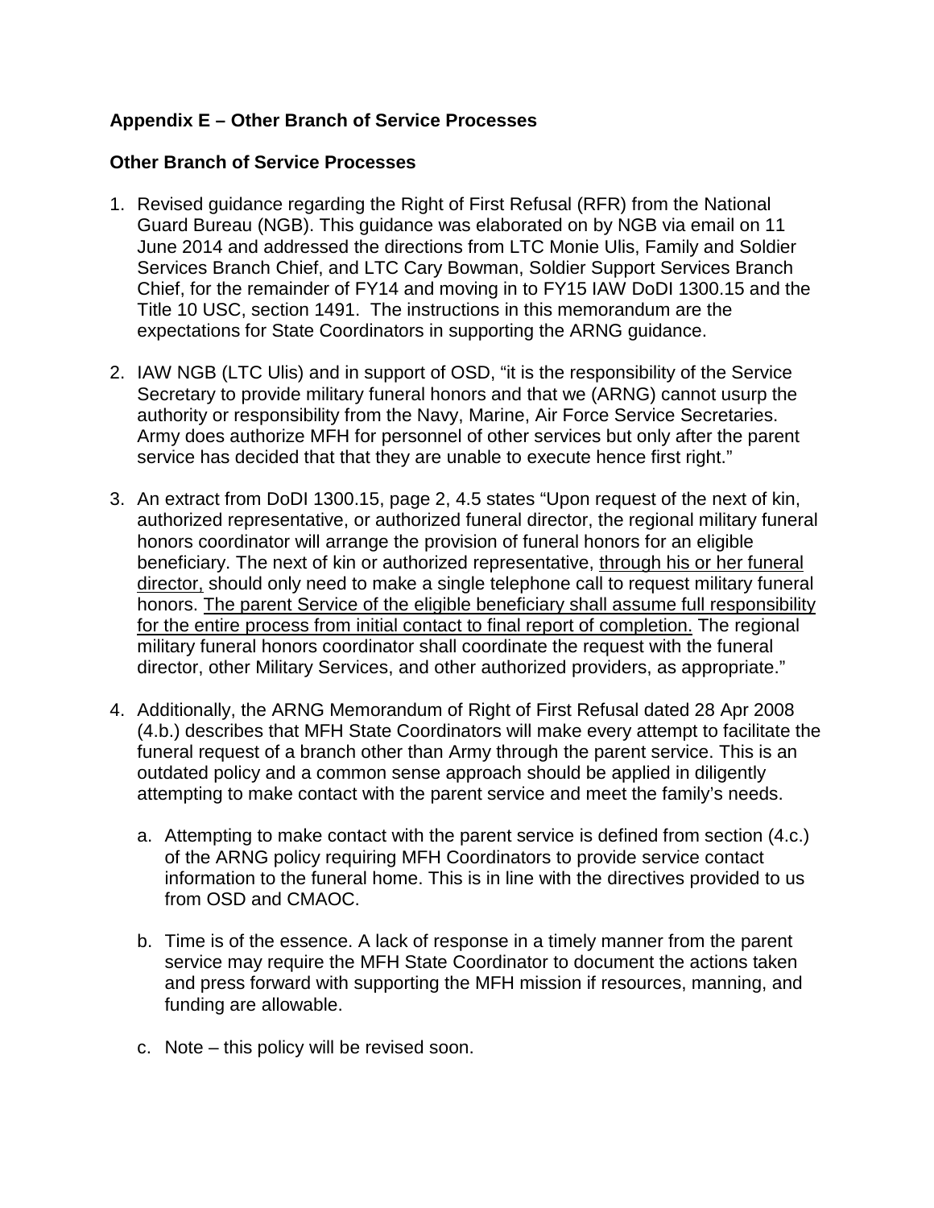## Appendix E – Other Branch of Service Processes

### Other Branch of Service Processes

1. Revised guidance regarding the Right of First Refusal (RFR) from the National Guard Bureau (NGB). This guidance was elaborated on by NGB via email on 11 June 2014 and addressed the directions from LTC Monie Ulis, Family and Soldier Services Branch Chief, and LTC Cary Bowman, Soldier Support Services Branch Chief, for the remainder of FY14 and moving in to FY15 IAW DoDI 1300.15 and the Title 10 USC, section 1491. The instructions in this memorandum are the expectations for State Coordinators in supporting the ARNG guidance.

2. IAW NGB (LTC Ulis) and in support of OSD, "it is the responsibility of the Service Secretary to provide military funeral honors and that we (ARNG) cannot usurp the authority or responsibility from the Navy, Marine, Air Force Service Secretaries. Army does authorize MFH for personnel of other services but only after the parent service has decided that that they are unable to execute hence first right."

3. An extract from DoDI 1300.15, page 2, 4.5 states "Upon request of the next of kin, authorized representative, or authorized funeral director, the regional military funeral honors coordinator will arrange the provision of funeral honors for an eligible beneficiary. The next of kin or authorized representative, <u>through his or her funeral director,</u> should only need to make a single telephone call to request military funeral honors. <u>The parent Service of the eligible beneficiary shall assume full responsibility for the entire process from initial contact to final report of completion.</u> The regional military funeral honors coordinator shall coordinate the request with the funeral director, other Military Services, and other authorized providers, as appropriate."

4. Additionally, the ARNG Memorandum of Right of First Refusal dated 28 Apr 2008 (4.b.) describes that MFH State Coordinators will make every attempt to facilitate the funeral request of a branch other than Army through the parent service. This is an outdated policy and a common sense approach should be applied in diligently attempting to make contact with the parent service and meet the family's needs.

   a. Attempting to make contact with the parent service is defined from section (4.c.) of the ARNG policy requiring MFH Coordinators to provide service contact information to the funeral home. This is in line with the directives provided to us from OSD and CMAOC.

   b. Time is of the essence. A lack of response in a timely manner from the parent service may require the MFH State Coordinator to document the actions taken and press forward with supporting the MFH mission if resources, manning, and funding are allowable.

   c. Note – this policy will be revised soon.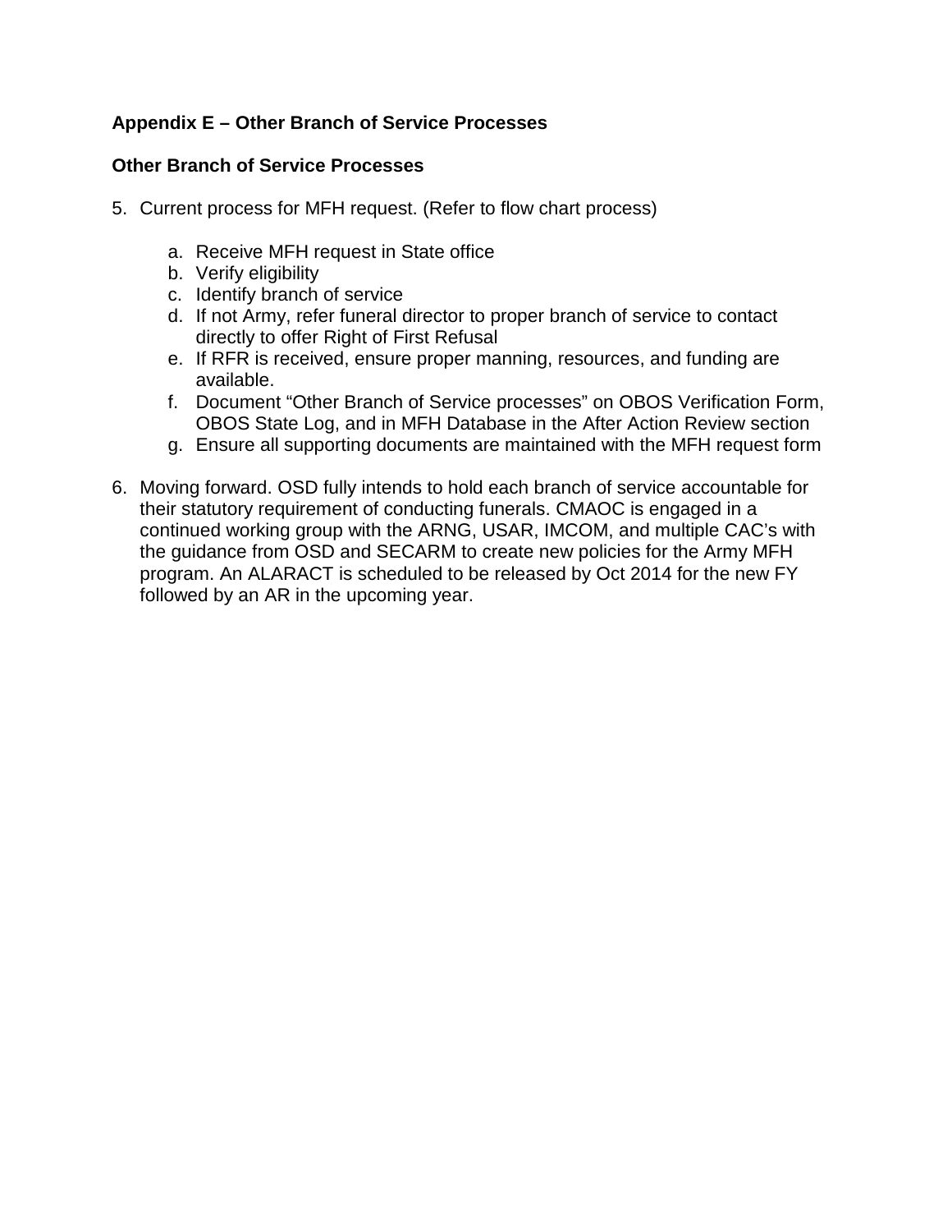## Appendix E – Other Branch of Service Processes

### Other Branch of Service Processes

5. Current process for MFH request. (Refer to flow chart process)

   a. Receive MFH request in State office
   b. Verify eligibility
   c. Identify branch of service
   d. If not Army, refer funeral director to proper branch of service to contact directly to offer Right of First Refusal
   e. If RFR is received, ensure proper manning, resources, and funding are available.
   f. Document "Other Branch of Service processes" on OBOS Verification Form, OBOS State Log, and in MFH Database in the After Action Review section
   g. Ensure all supporting documents are maintained with the MFH request form

6. Moving forward. OSD fully intends to hold each branch of service accountable for their statutory requirement of conducting funerals. CMAOC is engaged in a continued working group with the ARNG, USAR, IMCOM, and multiple CAC's with the guidance from OSD and SECARM to create new policies for the Army MFH program. An ALARACT is scheduled to be released by Oct 2014 for the new FY followed by an AR in the upcoming year.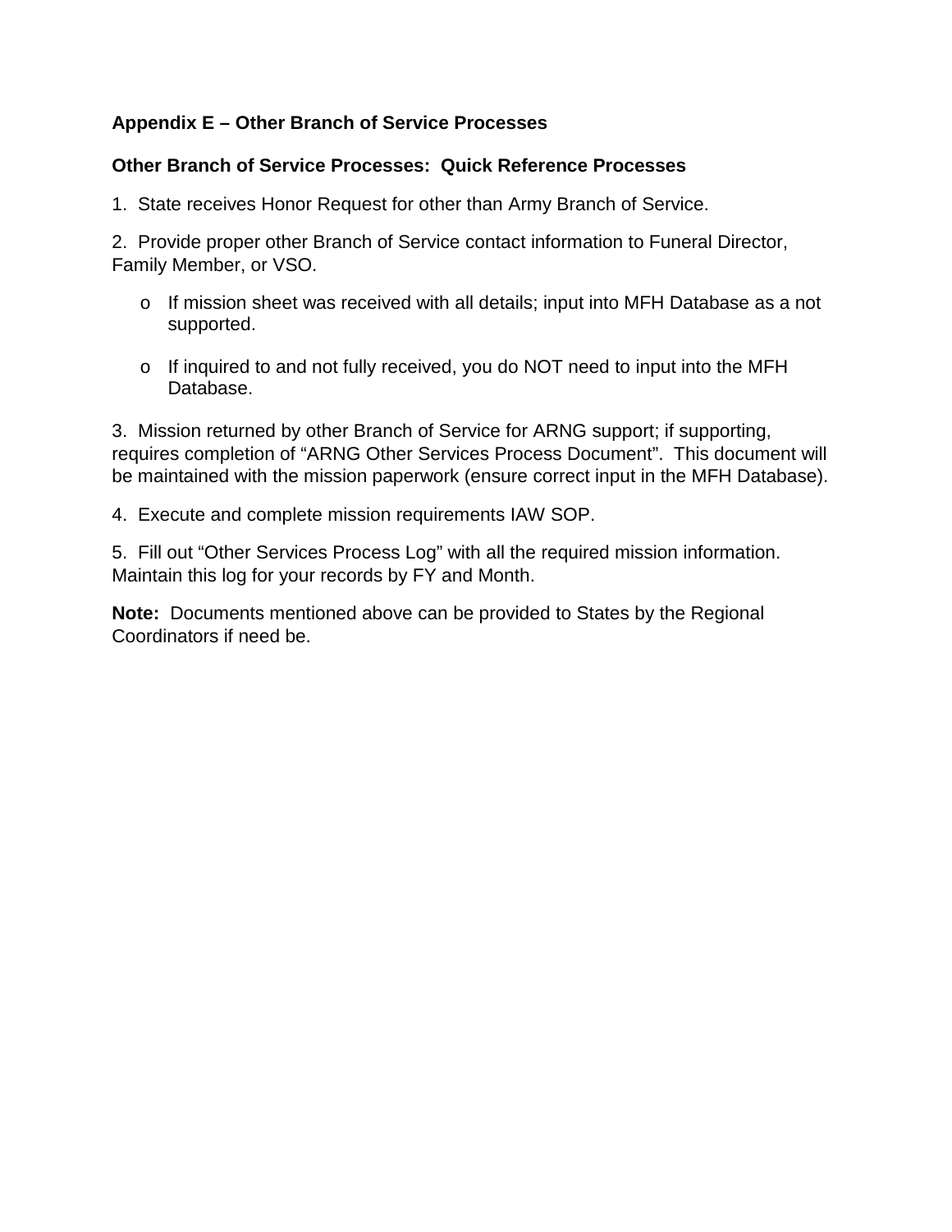## Appendix E – Other Branch of Service Processes

### Other Branch of Service Processes: Quick Reference Processes

1. State receives Honor Request for other than Army Branch of Service.

2. Provide proper other Branch of Service contact information to Funeral Director, Family Member, or VSO.

   - If mission sheet was received with all details; input into MFH Database as a not supported.

   - If inquired to and not fully received, you do NOT need to input into the MFH Database.

3. Mission returned by other Branch of Service for ARNG support; if supporting, requires completion of "ARNG Other Services Process Document". This document will be maintained with the mission paperwork (ensure correct input in the MFH Database).

4. Execute and complete mission requirements IAW SOP.

5. Fill out "Other Services Process Log" with all the required mission information. Maintain this log for your records by FY and Month.

**Note:** Documents mentioned above can be provided to States by the Regional Coordinators if need be.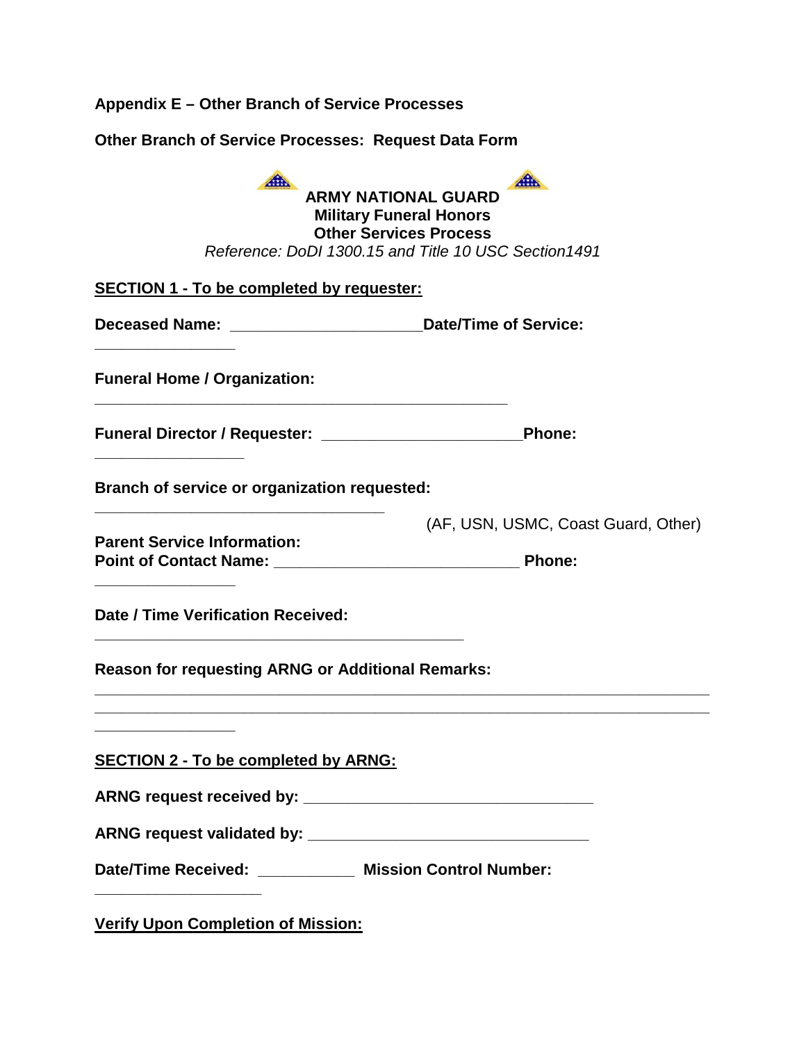**Appendix E – Other Branch of Service Processes**

**Other Branch of Service Processes: Request Data Form**

**ARMY NATIONAL GUARD**
**Military Funeral Honors**
**Other Services Process**
*Reference: DoDI 1300.15 and Title 10 USC Section1491*

**SECTION 1 - To be completed by requester:**

**Deceased Name: _____________________Date/Time of Service: _______________**

**Funeral Home / Organization: ______________________________________________**

**Funeral Director / Requester: ______________________Phone: ________________**

**Branch of service or organization requested: ________________________________** (AF, USN, USMC, Coast Guard, Other)

**Parent Service Information:**
**Point of Contact Name: ___________________________ Phone: _______________**

**Date / Time Verification Received: _________________________________________**

**Reason for requesting ARNG or Additional Remarks:**
______________________________________________________________________
______________________________________________________________________
_______________

**SECTION 2 - To be completed by ARNG:**

**ARNG request received by: ________________________________**

**ARNG request validated by: _______________________________**

**Date/Time Received: __________ Mission Control Number: __________________**

**Verify Upon Completion of Mission:**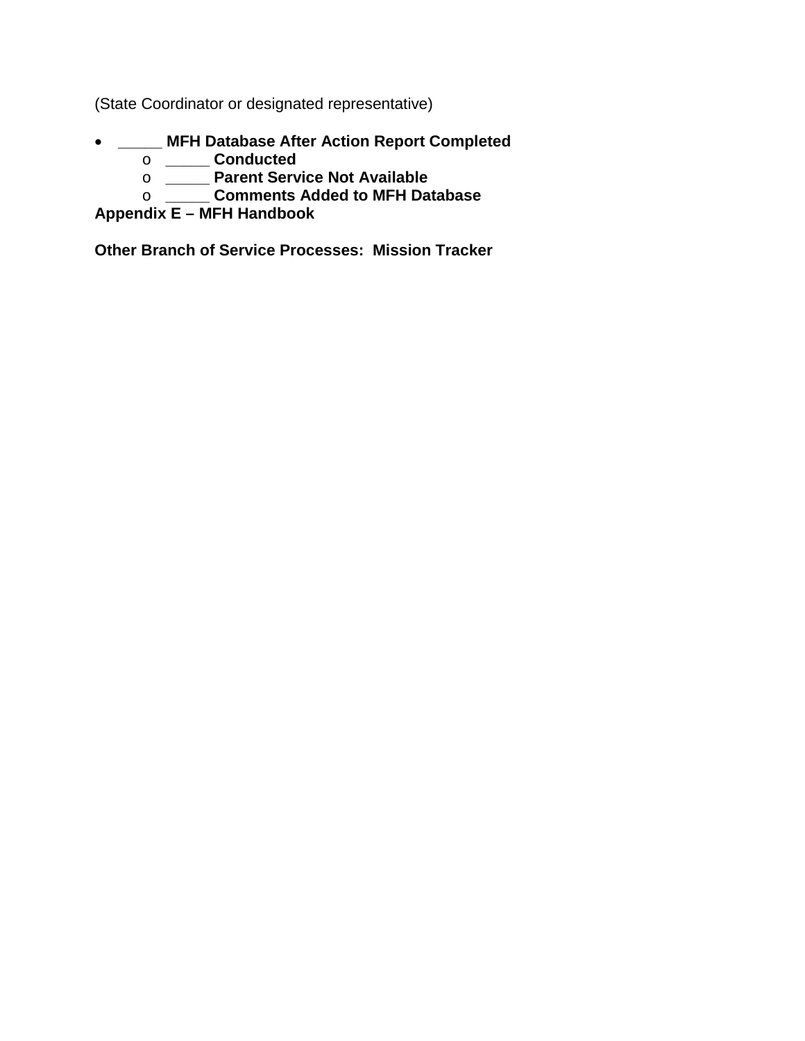(State Coordinator or designated representative)

- **_____ MFH Database After Action Report Completed**
  - **_____ Conducted**
  - **_____ Parent Service Not Available**
  - **_____ Comments Added to MFH Database**

**Appendix E – MFH Handbook**

**Other Branch of Service Processes: Mission Tracker**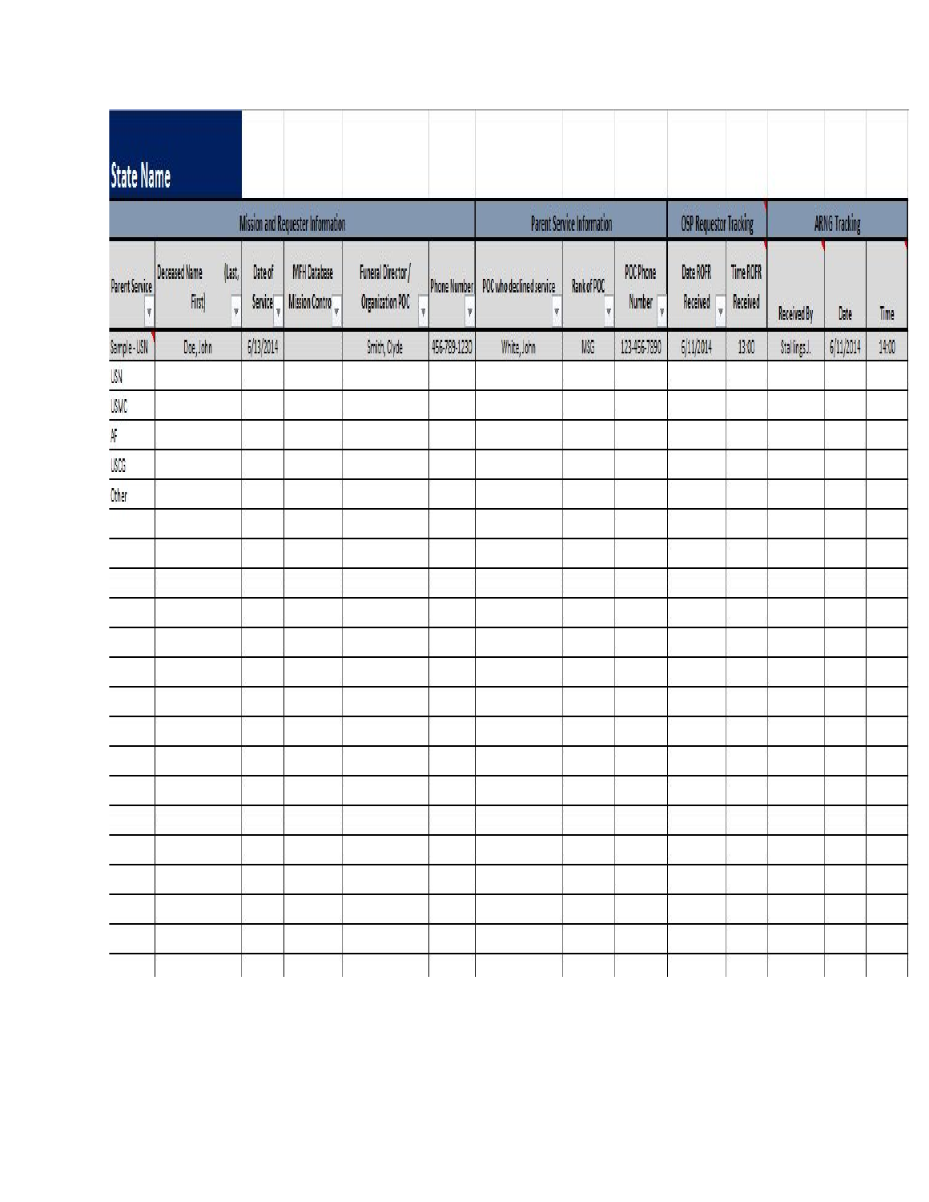# State Name

| Mission and Requester Information | | | | | | Parent Service Information | | | OSP Requestor Tracking | | ARNG Tracking | | |
|---|---|---|---|---|---|---|---|---|---|---|---|---|---|
| Parent Service | Deceased Name (Last, First) | Date of Service | MFH Database Mission Control | Funeral Director / Organization POC | Phone Number | POC who declined service | Rank of POC | POC Phone Number | Date ROFR Received | Time ROFR Received | Received By | Date | Time |
| Sample - USN | Doe, John | 6/13/2014 | | Smith, Clyde | 456-789-1230 | White, John | MSG | 123-456-7890 | 6/11/2014 | 13:00 | Stallings J. | 6/11/2014 | 14:00 |
| USN | | | | | | | | | | | | | |
| USMC | | | | | | | | | | | | | |
| AF | | | | | | | | | | | | | |
| USCG | | | | | | | | | | | | | |
| Other | | | | | | | | | | | | | |
| | | | | | | | | | | | | | |
| | | | | | | | | | | | | | |
| | | | | | | | | | | | | | |
| | | | | | | | | | | | | | |
| | | | | | | | | | | | | | |
| | | | | | | | | | | | | | |
| | | | | | | | | | | | | | |
| | | | | | | | | | | | | | |
| | | | | | | | | | | | | | |
| | | | | | | | | | | | | | |
| | | | | | | | | | | | | | |
| | | | | | | | | | | | | | |
| | | | | | | | | | | | | | |
| | | | | | | | | | | | | | |
| | | | | | | | | | | | | | |
| | | | | | | | | | | | | | |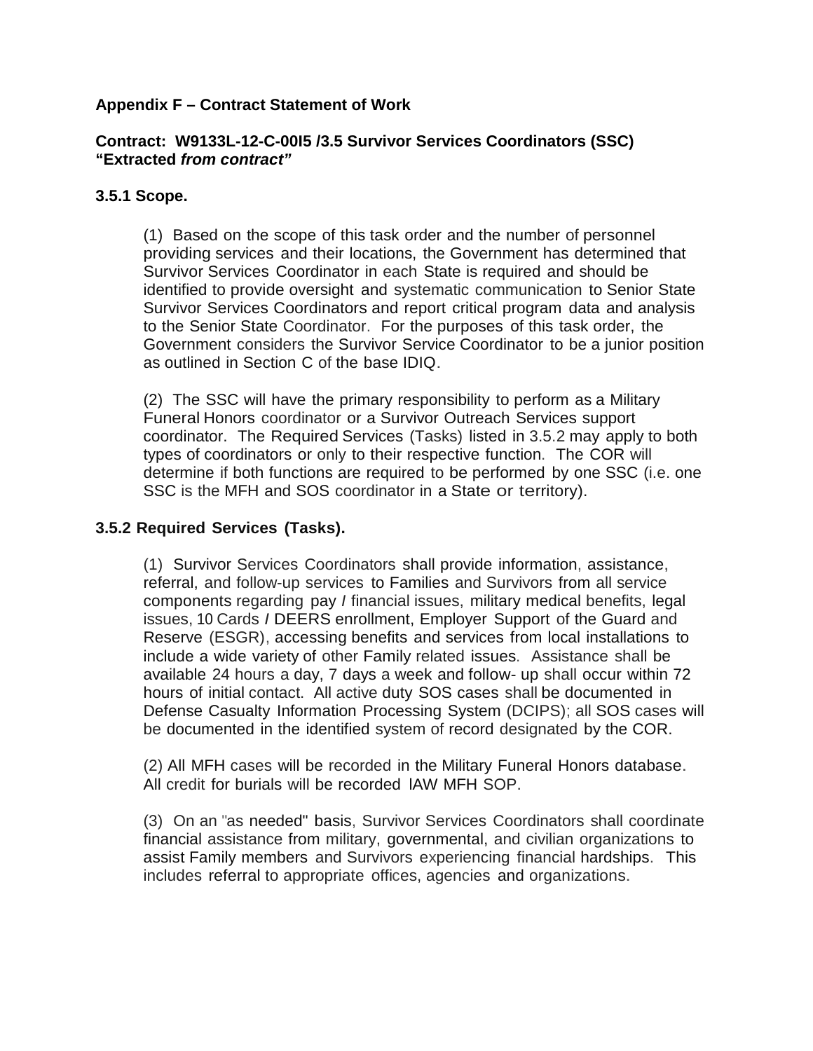**Appendix F – Contract Statement of Work**

**Contract: W9133L-12-C-00I5 /3.5 Survivor Services Coordinators (SSC) "Extracted *from contract*"**

**3.5.1 Scope.**

(1) Based on the scope of this task order and the number of personnel providing services and their locations, the Government has determined that Survivor Services Coordinator in each State is required and should be identified to provide oversight and systematic communication to Senior State Survivor Services Coordinators and report critical program data and analysis to the Senior State Coordinator. For the purposes of this task order, the Government considers the Survivor Service Coordinator to be a junior position as outlined in Section C of the base IDIQ.

(2) The SSC will have the primary responsibility to perform as a Military Funeral Honors coordinator or a Survivor Outreach Services support coordinator. The Required Services (Tasks) listed in 3.5.2 may apply to both types of coordinators or only to their respective function. The COR will determine if both functions are required to be performed by one SSC (i.e. one SSC is the MFH and SOS coordinator in a State or territory).

**3.5.2 Required Services (Tasks).**

(1) Survivor Services Coordinators shall provide information, assistance, referral, and follow-up services to Families and Survivors from all service components regarding pay / financial issues, military medical benefits, legal issues, 10 Cards / DEERS enrollment, Employer Support of the Guard and Reserve (ESGR), accessing benefits and services from local installations to include a wide variety of other Family related issues. Assistance shall be available 24 hours a day, 7 days a week and follow- up shall occur within 72 hours of initial contact. All active duty SOS cases shall be documented in Defense Casualty Information Processing System (DCIPS); all SOS cases will be documented in the identified system of record designated by the COR.

(2) All MFH cases will be recorded in the Military Funeral Honors database. All credit for burials will be recorded IAW MFH SOP.

(3) On an "as needed" basis, Survivor Services Coordinators shall coordinate financial assistance from military, governmental, and civilian organizations to assist Family members and Survivors experiencing financial hardships. This includes referral to appropriate offices, agencies and organizations.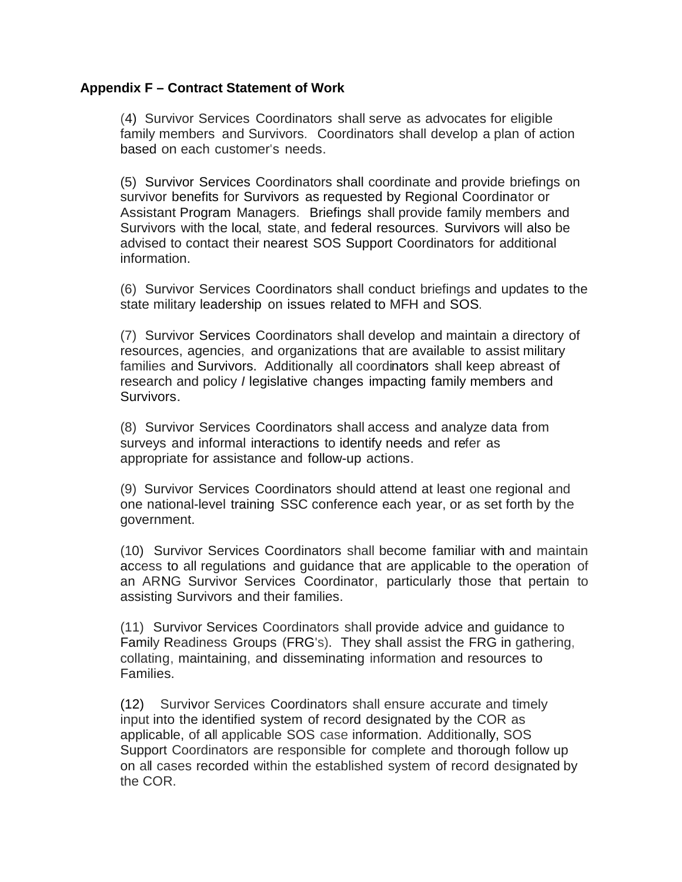**Appendix F – Contract Statement of Work**

(4) Survivor Services Coordinators shall serve as advocates for eligible family members and Survivors. Coordinators shall develop a plan of action based on each customer's needs.

(5) Survivor Services Coordinators shall coordinate and provide briefings on survivor benefits for Survivors as requested by Regional Coordinator or Assistant Program Managers. Briefings shall provide family members and Survivors with the local, state, and federal resources. Survivors will also be advised to contact their nearest SOS Support Coordinators for additional information.

(6) Survivor Services Coordinators shall conduct briefings and updates to the state military leadership on issues related to MFH and SOS.

(7) Survivor Services Coordinators shall develop and maintain a directory of resources, agencies, and organizations that are available to assist military families and Survivors. Additionally all coordinators shall keep abreast of research and policy / legislative changes impacting family members and Survivors.

(8) Survivor Services Coordinators shall access and analyze data from surveys and informal interactions to identify needs and refer as appropriate for assistance and follow-up actions.

(9) Survivor Services Coordinators should attend at least one regional and one national-level training SSC conference each year, or as set forth by the government.

(10) Survivor Services Coordinators shall become familiar with and maintain access to all regulations and guidance that are applicable to the operation of an ARNG Survivor Services Coordinator, particularly those that pertain to assisting Survivors and their families.

(11) Survivor Services Coordinators shall provide advice and guidance to Family Readiness Groups (FRG's). They shall assist the FRG in gathering, collating, maintaining, and disseminating information and resources to Families.

(12) Survivor Services Coordinators shall ensure accurate and timely input into the identified system of record designated by the COR as applicable, of all applicable SOS case information. Additionally, SOS Support Coordinators are responsible for complete and thorough follow up on all cases recorded within the established system of record designated by the COR.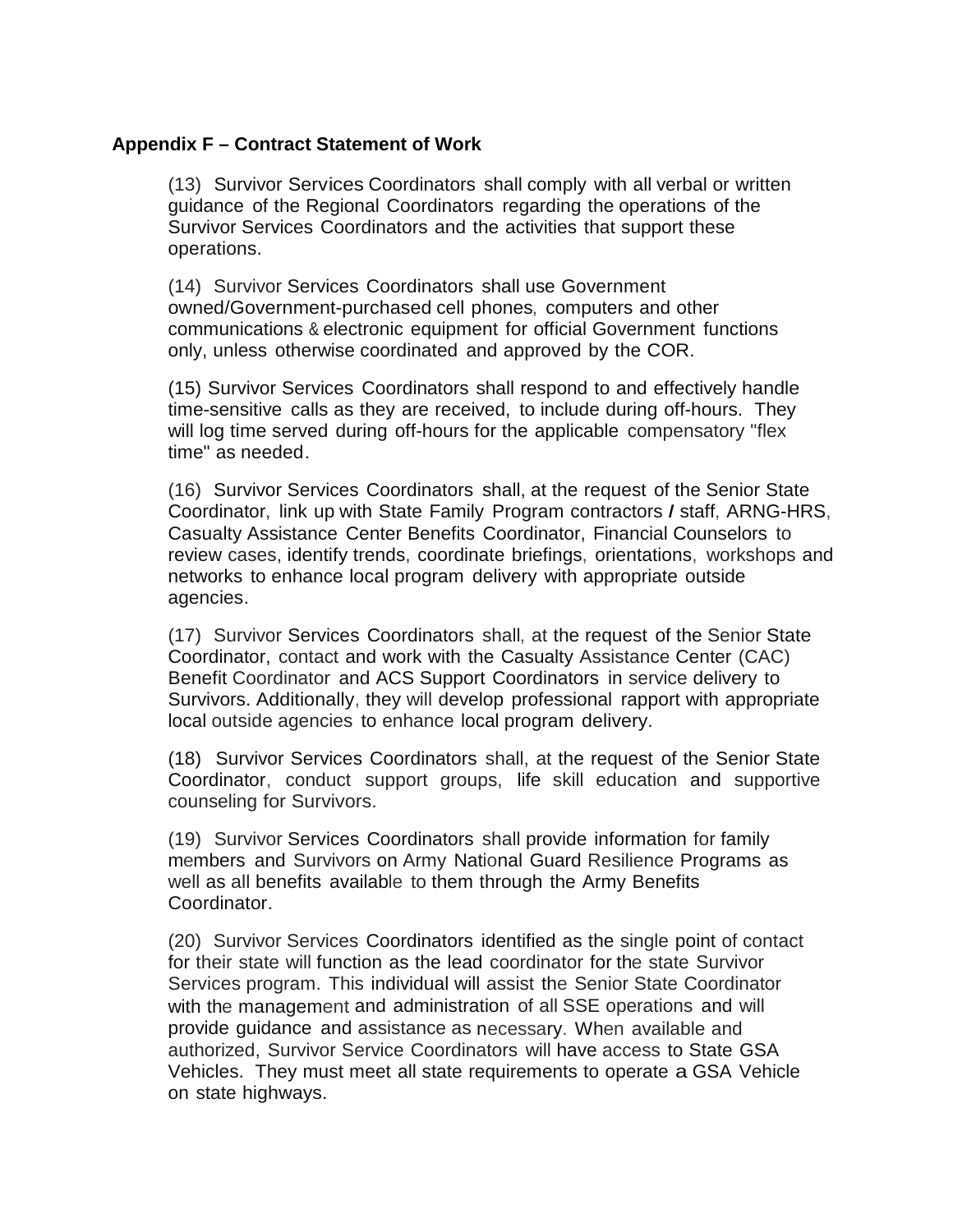**Appendix F – Contract Statement of Work**

(13) Survivor Services Coordinators shall comply with all verbal or written guidance of the Regional Coordinators regarding the operations of the Survivor Services Coordinators and the activities that support these operations.

(14) Survivor Services Coordinators shall use Government owned/Government-purchased cell phones, computers and other communications & electronic equipment for official Government functions only, unless otherwise coordinated and approved by the COR.

(15) Survivor Services Coordinators shall respond to and effectively handle time-sensitive calls as they are received, to include during off-hours. They will log time served during off-hours for the applicable compensatory "flex time" as needed.

(16) Survivor Services Coordinators shall, at the request of the Senior State Coordinator, link up with State Family Program contractors / staff, ARNG-HRS, Casualty Assistance Center Benefits Coordinator, Financial Counselors to review cases, identify trends, coordinate briefings, orientations, workshops and networks to enhance local program delivery with appropriate outside agencies.

(17) Survivor Services Coordinators shall, at the request of the Senior State Coordinator, contact and work with the Casualty Assistance Center (CAC) Benefit Coordinator and ACS Support Coordinators in service delivery to Survivors. Additionally, they will develop professional rapport with appropriate local outside agencies to enhance local program delivery.

(18) Survivor Services Coordinators shall, at the request of the Senior State Coordinator, conduct support groups, life skill education and supportive counseling for Survivors.

(19) Survivor Services Coordinators shall provide information for family members and Survivors on Army National Guard Resilience Programs as well as all benefits available to them through the Army Benefits Coordinator.

(20) Survivor Services Coordinators identified as the single point of contact for their state will function as the lead coordinator for the state Survivor Services program. This individual will assist the Senior State Coordinator with the management and administration of all SSE operations and will provide guidance and assistance as necessary. When available and authorized, Survivor Service Coordinators will have access to State GSA Vehicles. They must meet all state requirements to operate a GSA Vehicle on state highways.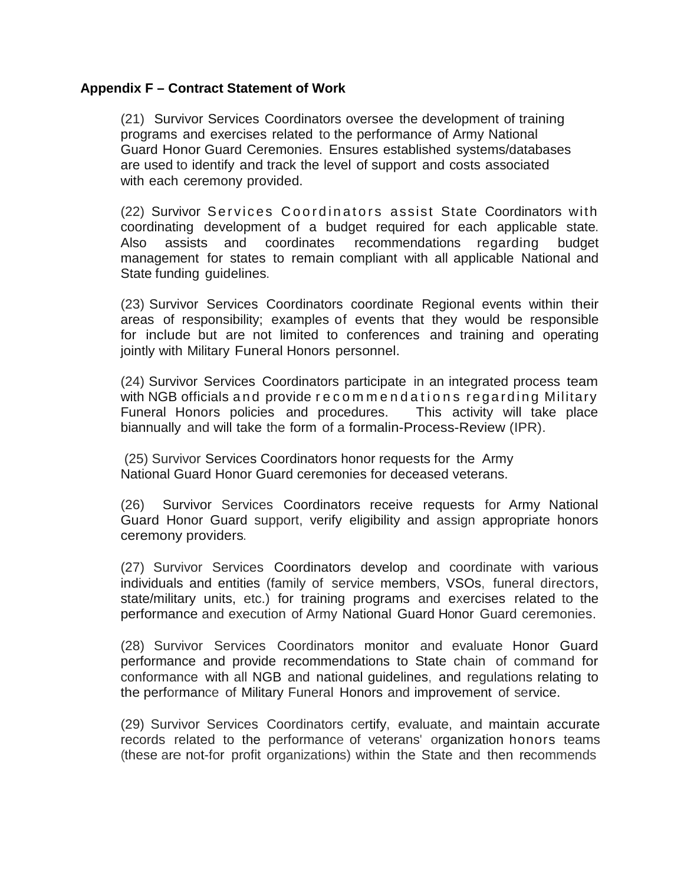**Appendix F – Contract Statement of Work**

(21) Survivor Services Coordinators oversee the development of training programs and exercises related to the performance of Army National Guard Honor Guard Ceremonies. Ensures established systems/databases are used to identify and track the level of support and costs associated with each ceremony provided.

(22) Survivor Services Coordinators assist State Coordinators with coordinating development of a budget required for each applicable state. Also assists and coordinates recommendations regarding budget management for states to remain compliant with all applicable National and State funding guidelines.

(23) Survivor Services Coordinators coordinate Regional events within their areas of responsibility; examples of events that they would be responsible for include but are not limited to conferences and training and operating jointly with Military Funeral Honors personnel.

(24) Survivor Services Coordinators participate in an integrated process team with NGB officials and provide recommendations regarding Military Funeral Honors policies and procedures. This activity will take place biannually and will take the form of a formalin-Process-Review (IPR).

(25) Survivor Services Coordinators honor requests for the Army National Guard Honor Guard ceremonies for deceased veterans.

(26) Survivor Services Coordinators receive requests for Army National Guard Honor Guard support, verify eligibility and assign appropriate honors ceremony providers.

(27) Survivor Services Coordinators develop and coordinate with various individuals and entities (family of service members, VSOs, funeral directors, state/military units, etc.) for training programs and exercises related to the performance and execution of Army National Guard Honor Guard ceremonies.

(28) Survivor Services Coordinators monitor and evaluate Honor Guard performance and provide recommendations to State chain of command for conformance with all NGB and national guidelines, and regulations relating to the performance of Military Funeral Honors and improvement of service.

(29) Survivor Services Coordinators certify, evaluate, and maintain accurate records related to the performance of veterans' organization honors teams (these are not-for profit organizations) within the State and then recommends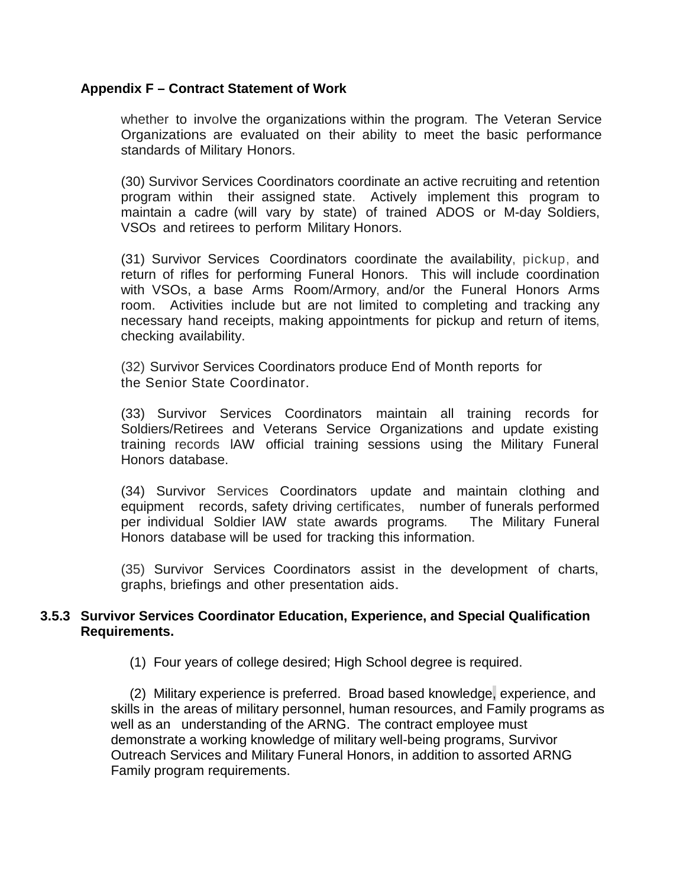**Appendix F – Contract Statement of Work**

whether to involve the organizations within the program. The Veteran Service Organizations are evaluated on their ability to meet the basic performance standards of Military Honors.

(30) Survivor Services Coordinators coordinate an active recruiting and retention program within their assigned state. Actively implement this program to maintain a cadre (will vary by state) of trained ADOS or M-day Soldiers, VSOs and retirees to perform Military Honors.

(31) Survivor Services Coordinators coordinate the availability, pickup, and return of rifles for performing Funeral Honors. This will include coordination with VSOs, a base Arms Room/Armory, and/or the Funeral Honors Arms room. Activities include but are not limited to completing and tracking any necessary hand receipts, making appointments for pickup and return of items, checking availability.

(32) Survivor Services Coordinators produce End of Month reports for the Senior State Coordinator.

(33) Survivor Services Coordinators maintain all training records for Soldiers/Retirees and Veterans Service Organizations and update existing training records lAW official training sessions using the Military Funeral Honors database.

(34) Survivor Services Coordinators update and maintain clothing and equipment records, safety driving certificates, number of funerals performed per individual Soldier lAW state awards programs. The Military Funeral Honors database will be used for tracking this information.

(35) Survivor Services Coordinators assist in the development of charts, graphs, briefings and other presentation aids.

**3.5.3 Survivor Services Coordinator Education, Experience, and Special Qualification Requirements.**

(1) Four years of college desired; High School degree is required.

(2) Military experience is preferred. Broad based knowledge, experience, and skills in the areas of military personnel, human resources, and Family programs as well as an understanding of the ARNG. The contract employee must demonstrate a working knowledge of military well-being programs, Survivor Outreach Services and Military Funeral Honors, in addition to assorted ARNG Family program requirements.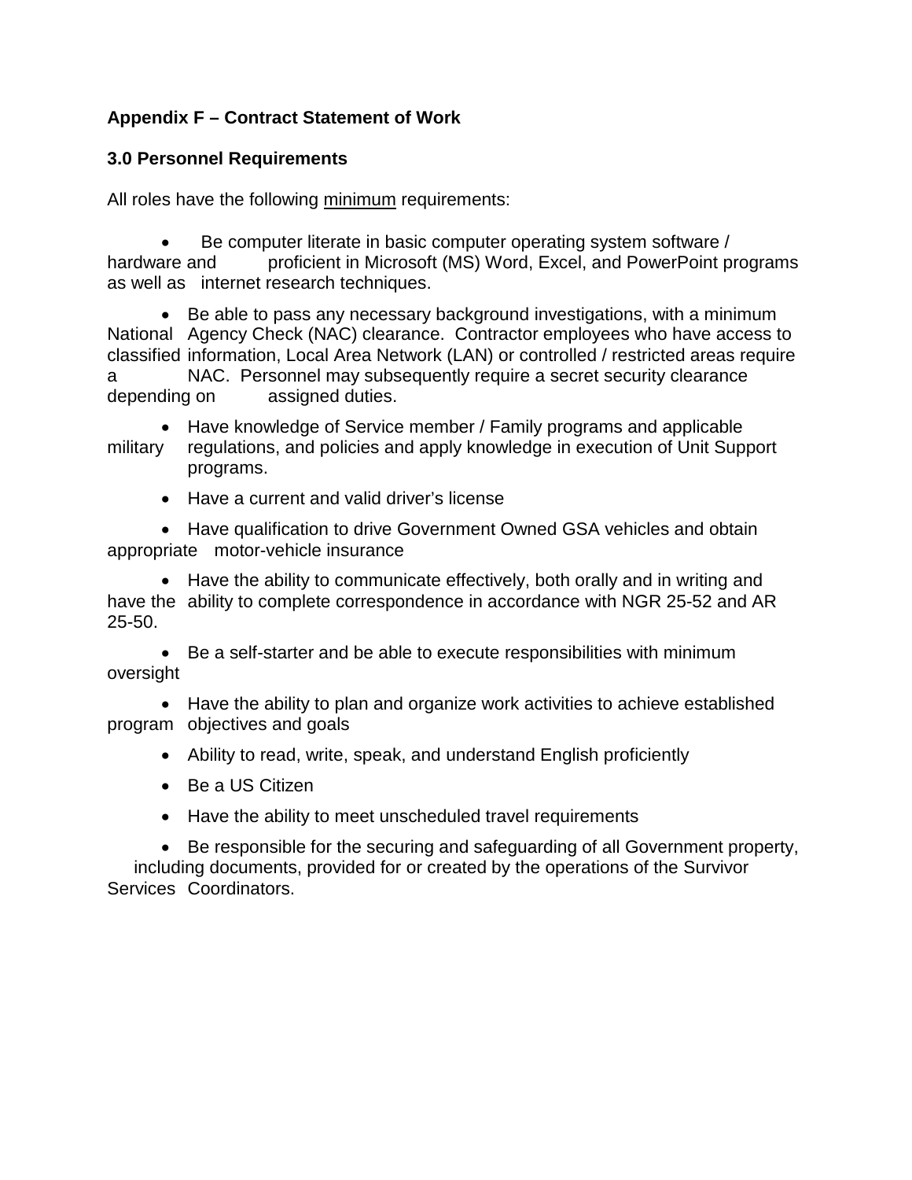**Appendix F – Contract Statement of Work**

**3.0 Personnel Requirements**

All roles have the following <u>minimum</u> requirements:

- Be computer literate in basic computer operating system software / hardware and proficient in Microsoft (MS) Word, Excel, and PowerPoint programs as well as internet research techniques.
- Be able to pass any necessary background investigations, with a minimum National Agency Check (NAC) clearance. Contractor employees who have access to classified information, Local Area Network (LAN) or controlled / restricted areas require a NAC. Personnel may subsequently require a secret security clearance depending on assigned duties.
- Have knowledge of Service member / Family programs and applicable military regulations, and policies and apply knowledge in execution of Unit Support programs.
- Have a current and valid driver's license
- Have qualification to drive Government Owned GSA vehicles and obtain appropriate motor-vehicle insurance
- Have the ability to communicate effectively, both orally and in writing and have the ability to complete correspondence in accordance with NGR 25-52 and AR 25-50.
- Be a self-starter and be able to execute responsibilities with minimum oversight
- Have the ability to plan and organize work activities to achieve established program objectives and goals
- Ability to read, write, speak, and understand English proficiently
- Be a US Citizen
- Have the ability to meet unscheduled travel requirements
- Be responsible for the securing and safeguarding of all Government property, including documents, provided for or created by the operations of the Survivor Services Coordinators.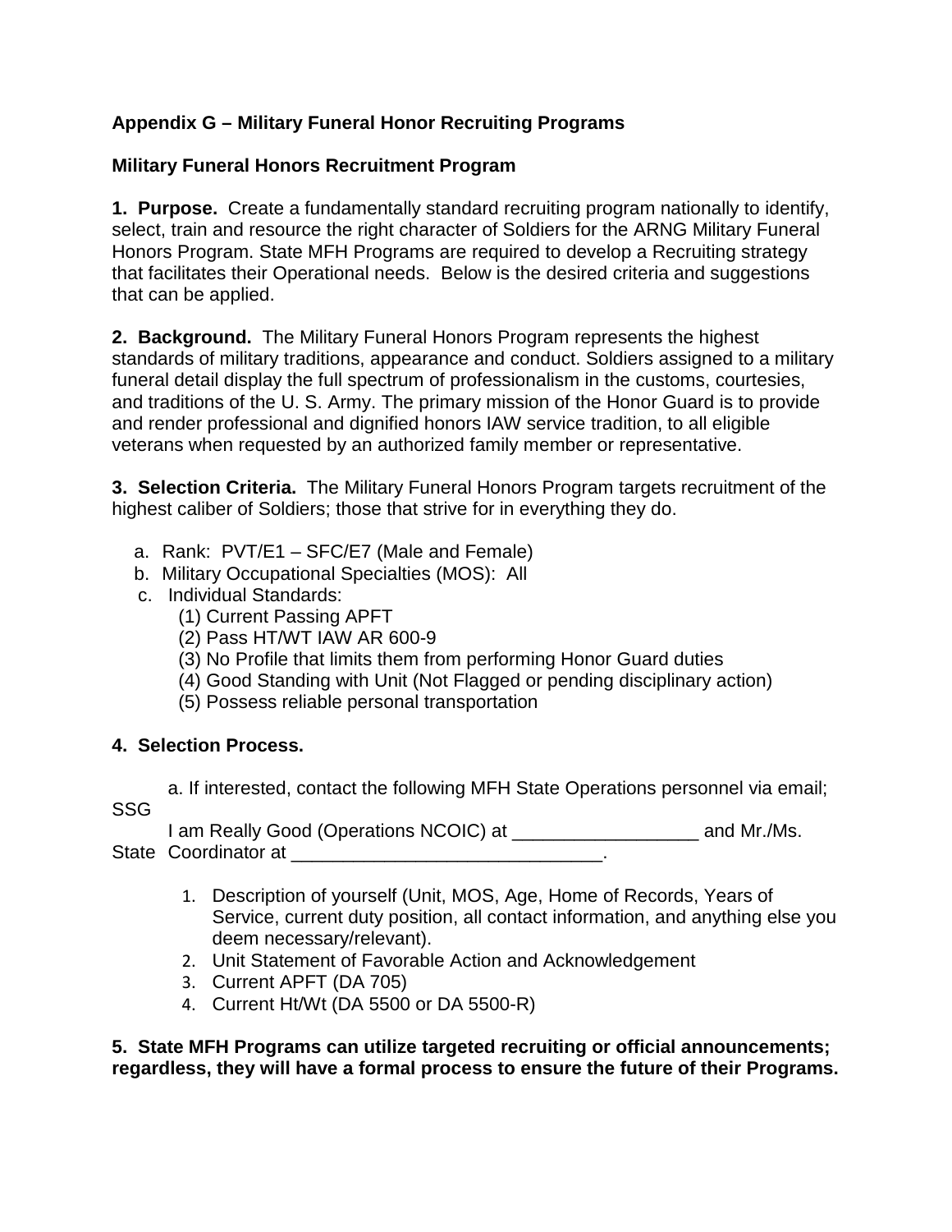**Appendix G – Military Funeral Honor Recruiting Programs**

**Military Funeral Honors Recruitment Program**

**1. Purpose.** Create a fundamentally standard recruiting program nationally to identify, select, train and resource the right character of Soldiers for the ARNG Military Funeral Honors Program. State MFH Programs are required to develop a Recruiting strategy that facilitates their Operational needs. Below is the desired criteria and suggestions that can be applied.

**2. Background.** The Military Funeral Honors Program represents the highest standards of military traditions, appearance and conduct. Soldiers assigned to a military funeral detail display the full spectrum of professionalism in the customs, courtesies, and traditions of the U. S. Army. The primary mission of the Honor Guard is to provide and render professional and dignified honors IAW service tradition, to all eligible veterans when requested by an authorized family member or representative.

**3. Selection Criteria.** The Military Funeral Honors Program targets recruitment of the highest caliber of Soldiers; those that strive for in everything they do.

a. Rank: PVT/E1 – SFC/E7 (Male and Female)
b. Military Occupational Specialties (MOS): All
c. Individual Standards:
   (1) Current Passing APFT
   (2) Pass HT/WT IAW AR 600-9
   (3) No Profile that limits them from performing Honor Guard duties
   (4) Good Standing with Unit (Not Flagged or pending disciplinary action)
   (5) Possess reliable personal transportation

**4. Selection Process.**

a. If interested, contact the following MFH State Operations personnel via email; SSG I am Really Good (Operations NCOIC) at __________________ and Mr./Ms. State Coordinator at ______________________________.

1. Description of yourself (Unit, MOS, Age, Home of Records, Years of Service, current duty position, all contact information, and anything else you deem necessary/relevant).
2. Unit Statement of Favorable Action and Acknowledgement
3. Current APFT (DA 705)
4. Current Ht/Wt (DA 5500 or DA 5500-R)

**5. State MFH Programs can utilize targeted recruiting or official announcements; regardless, they will have a formal process to ensure the future of their Programs.**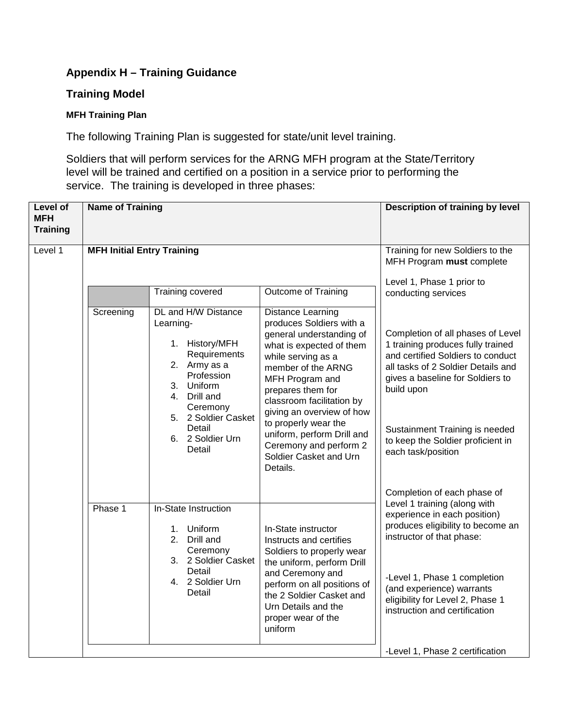## Appendix H – Training Guidance

### Training Model

#### MFH Training Plan

The following Training Plan is suggested for state/unit level training.

Soldiers that will perform services for the ARNG MFH program at the State/Territory level will be trained and certified on a position in a service prior to performing the service. The training is developed in three phases:

| Level of MFH Training | Name of Training | | | Description of training by level |
|---|---|---|---|---|
| Level 1 | **MFH Initial Entry Training** | | | Training for new Soldiers to the MFH Program **must** complete Level 1, Phase 1 prior to conducting services<br><br>Completion of all phases of Level 1 training produces fully trained and certified Soldiers to conduct all tasks of 2 Soldier Details and gives a baseline for Soldiers to build upon<br><br>Sustainment Training is needed to keep the Soldier proficient in each task/position<br><br>Completion of each phase of Level 1 training (along with experience in each position) produces eligibility to become an instructor of that phase:<br><br>-Level 1, Phase 1 completion (and experience) warrants eligibility for Level 2, Phase 1 instruction and certification<br><br>-Level 1, Phase 2 certification |
| | | Training covered | Outcome of Training | |
| | Screening | DL and H/W Distance Learning-<br>1. History/MFH Requirements<br>2. Army as a Profession<br>3. Uniform<br>4. Drill and Ceremony<br>5. 2 Soldier Casket Detail<br>6. 2 Soldier Urn Detail | Distance Learning produces Soldiers with a general understanding of what is expected of them while serving as a member of the ARNG MFH Program and prepares them for classroom facilitation by giving an overview of how to properly wear the uniform, perform Drill and Ceremony and perform 2 Soldier Casket and Urn Details. | |
| | Phase 1 | In-State Instruction<br>1. Uniform<br>2. Drill and Ceremony<br>3. 2 Soldier Casket Detail<br>4. 2 Soldier Urn Detail | In-State instructor Instructs and certifies Soldiers to properly wear the uniform, perform Drill and Ceremony and perform on all positions of the 2 Soldier Casket and Urn Details and the proper wear of the uniform | |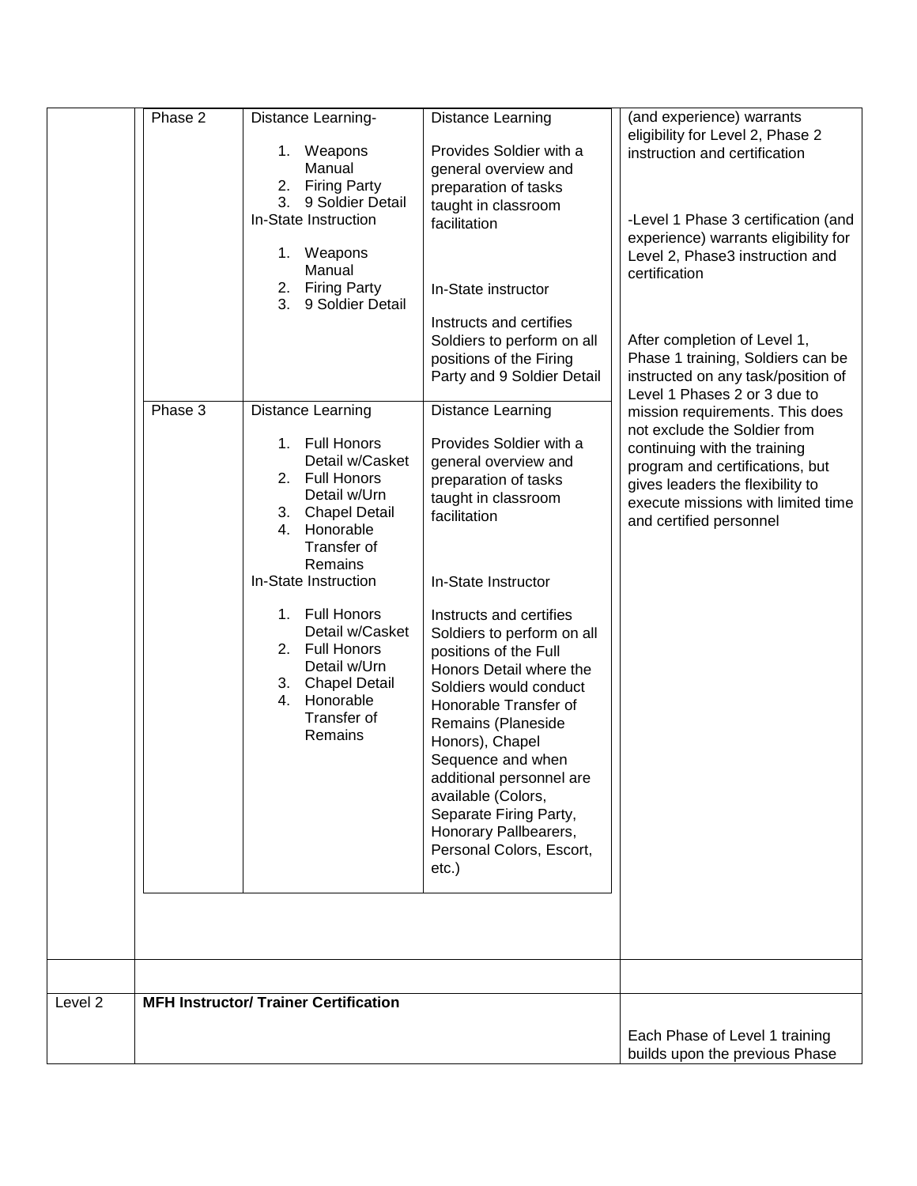| | | | | |
|---|---|---|---|---|
| | Phase 2 | Distance Learning-<br><br>1. Weapons Manual<br>2. Firing Party<br>3. 9 Soldier Detail<br><br>In-State Instruction<br><br>1. Weapons Manual<br>2. Firing Party<br>3. 9 Soldier Detail | Distance Learning<br><br>Provides Soldier with a general overview and preparation of tasks taught in classroom facilitation<br><br>In-State instructor<br><br>Instructs and certifies Soldiers to perform on all positions of the Firing Party and 9 Soldier Detail | (and experience) warrants eligibility for Level 2, Phase 2 instruction and certification<br><br>-Level 1 Phase 3 certification (and experience) warrants eligibility for Level 2, Phase3 instruction and certification<br><br>After completion of Level 1, Phase 1 training, Soldiers can be instructed on any task/position of Level 1 Phases 2 or 3 due to mission requirements. This does not exclude the Soldier from continuing with the training program and certifications, but gives leaders the flexibility to execute missions with limited time and certified personnel |
| | Phase 3 | Distance Learning<br><br>1. Full Honors Detail w/Casket<br>2. Full Honors Detail w/Urn<br>3. Chapel Detail<br>4. Honorable Transfer of Remains<br><br>In-State Instruction<br><br>1. Full Honors Detail w/Casket<br>2. Full Honors Detail w/Urn<br>3. Chapel Detail<br>4. Honorable Transfer of Remains | Distance Learning<br><br>Provides Soldier with a general overview and preparation of tasks taught in classroom facilitation<br><br>In-State Instructor<br><br>Instructs and certifies Soldiers to perform on all positions of the Full Honors Detail where the Soldiers would conduct Honorable Transfer of Remains (Planeside Honors), Chapel Sequence and when additional personnel are available (Colors, Separate Firing Party, Honorary Pallbearers, Personal Colors, Escort, etc.) | |
| | | | | |
| Level 2 | **MFH Instructor/ Trainer Certification** | | | Each Phase of Level 1 training builds upon the previous Phase |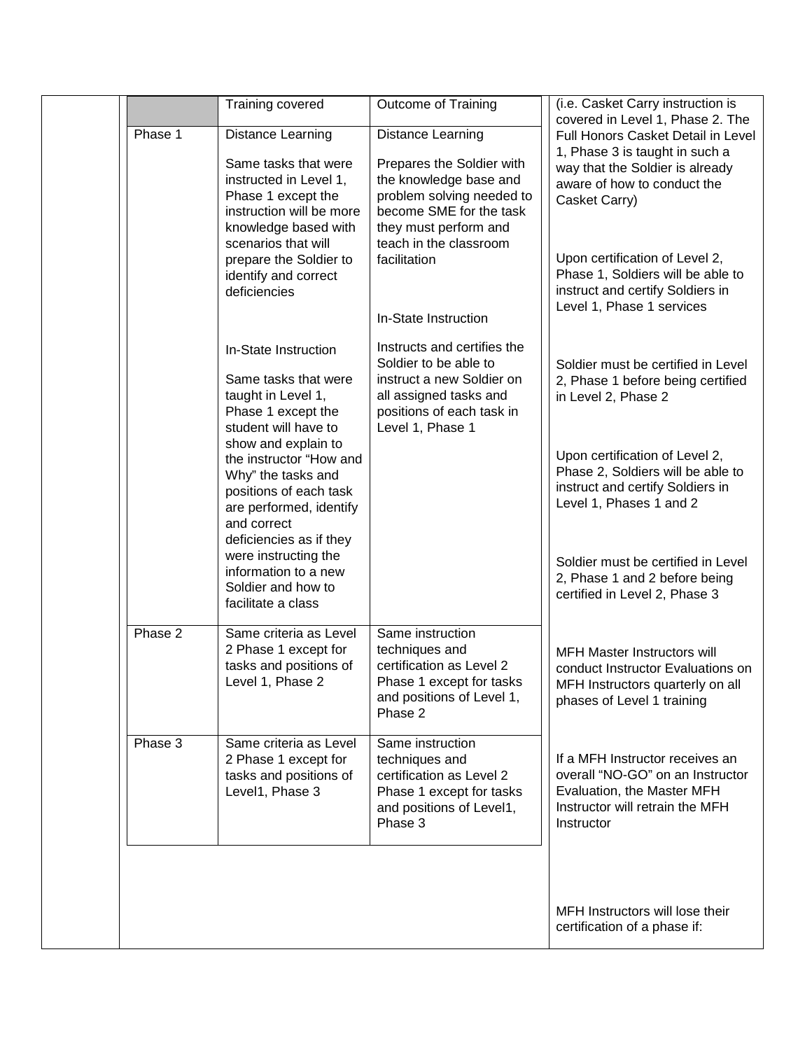| | Training covered | Outcome of Training |
|---|---|---|
| Phase 1 | Distance Learning<br><br>Same tasks that were instructed in Level 1, Phase 1 except the instruction will be more knowledge based with scenarios that will prepare the Soldier to identify and correct deficiencies<br><br>In-State Instruction<br><br>Same tasks that were taught in Level 1, Phase 1 except the student will have to show and explain to the instructor "How and Why" the tasks and positions of each task are performed, identify and correct deficiencies as if they were instructing the information to a new Soldier and how to facilitate a class | Distance Learning<br><br>Prepares the Soldier with the knowledge base and problem solving needed to become SME for the task they must perform and teach in the classroom facilitation<br><br>In-State Instruction<br><br>Instructs and certifies the Soldier to be able to instruct a new Soldier on all assigned tasks and positions of each task in Level 1, Phase 1 |
| Phase 2 | Same criteria as Level 2 Phase 1 except for tasks and positions of Level 1, Phase 2 | Same instruction techniques and certification as Level 2 Phase 1 except for tasks and positions of Level 1, Phase 2 |
| Phase 3 | Same criteria as Level 2 Phase 1 except for tasks and positions of Level1, Phase 3 | Same instruction techniques and certification as Level 2 Phase 1 except for tasks and positions of Level1, Phase 3 |

(i.e. Casket Carry instruction is covered in Level 1, Phase 2. The Full Honors Casket Detail in Level 1, Phase 3 is taught in such a way that the Soldier is already aware of how to conduct the Casket Carry)

Upon certification of Level 2, Phase 1, Soldiers will be able to instruct and certify Soldiers in Level 1, Phase 1 services

Soldier must be certified in Level 2, Phase 1 before being certified in Level 2, Phase 2

Upon certification of Level 2, Phase 2, Soldiers will be able to instruct and certify Soldiers in Level 1, Phases 1 and 2

Soldier must be certified in Level 2, Phase 1 and 2 before being certified in Level 2, Phase 3

MFH Master Instructors will conduct Instructor Evaluations on MFH Instructors quarterly on all phases of Level 1 training

If a MFH Instructor receives an overall "NO-GO" on an Instructor Evaluation, the Master MFH Instructor will retrain the MFH Instructor

MFH Instructors will lose their certification of a phase if: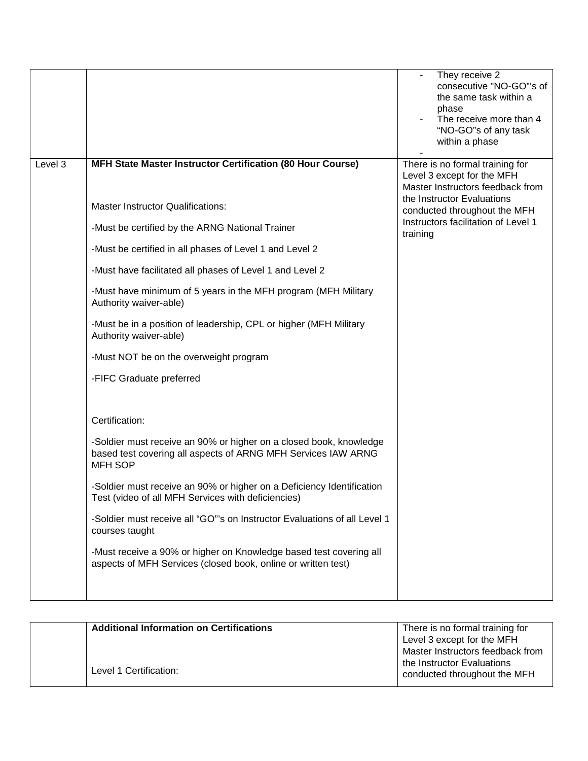| | | |
|---|---|---|
| | | - They receive 2 consecutive "NO-GO"'s of the same task within a phase<br>- The receive more than 4 "NO-GO"s of any task within a phase<br>- |
| Level 3 | **MFH State Master Instructor Certification (80 Hour Course)**<br><br>Master Instructor Qualifications:<br><br>-Must be certified by the ARNG National Trainer<br><br>-Must be certified in all phases of Level 1 and Level 2<br><br>-Must have facilitated all phases of Level 1 and Level 2<br><br>-Must have minimum of 5 years in the MFH program (MFH Military Authority waiver-able)<br><br>-Must be in a position of leadership, CPL or higher (MFH Military Authority waiver-able)<br><br>-Must NOT be on the overweight program<br><br>-FIFC Graduate preferred<br><br>Certification:<br><br>-Soldier must receive an 90% or higher on a closed book, knowledge based test covering all aspects of ARNG MFH Services IAW ARNG MFH SOP<br><br>-Soldier must receive an 90% or higher on a Deficiency Identification Test (video of all MFH Services with deficiencies)<br><br>-Soldier must receive all "GO"'s on Instructor Evaluations of all Level 1 courses taught<br><br>-Must receive a 90% or higher on Knowledge based test covering all aspects of MFH Services (closed book, online or written test) | There is no formal training for Level 3 except for the MFH Master Instructors feedback from the Instructor Evaluations conducted throughout the MFH Instructors facilitation of Level 1 training |

| | | |
|---|---|---|
| | **Additional Information on Certifications**<br><br>Level 1 Certification: | There is no formal training for Level 3 except for the MFH Master Instructors feedback from the Instructor Evaluations conducted throughout the MFH |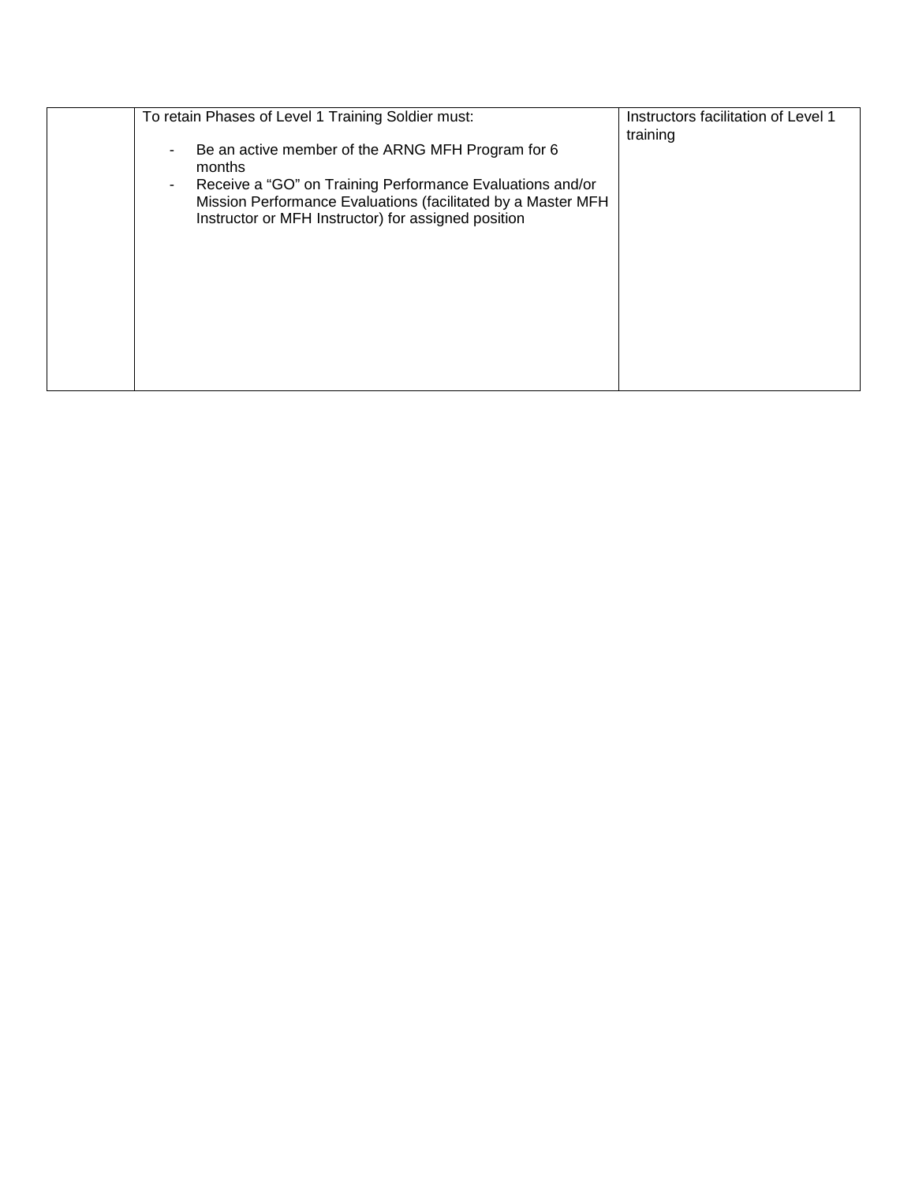|  |  |  |
|---|---|---|
|  | To retain Phases of Level 1 Training Soldier must:<br><br>- Be an active member of the ARNG MFH Program for 6 months<br>- Receive a "GO" on Training Performance Evaluations and/or Mission Performance Evaluations (facilitated by a Master MFH Instructor or MFH Instructor) for assigned position | Instructors facilitation of Level 1 training |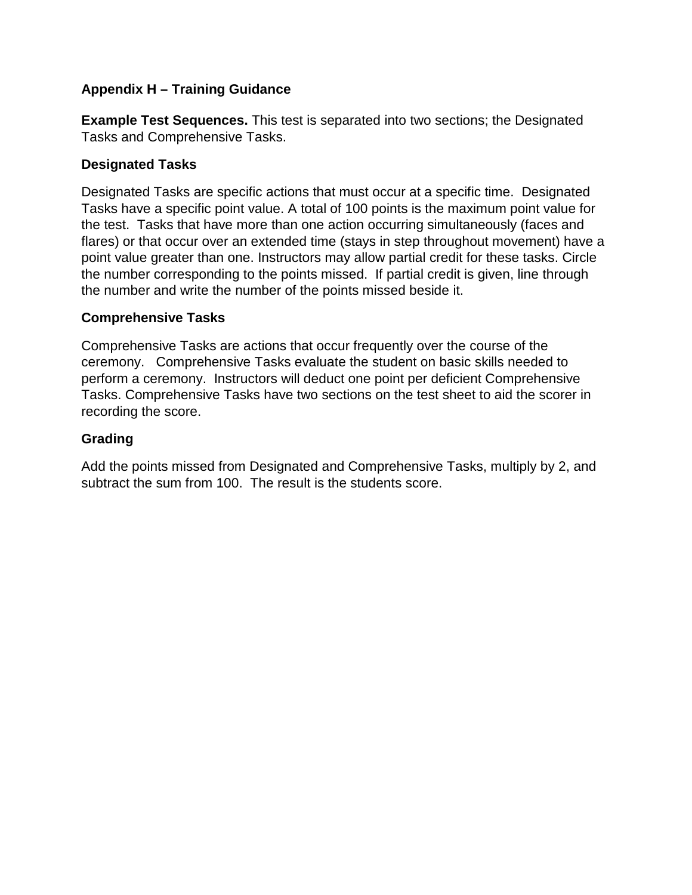## Appendix H – Training Guidance

**Example Test Sequences.** This test is separated into two sections; the Designated Tasks and Comprehensive Tasks.

### Designated Tasks

Designated Tasks are specific actions that must occur at a specific time. Designated Tasks have a specific point value. A total of 100 points is the maximum point value for the test. Tasks that have more than one action occurring simultaneously (faces and flares) or that occur over an extended time (stays in step throughout movement) have a point value greater than one. Instructors may allow partial credit for these tasks. Circle the number corresponding to the points missed. If partial credit is given, line through the number and write the number of the points missed beside it.

### Comprehensive Tasks

Comprehensive Tasks are actions that occur frequently over the course of the ceremony. Comprehensive Tasks evaluate the student on basic skills needed to perform a ceremony. Instructors will deduct one point per deficient Comprehensive Tasks. Comprehensive Tasks have two sections on the test sheet to aid the scorer in recording the score.

### Grading

Add the points missed from Designated and Comprehensive Tasks, multiply by 2, and subtract the sum from 100. The result is the students score.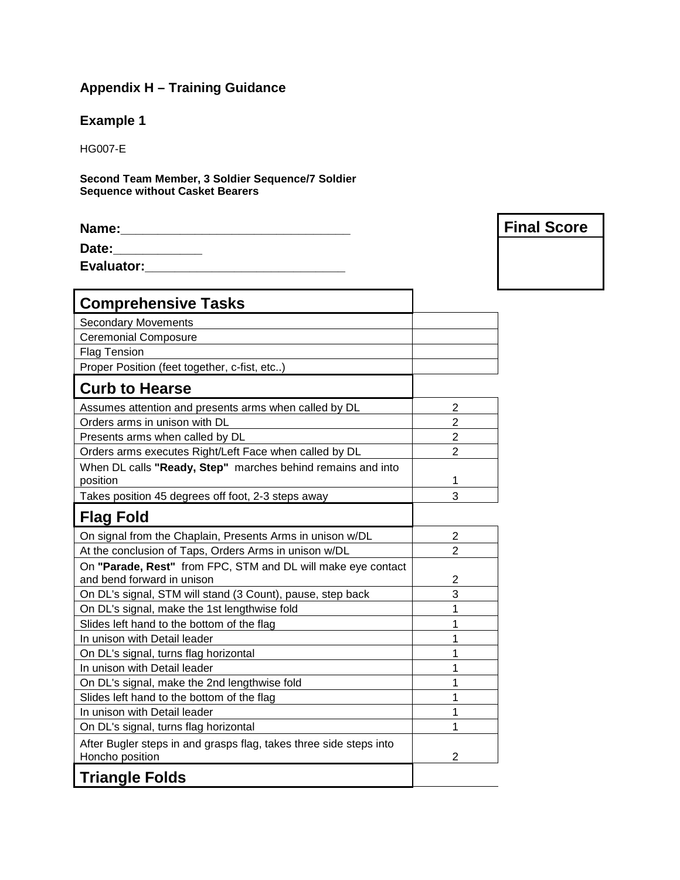## Appendix H – Training Guidance

### Example 1

HG007-E

**Second Team Member, 3 Soldier Sequence/7 Soldier Sequence without Casket Bearers**

**Name:**\_\_\_\_\_\_\_\_\_\_\_\_\_\_\_\_\_\_\_\_\_\_\_\_\_\_\_\_\_\_\_\_

**Date:**\_\_\_\_\_\_\_\_\_\_\_\_

**Evaluator:**\_\_\_\_\_\_\_\_\_\_\_\_\_\_\_\_\_\_\_\_\_\_\_\_\_\_\_\_

| **Final Score** |
|---|
| |

| **Comprehensive Tasks** | |
|---|---|
| Secondary Movements | |
| Ceremonial Composure | |
| Flag Tension | |
| Proper Position (feet together, c-fist, etc..) | |
| **Curb to Hearse** | |
| Assumes attention and presents arms when called by DL | 2 |
| Orders arms in unison with DL | 2 |
| Presents arms when called by DL | 2 |
| Orders arms executes Right/Left Face when called by DL | 2 |
| When DL calls **"Ready, Step"** marches behind remains and into position | 1 |
| Takes position 45 degrees off foot, 2-3 steps away | 3 |
| **Flag Fold** | |
| On signal from the Chaplain, Presents Arms in unison w/DL | 2 |
| At the conclusion of Taps, Orders Arms in unison w/DL | 2 |
| On **"Parade, Rest"** from FPC, STM and DL will make eye contact and bend forward in unison | 2 |
| On DL's signal, STM will stand (3 Count), pause, step back | 3 |
| On DL's signal, make the 1st lengthwise fold | 1 |
| Slides left hand to the bottom of the flag | 1 |
| In unison with Detail leader | 1 |
| On DL's signal, turns flag horizontal | 1 |
| In unison with Detail leader | 1 |
| On DL's signal, make the 2nd lengthwise fold | 1 |
| Slides left hand to the bottom of the flag | 1 |
| In unison with Detail leader | 1 |
| On DL's signal, turns flag horizontal | 1 |
| After Bugler steps in and grasps flag, takes three side steps into Honcho position | 2 |
| **Triangle Folds** | |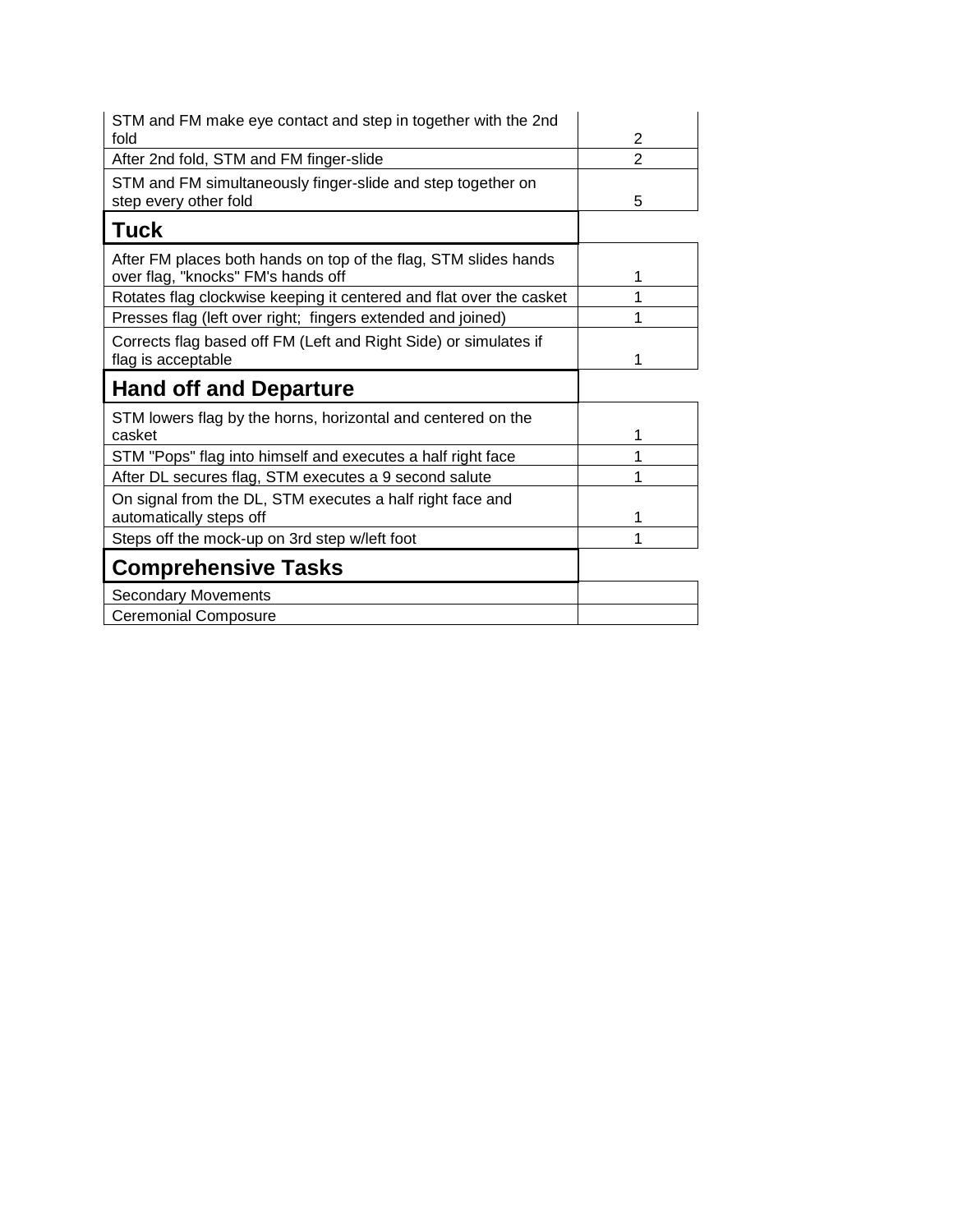| | |
|---|---|
| STM and FM make eye contact and step in together with the 2nd fold | 2 |
| After 2nd fold, STM and FM finger-slide | 2 |
| STM and FM simultaneously finger-slide and step together on step every other fold | 5 |
| **Tuck** | |
| After FM places both hands on top of the flag, STM slides hands over flag, "knocks" FM's hands off | 1 |
| Rotates flag clockwise keeping it centered and flat over the casket | 1 |
| Presses flag (left over right; fingers extended and joined) | 1 |
| Corrects flag based off FM (Left and Right Side) or simulates if flag is acceptable | 1 |
| **Hand off and Departure** | |
| STM lowers flag by the horns, horizontal and centered on the casket | 1 |
| STM "Pops" flag into himself and executes a half right face | 1 |
| After DL secures flag, STM executes a 9 second salute | 1 |
| On signal from the DL, STM executes a half right face and automatically steps off | 1 |
| Steps off the mock-up on 3rd step w/left foot | 1 |
| **Comprehensive Tasks** | |
| Secondary Movements | |
| Ceremonial Composure | |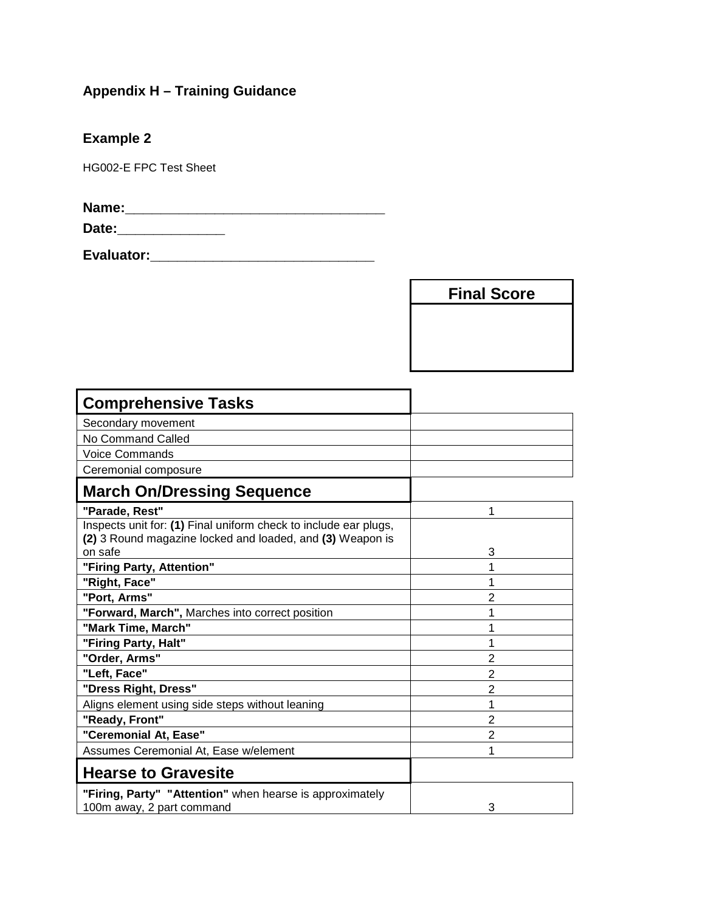## Appendix H – Training Guidance

### Example 2

HG002-E FPC Test Sheet

**Name:**___________________________________

**Date:**______________

**Evaluator:**______________________________

| Final Score |
|---|
| |

| Comprehensive Tasks | |
|---|---|
| Secondary movement | |
| No Command Called | |
| Voice Commands | |
| Ceremonial composure | |
| **March On/Dressing Sequence** | |
| **"Parade, Rest"** | 1 |
| Inspects unit for: **(1)** Final uniform check to include ear plugs, **(2)** 3 Round magazine locked and loaded, and **(3)** Weapon is on safe | 3 |
| **"Firing Party, Attention"** | 1 |
| **"Right, Face"** | 1 |
| **"Port, Arms"** | 2 |
| **"Forward, March",** Marches into correct position | 1 |
| **"Mark Time, March"** | 1 |
| **"Firing Party, Halt"** | 1 |
| **"Order, Arms"** | 2 |
| **"Left, Face"** | 2 |
| **"Dress Right, Dress"** | 2 |
| Aligns element using side steps without leaning | 1 |
| **"Ready, Front"** | 2 |
| **"Ceremonial At, Ease"** | 2 |
| Assumes Ceremonial At, Ease w/element | 1 |
| **Hearse to Gravesite** | |
| **"Firing, Party" "Attention"** when hearse is approximately 100m away, 2 part command | 3 |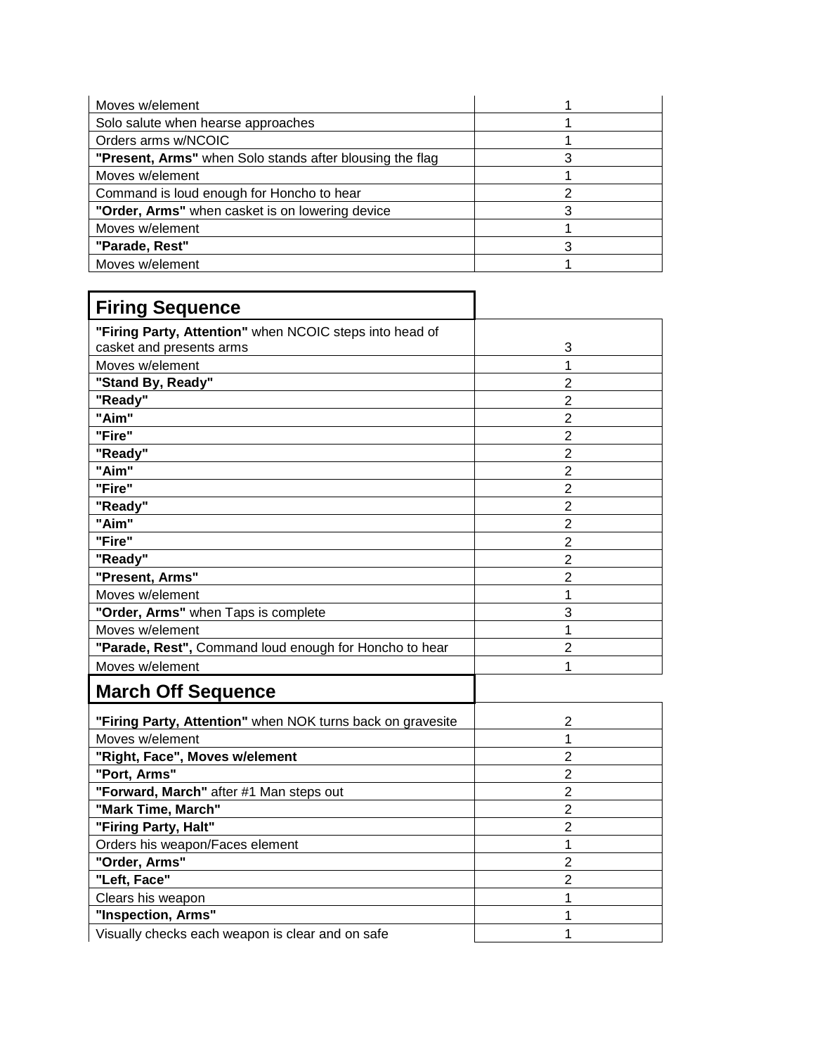| | |
|---|---|
| Moves w/element | 1 |
| Solo salute when hearse approaches | 1 |
| Orders arms w/NCOIC | 1 |
| **"Present, Arms"** when Solo stands after blousing the flag | 3 |
| Moves w/element | 1 |
| Command is loud enough for Honcho to hear | 2 |
| **"Order, Arms"** when casket is on lowering device | 3 |
| Moves w/element | 1 |
| **"Parade, Rest"** | 3 |
| Moves w/element | 1 |

## Firing Sequence

| | |
|---|---|
| **"Firing Party, Attention"** when NCOIC steps into head of casket and presents arms | 3 |
| Moves w/element | 1 |
| **"Stand By, Ready"** | 2 |
| **"Ready"** | 2 |
| **"Aim"** | 2 |
| **"Fire"** | 2 |
| **"Ready"** | 2 |
| **"Aim"** | 2 |
| **"Fire"** | 2 |
| **"Ready"** | 2 |
| **"Aim"** | 2 |
| **"Fire"** | 2 |
| **"Ready"** | 2 |
| **"Present, Arms"** | 2 |
| Moves w/element | 1 |
| **"Order, Arms"** when Taps is complete | 3 |
| Moves w/element | 1 |
| **"Parade, Rest",** Command loud enough for Honcho to hear | 2 |
| Moves w/element | 1 |

## March Off Sequence

| | |
|---|---|
| **"Firing Party, Attention"** when NOK turns back on gravesite | 2 |
| Moves w/element | 1 |
| **"Right, Face", Moves w/element** | 2 |
| **"Port, Arms"** | 2 |
| **"Forward, March"** after #1 Man steps out | 2 |
| **"Mark Time, March"** | 2 |
| **"Firing Party, Halt"** | 2 |
| Orders his weapon/Faces element | 1 |
| **"Order, Arms"** | 2 |
| **"Left, Face"** | 2 |
| Clears his weapon | 1 |
| **"Inspection, Arms"** | 1 |
| Visually checks each weapon is clear and on safe | 1 |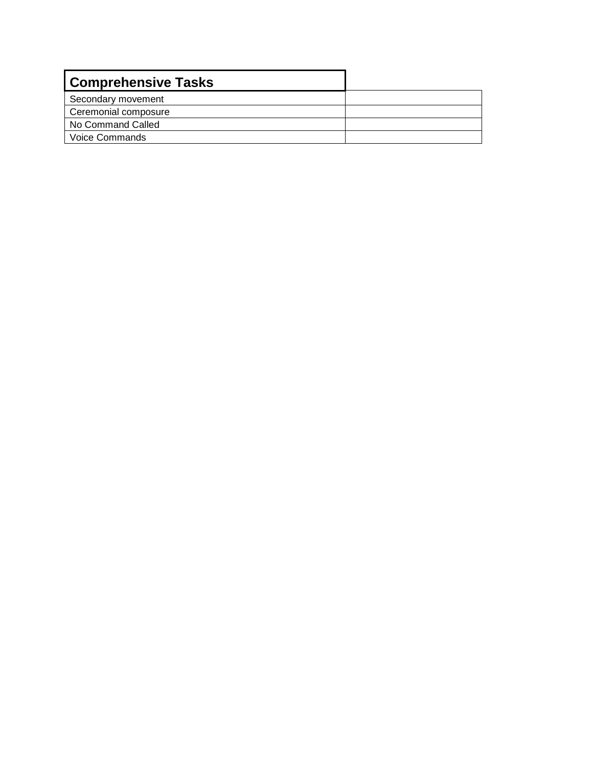| Comprehensive Tasks | |
|---|---|
| Secondary movement | |
| Ceremonial composure | |
| No Command Called | |
| Voice Commands | |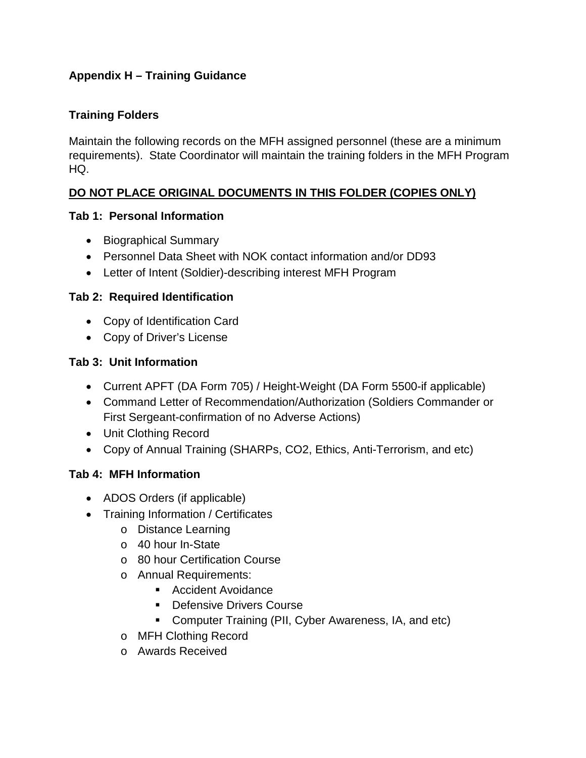## Appendix H – Training Guidance

### Training Folders

Maintain the following records on the MFH assigned personnel (these are a minimum requirements). State Coordinator will maintain the training folders in the MFH Program HQ.

**DO NOT PLACE ORIGINAL DOCUMENTS IN THIS FOLDER (COPIES ONLY)**

**Tab 1: Personal Information**

- Biographical Summary
- Personnel Data Sheet with NOK contact information and/or DD93
- Letter of Intent (Soldier)-describing interest MFH Program

**Tab 2: Required Identification**

- Copy of Identification Card
- Copy of Driver's License

**Tab 3: Unit Information**

- Current APFT (DA Form 705) / Height-Weight (DA Form 5500-if applicable)
- Command Letter of Recommendation/Authorization (Soldiers Commander or First Sergeant-confirmation of no Adverse Actions)
- Unit Clothing Record
- Copy of Annual Training (SHARPs, CO2, Ethics, Anti-Terrorism, and etc)

**Tab 4: MFH Information**

- ADOS Orders (if applicable)
- Training Information / Certificates
  - Distance Learning
  - 40 hour In-State
  - 80 hour Certification Course
  - Annual Requirements:
    - Accident Avoidance
    - Defensive Drivers Course
    - Computer Training (PII, Cyber Awareness, IA, and etc)
  - MFH Clothing Record
  - Awards Received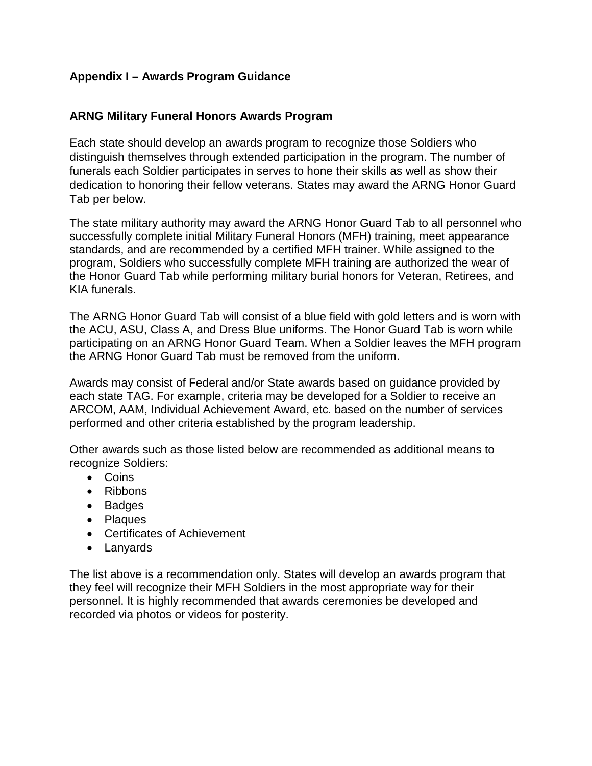## Appendix I – Awards Program Guidance

### ARNG Military Funeral Honors Awards Program

Each state should develop an awards program to recognize those Soldiers who distinguish themselves through extended participation in the program. The number of funerals each Soldier participates in serves to hone their skills as well as show their dedication to honoring their fellow veterans. States may award the ARNG Honor Guard Tab per below.

The state military authority may award the ARNG Honor Guard Tab to all personnel who successfully complete initial Military Funeral Honors (MFH) training, meet appearance standards, and are recommended by a certified MFH trainer. While assigned to the program, Soldiers who successfully complete MFH training are authorized the wear of the Honor Guard Tab while performing military burial honors for Veteran, Retirees, and KIA funerals.

The ARNG Honor Guard Tab will consist of a blue field with gold letters and is worn with the ACU, ASU, Class A, and Dress Blue uniforms. The Honor Guard Tab is worn while participating on an ARNG Honor Guard Team. When a Soldier leaves the MFH program the ARNG Honor Guard Tab must be removed from the uniform.

Awards may consist of Federal and/or State awards based on guidance provided by each state TAG. For example, criteria may be developed for a Soldier to receive an ARCOM, AAM, Individual Achievement Award, etc. based on the number of services performed and other criteria established by the program leadership.

Other awards such as those listed below are recommended as additional means to recognize Soldiers:

- Coins
- Ribbons
- Badges
- Plaques
- Certificates of Achievement
- Lanyards

The list above is a recommendation only. States will develop an awards program that they feel will recognize their MFH Soldiers in the most appropriate way for their personnel. It is highly recommended that awards ceremonies be developed and recorded via photos or videos for posterity.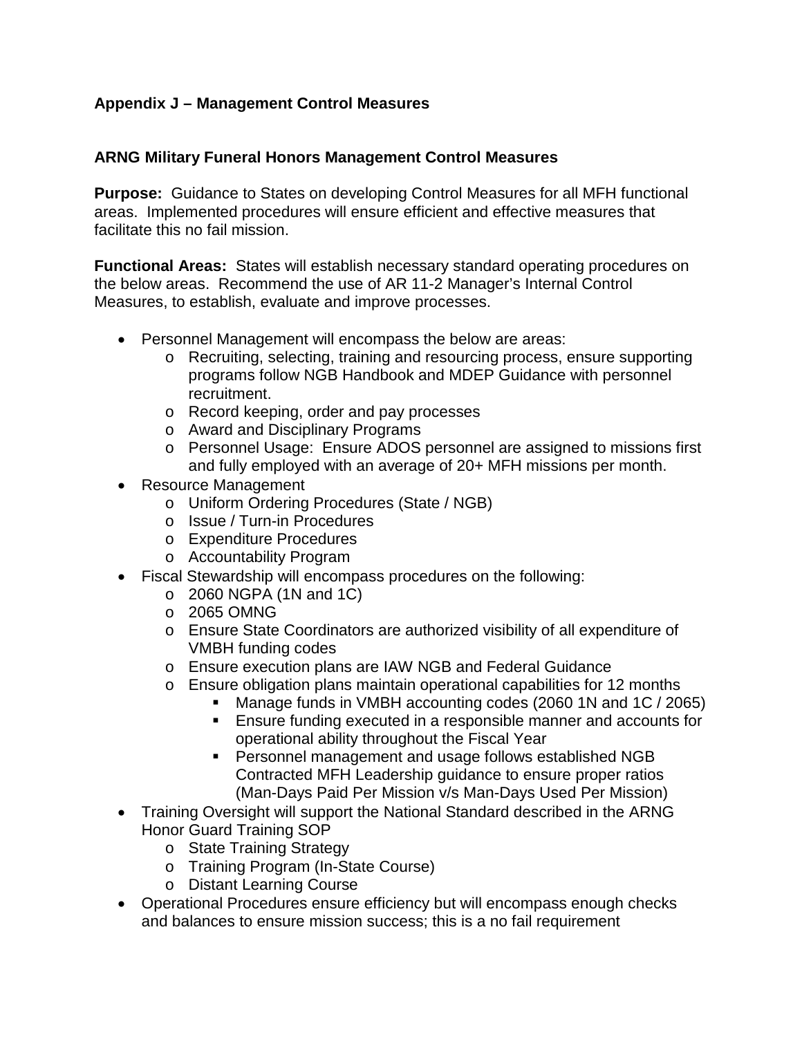## Appendix J – Management Control Measures

### ARNG Military Funeral Honors Management Control Measures

**Purpose:** Guidance to States on developing Control Measures for all MFH functional areas. Implemented procedures will ensure efficient and effective measures that facilitate this no fail mission.

**Functional Areas:** States will establish necessary standard operating procedures on the below areas. Recommend the use of AR 11-2 Manager's Internal Control Measures, to establish, evaluate and improve processes.

- Personnel Management will encompass the below are areas:
  - Recruiting, selecting, training and resourcing process, ensure supporting programs follow NGB Handbook and MDEP Guidance with personnel recruitment.
  - Record keeping, order and pay processes
  - Award and Disciplinary Programs
  - Personnel Usage: Ensure ADOS personnel are assigned to missions first and fully employed with an average of 20+ MFH missions per month.
- Resource Management
  - Uniform Ordering Procedures (State / NGB)
  - Issue / Turn-in Procedures
  - Expenditure Procedures
  - Accountability Program
- Fiscal Stewardship will encompass procedures on the following:
  - 2060 NGPA (1N and 1C)
  - 2065 OMNG
  - Ensure State Coordinators are authorized visibility of all expenditure of VMBH funding codes
  - Ensure execution plans are IAW NGB and Federal Guidance
  - Ensure obligation plans maintain operational capabilities for 12 months
    - Manage funds in VMBH accounting codes (2060 1N and 1C / 2065)
    - Ensure funding executed in a responsible manner and accounts for operational ability throughout the Fiscal Year
    - Personnel management and usage follows established NGB Contracted MFH Leadership guidance to ensure proper ratios (Man-Days Paid Per Mission v/s Man-Days Used Per Mission)
- Training Oversight will support the National Standard described in the ARNG Honor Guard Training SOP
  - State Training Strategy
  - Training Program (In-State Course)
  - Distant Learning Course
- Operational Procedures ensure efficiency but will encompass enough checks and balances to ensure mission success; this is a no fail requirement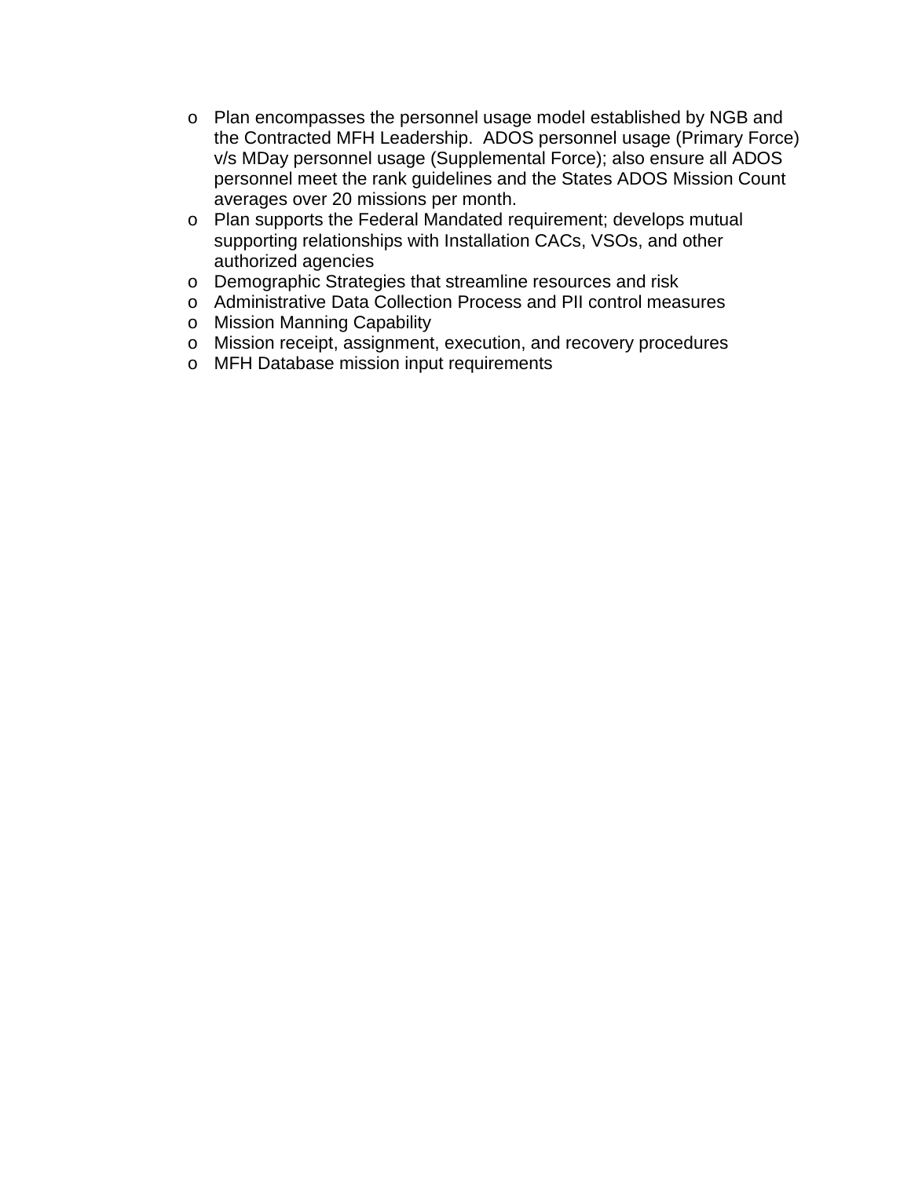- Plan encompasses the personnel usage model established by NGB and the Contracted MFH Leadership.  ADOS personnel usage (Primary Force) v/s MDay personnel usage (Supplemental Force); also ensure all ADOS personnel meet the rank guidelines and the States ADOS Mission Count averages over 20 missions per month.
- Plan supports the Federal Mandated requirement; develops mutual supporting relationships with Installation CACs, VSOs, and other authorized agencies
- Demographic Strategies that streamline resources and risk
- Administrative Data Collection Process and PII control measures
- Mission Manning Capability
- Mission receipt, assignment, execution, and recovery procedures
- MFH Database mission input requirements